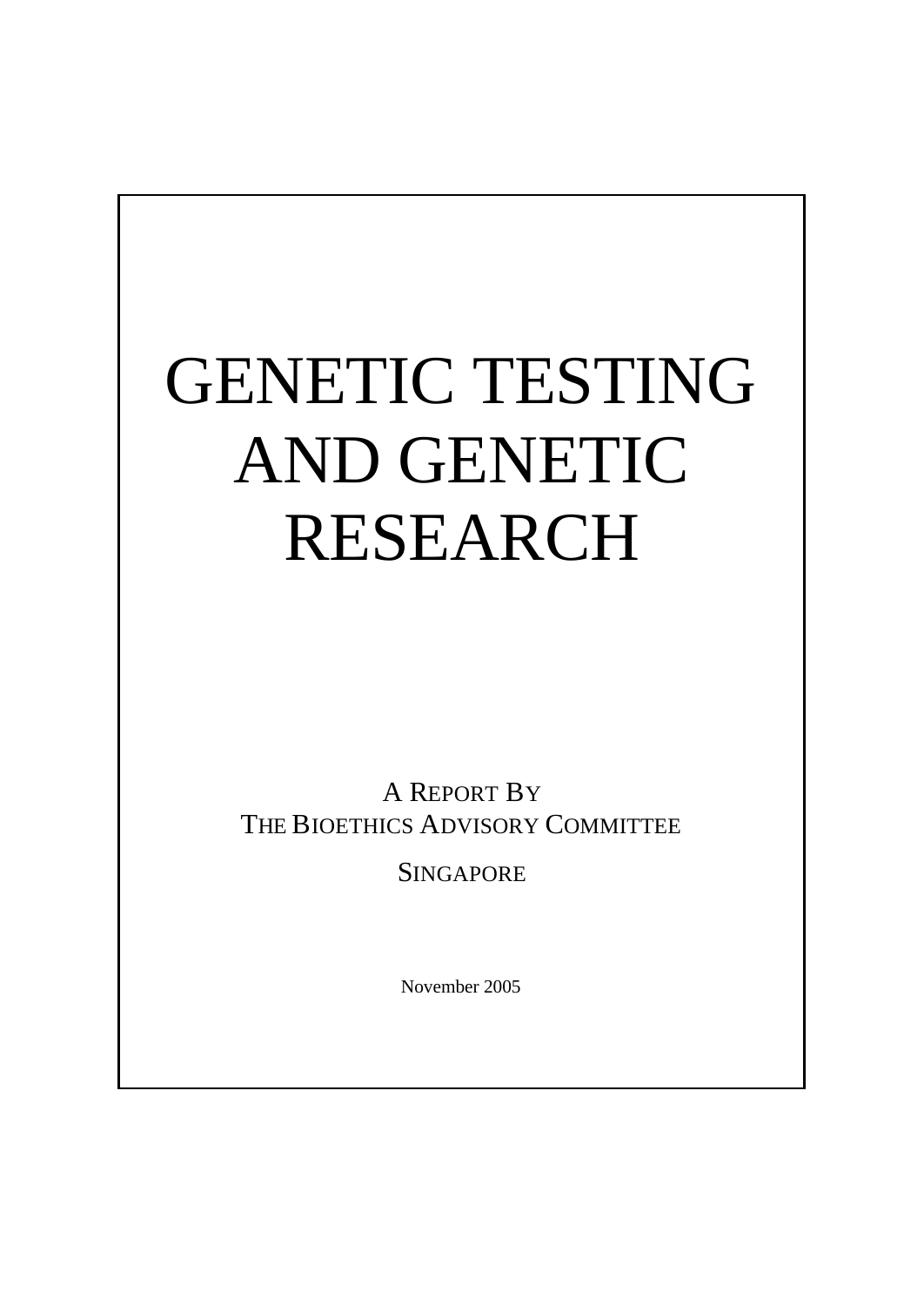# GENETIC TESTING AND GENETIC RESEARCH

A REPORT BY
THE BIOETHICS ADVISORY COMMITTEE

SINGAPORE

November 2005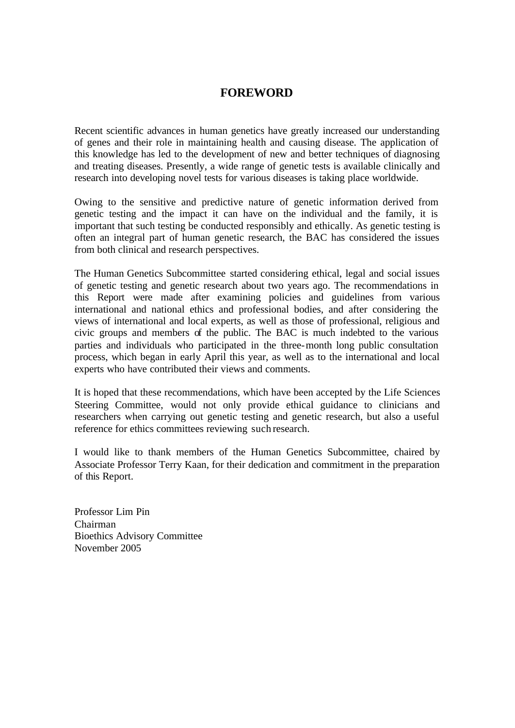# FOREWORD

Recent scientific advances in human genetics have greatly increased our understanding of genes and their role in maintaining health and causing disease. The application of this knowledge has led to the development of new and better techniques of diagnosing and treating diseases. Presently, a wide range of genetic tests is available clinically and research into developing novel tests for various diseases is taking place worldwide.

Owing to the sensitive and predictive nature of genetic information derived from genetic testing and the impact it can have on the individual and the family, it is important that such testing be conducted responsibly and ethically. As genetic testing is often an integral part of human genetic research, the BAC has considered the issues from both clinical and research perspectives.

The Human Genetics Subcommittee started considering ethical, legal and social issues of genetic testing and genetic research about two years ago. The recommendations in this Report were made after examining policies and guidelines from various international and national ethics and professional bodies, and after considering the views of international and local experts, as well as those of professional, religious and civic groups and members of the public. The BAC is much indebted to the various parties and individuals who participated in the three-month long public consultation process, which began in early April this year, as well as to the international and local experts who have contributed their views and comments.

It is hoped that these recommendations, which have been accepted by the Life Sciences Steering Committee, would not only provide ethical guidance to clinicians and researchers when carrying out genetic testing and genetic research, but also a useful reference for ethics committees reviewing such research.

I would like to thank members of the Human Genetics Subcommittee, chaired by Associate Professor Terry Kaan, for their dedication and commitment in the preparation of this Report.

Professor Lim Pin
Chairman
Bioethics Advisory Committee
November 2005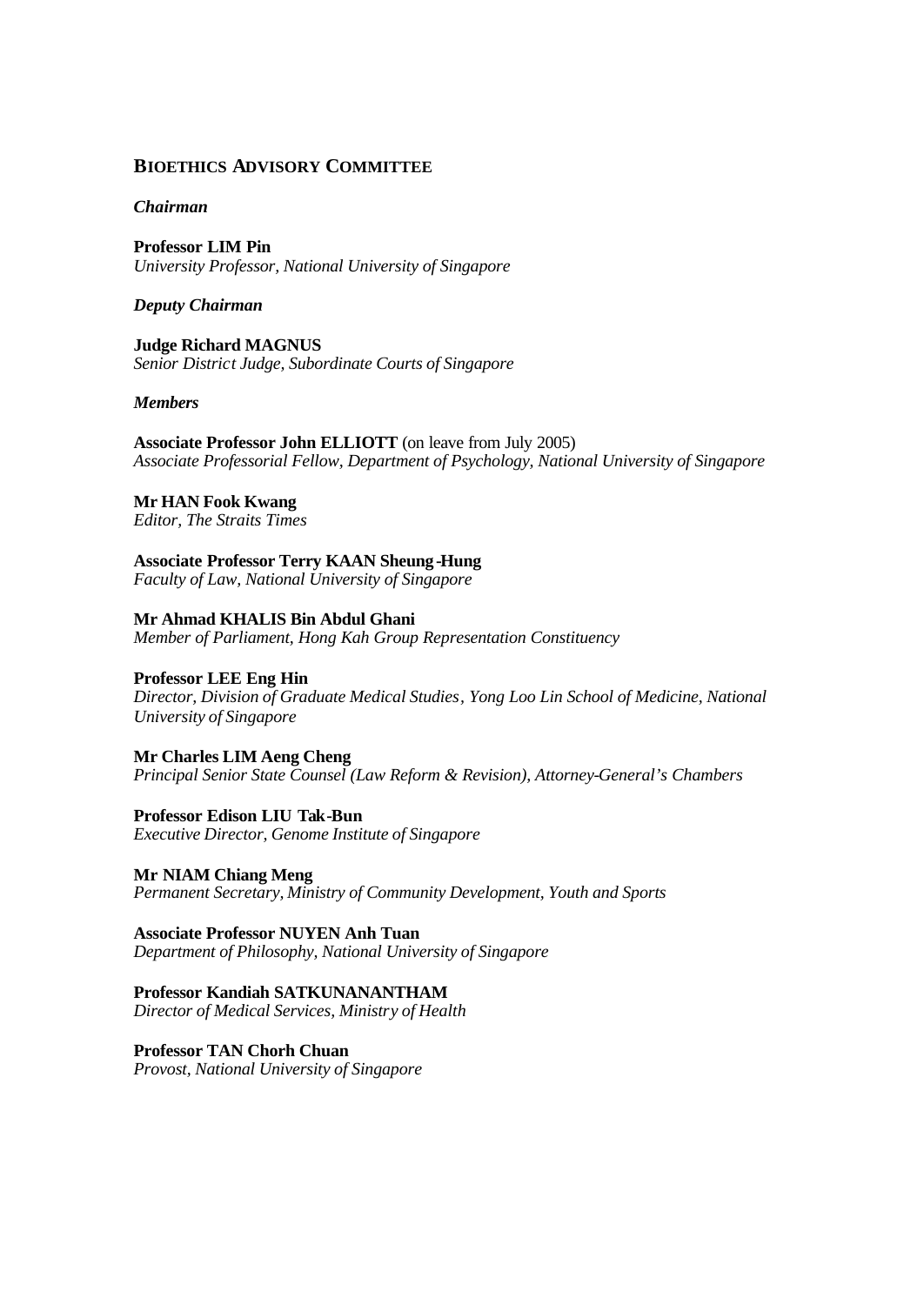## BIOETHICS ADVISORY COMMITTEE

***Chairman***

**Professor LIM Pin**
*University Professor, National University of Singapore*

***Deputy Chairman***

**Judge Richard MAGNUS**
*Senior District Judge, Subordinate Courts of Singapore*

***Members***

**Associate Professor John ELLIOTT** (on leave from July 2005)
*Associate Professorial Fellow, Department of Psychology, National University of Singapore*

**Mr HAN Fook Kwang**
*Editor, The Straits Times*

**Associate Professor Terry KAAN Sheung-Hung**
*Faculty of Law, National University of Singapore*

**Mr Ahmad KHALIS Bin Abdul Ghani**
*Member of Parliament, Hong Kah Group Representation Constituency*

**Professor LEE Eng Hin**
*Director, Division of Graduate Medical Studies, Yong Loo Lin School of Medicine, National University of Singapore*

**Mr Charles LIM Aeng Cheng**
*Principal Senior State Counsel (Law Reform & Revision), Attorney-General's Chambers*

**Professor Edison LIU Tak-Bun**
*Executive Director, Genome Institute of Singapore*

**Mr NIAM Chiang Meng**
*Permanent Secretary, Ministry of Community Development, Youth and Sports*

**Associate Professor NUYEN Anh Tuan**
*Department of Philosophy, National University of Singapore*

**Professor Kandiah SATKUNANANTHAM**
*Director of Medical Services, Ministry of Health*

**Professor TAN Chorh Chuan**
*Provost, National University of Singapore*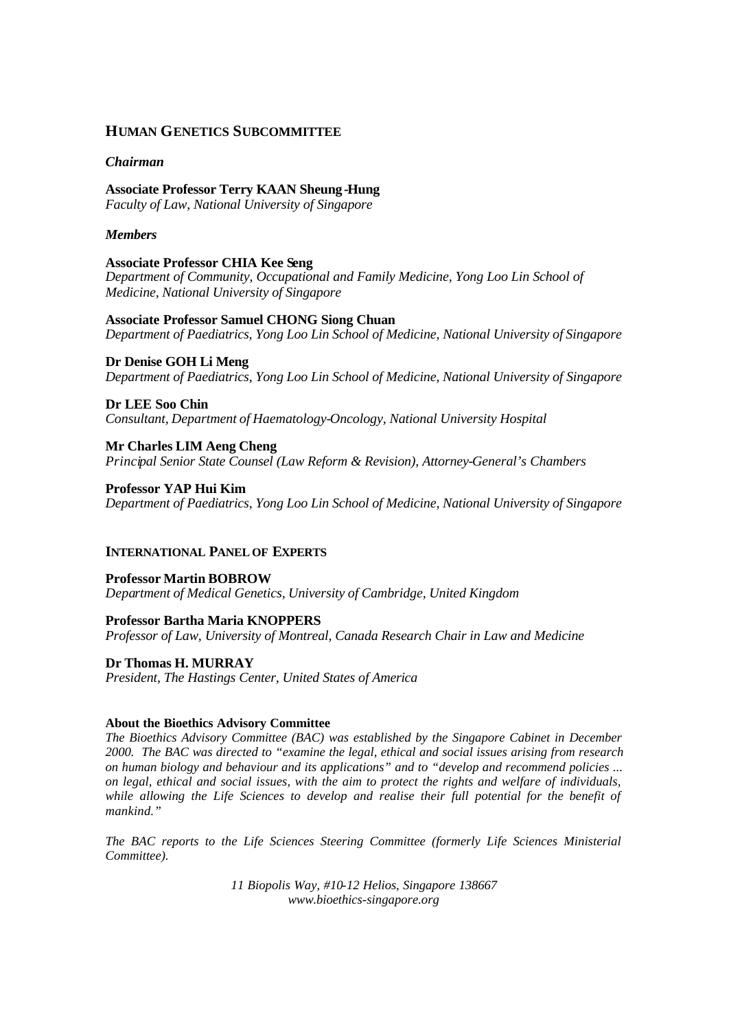## HUMAN GENETICS SUBCOMMITTEE

***Chairman***

**Associate Professor Terry KAAN Sheung-Hung**
*Faculty of Law, National University of Singapore*

***Members***

**Associate Professor CHIA Kee Seng**
*Department of Community, Occupational and Family Medicine, Yong Loo Lin School of Medicine, National University of Singapore*

**Associate Professor Samuel CHONG Siong Chuan**
*Department of Paediatrics, Yong Loo Lin School of Medicine, National University of Singapore*

**Dr Denise GOH Li Meng**
*Department of Paediatrics, Yong Loo Lin School of Medicine, National University of Singapore*

**Dr LEE Soo Chin**
*Consultant, Department of Haematology-Oncology, National University Hospital*

**Mr Charles LIM Aeng Cheng**
*Principal Senior State Counsel (Law Reform & Revision), Attorney-General's Chambers*

**Professor YAP Hui Kim**
*Department of Paediatrics, Yong Loo Lin School of Medicine, National University of Singapore*

## INTERNATIONAL PANEL OF EXPERTS

**Professor Martin BOBROW**
*Department of Medical Genetics, University of Cambridge, United Kingdom*

**Professor Bartha Maria KNOPPERS**
*Professor of Law, University of Montreal, Canada Research Chair in Law and Medicine*

**Dr Thomas H. MURRAY**
*President, The Hastings Center, United States of America*

**About the Bioethics Advisory Committee**

*The Bioethics Advisory Committee (BAC) was established by the Singapore Cabinet in December 2000. The BAC was directed to "examine the legal, ethical and social issues arising from research on human biology and behaviour and its applications" and to "develop and recommend policies ... on legal, ethical and social issues, with the aim to protect the rights and welfare of individuals, while allowing the Life Sciences to develop and realise their full potential for the benefit of mankind."*

*The BAC reports to the Life Sciences Steering Committee (formerly Life Sciences Ministerial Committee).*

*11 Biopolis Way, #10-12 Helios, Singapore 138667*
*www.bioethics-singapore.org*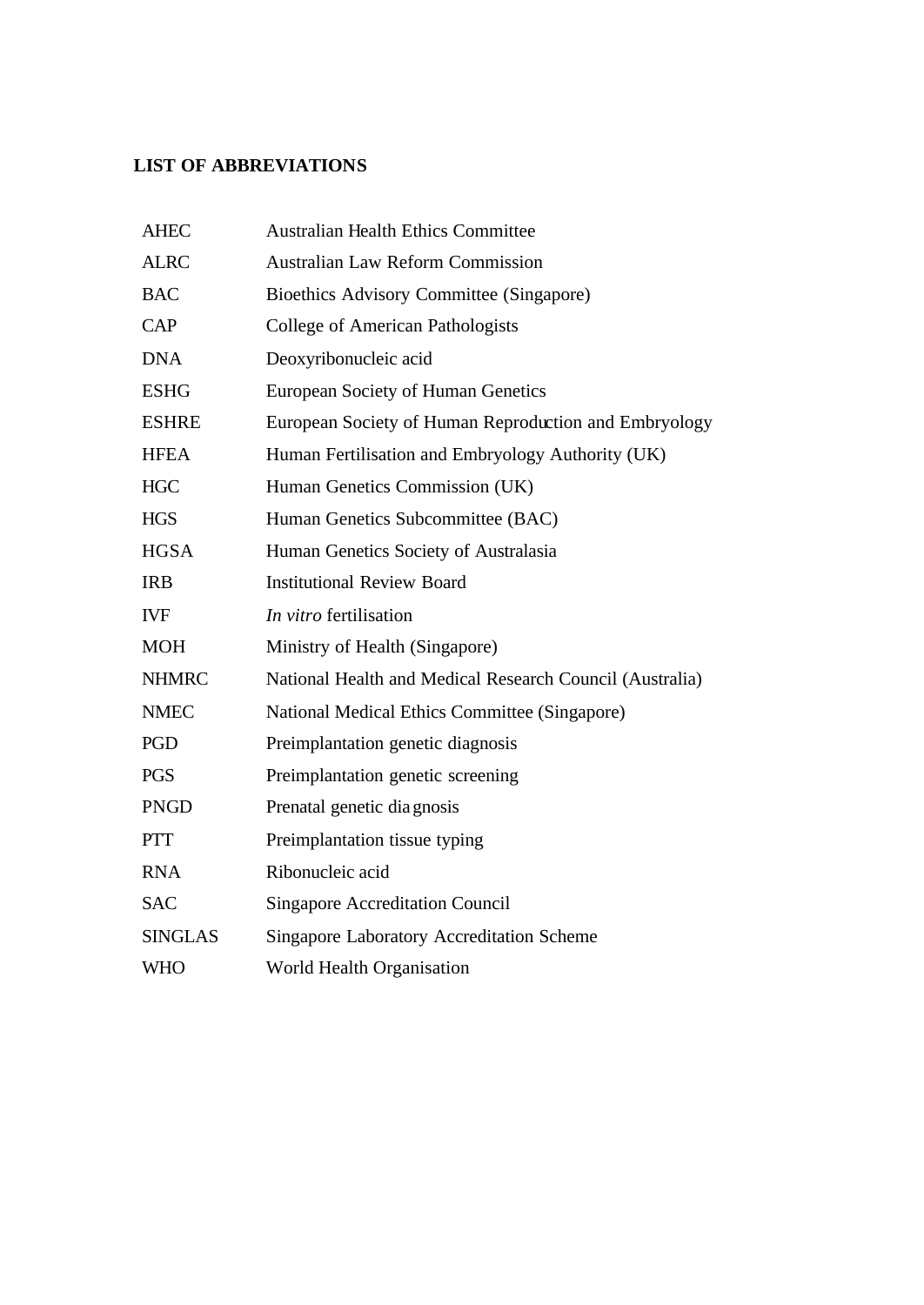## LIST OF ABBREVIATIONS

| | |
|---|---|
| AHEC | Australian Health Ethics Committee |
| ALRC | Australian Law Reform Commission |
| BAC | Bioethics Advisory Committee (Singapore) |
| CAP | College of American Pathologists |
| DNA | Deoxyribonucleic acid |
| ESHG | European Society of Human Genetics |
| ESHRE | European Society of Human Reproduction and Embryology |
| HFEA | Human Fertilisation and Embryology Authority (UK) |
| HGC | Human Genetics Commission (UK) |
| HGS | Human Genetics Subcommittee (BAC) |
| HGSA | Human Genetics Society of Australasia |
| IRB | Institutional Review Board |
| IVF | *In vitro* fertilisation |
| MOH | Ministry of Health (Singapore) |
| NHMRC | National Health and Medical Research Council (Australia) |
| NMEC | National Medical Ethics Committee (Singapore) |
| PGD | Preimplantation genetic diagnosis |
| PGS | Preimplantation genetic screening |
| PNGD | Prenatal genetic diagnosis |
| PTT | Preimplantation tissue typing |
| RNA | Ribonucleic acid |
| SAC | Singapore Accreditation Council |
| SINGLAS | Singapore Laboratory Accreditation Scheme |
| WHO | World Health Organisation |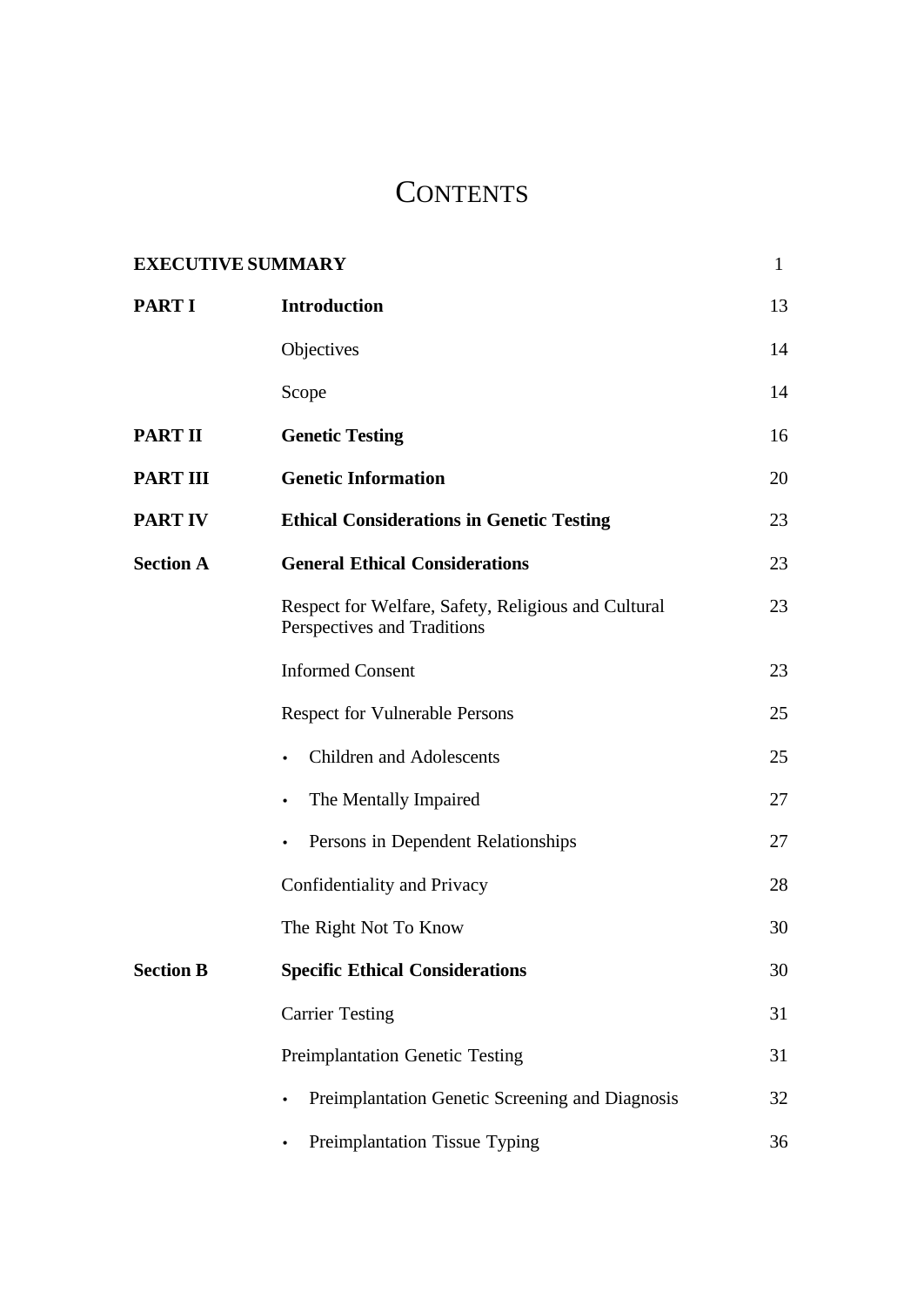# CONTENTS

| | | |
|---|---|---|
| **EXECUTIVE SUMMARY** | | 1 |
| **PART I** | **Introduction** | 13 |
| | Objectives | 14 |
| | Scope | 14 |
| **PART II** | **Genetic Testing** | 16 |
| **PART III** | **Genetic Information** | 20 |
| **PART IV** | **Ethical Considerations in Genetic Testing** | 23 |
| **Section A** | **General Ethical Considerations** | 23 |
| | Respect for Welfare, Safety, Religious and Cultural Perspectives and Traditions | 23 |
| | Informed Consent | 23 |
| | Respect for Vulnerable Persons | 25 |
| | • Children and Adolescents | 25 |
| | • The Mentally Impaired | 27 |
| | • Persons in Dependent Relationships | 27 |
| | Confidentiality and Privacy | 28 |
| | The Right Not To Know | 30 |
| **Section B** | **Specific Ethical Considerations** | 30 |
| | Carrier Testing | 31 |
| | Preimplantation Genetic Testing | 31 |
| | • Preimplantation Genetic Screening and Diagnosis | 32 |
| | • Preimplantation Tissue Typing | 36 |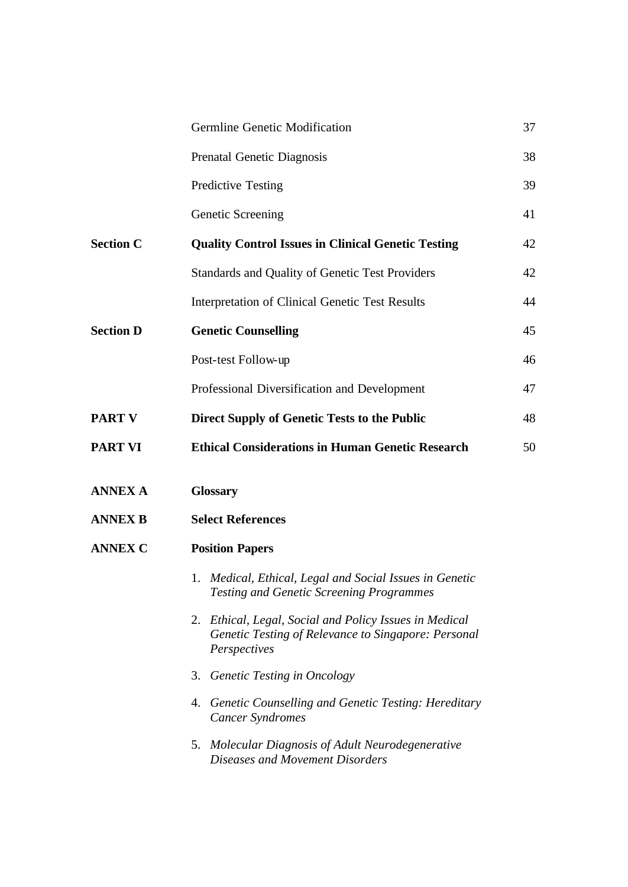| | | |
|---|---|---|
| | Germline Genetic Modification | 37 |
| | Prenatal Genetic Diagnosis | 38 |
| | Predictive Testing | 39 |
| | Genetic Screening | 41 |
| **Section C** | **Quality Control Issues in Clinical Genetic Testing** | 42 |
| | Standards and Quality of Genetic Test Providers | 42 |
| | Interpretation of Clinical Genetic Test Results | 44 |
| **Section D** | **Genetic Counselling** | 45 |
| | Post-test Follow-up | 46 |
| | Professional Diversification and Development | 47 |
| **PART V** | **Direct Supply of Genetic Tests to the Public** | 48 |
| **PART VI** | **Ethical Considerations in Human Genetic Research** | 50 |
| **ANNEX A** | **Glossary** | |
| **ANNEX B** | **Select References** | |
| **ANNEX C** | **Position Papers** | |

1. *Medical, Ethical, Legal and Social Issues in Genetic Testing and Genetic Screening Programmes*
2. *Ethical, Legal, Social and Policy Issues in Medical Genetic Testing of Relevance to Singapore: Personal Perspectives*
3. *Genetic Testing in Oncology*
4. *Genetic Counselling and Genetic Testing: Hereditary Cancer Syndromes*
5. *Molecular Diagnosis of Adult Neurodegenerative Diseases and Movement Disorders*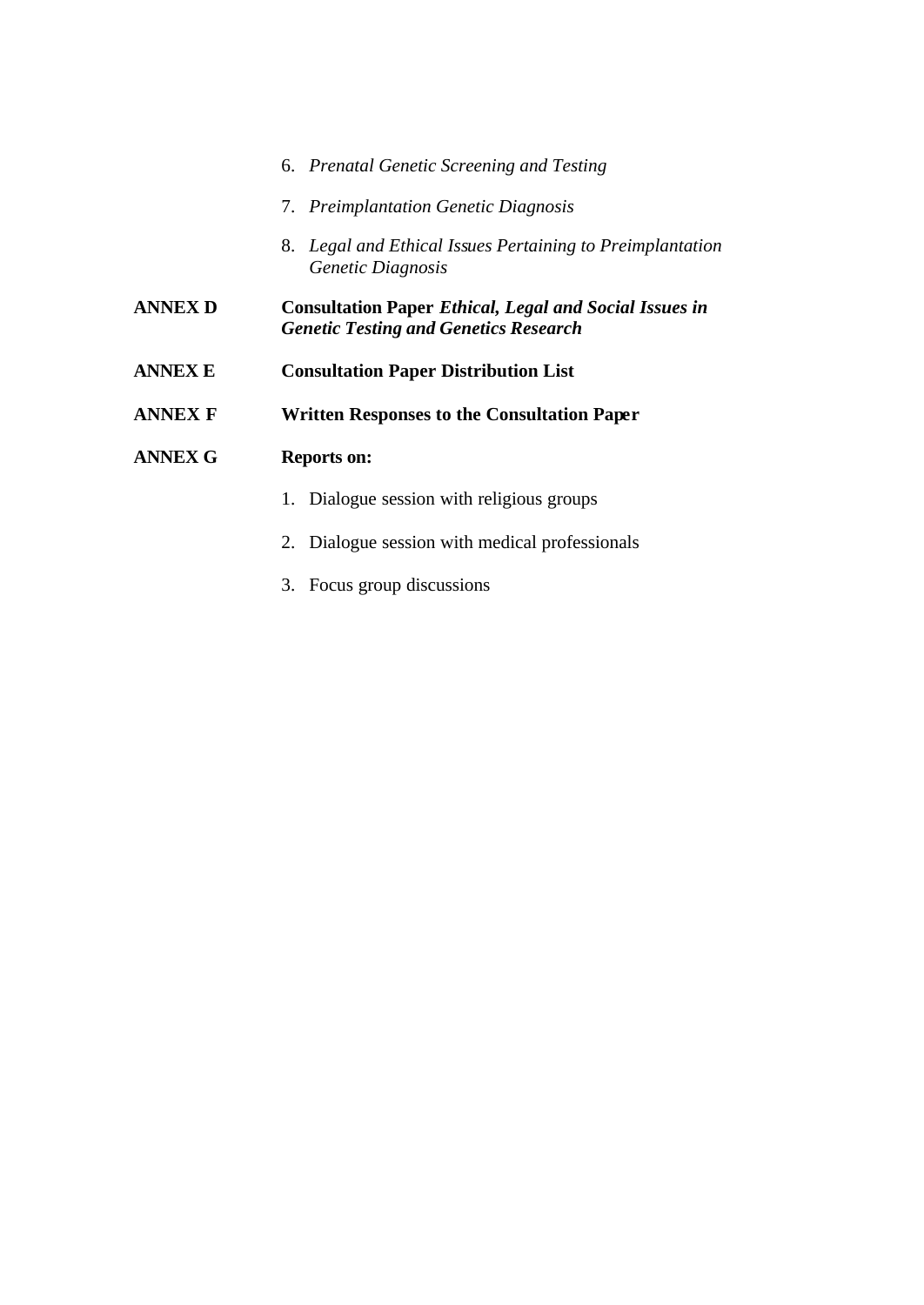6. *Prenatal Genetic Screening and Testing*

7. *Preimplantation Genetic Diagnosis*

8. *Legal and Ethical Issues Pertaining to Preimplantation Genetic Diagnosis*

**ANNEX D** **Consultation Paper *Ethical, Legal and Social Issues in Genetic Testing and Genetics Research***

**ANNEX E** **Consultation Paper Distribution List**

**ANNEX F** **Written Responses to the Consultation Paper**

**ANNEX G** **Reports on:**

1. Dialogue session with religious groups

2. Dialogue session with medical professionals

3. Focus group discussions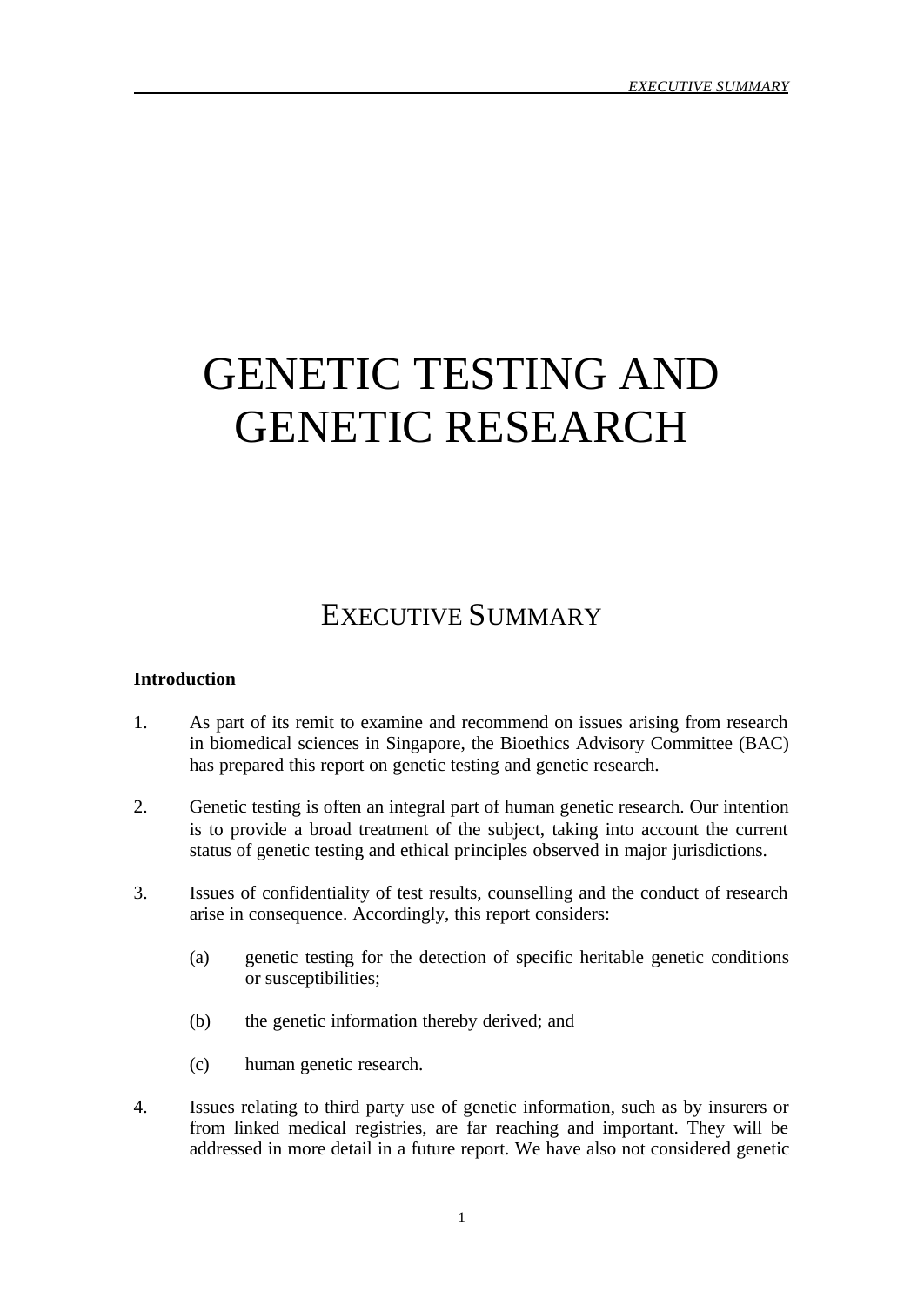# GENETIC TESTING AND GENETIC RESEARCH

## EXECUTIVE SUMMARY

**Introduction**

1. As part of its remit to examine and recommend on issues arising from research in biomedical sciences in Singapore, the Bioethics Advisory Committee (BAC) has prepared this report on genetic testing and genetic research.

2. Genetic testing is often an integral part of human genetic research. Our intention is to provide a broad treatment of the subject, taking into account the current status of genetic testing and ethical principles observed in major jurisdictions.

3. Issues of confidentiality of test results, counselling and the conduct of research arise in consequence. Accordingly, this report considers:

   (a) genetic testing for the detection of specific heritable genetic conditions or susceptibilities;

   (b) the genetic information thereby derived; and

   (c) human genetic research.

4. Issues relating to third party use of genetic information, such as by insurers or from linked medical registries, are far reaching and important. They will be addressed in more detail in a future report. We have also not considered genetic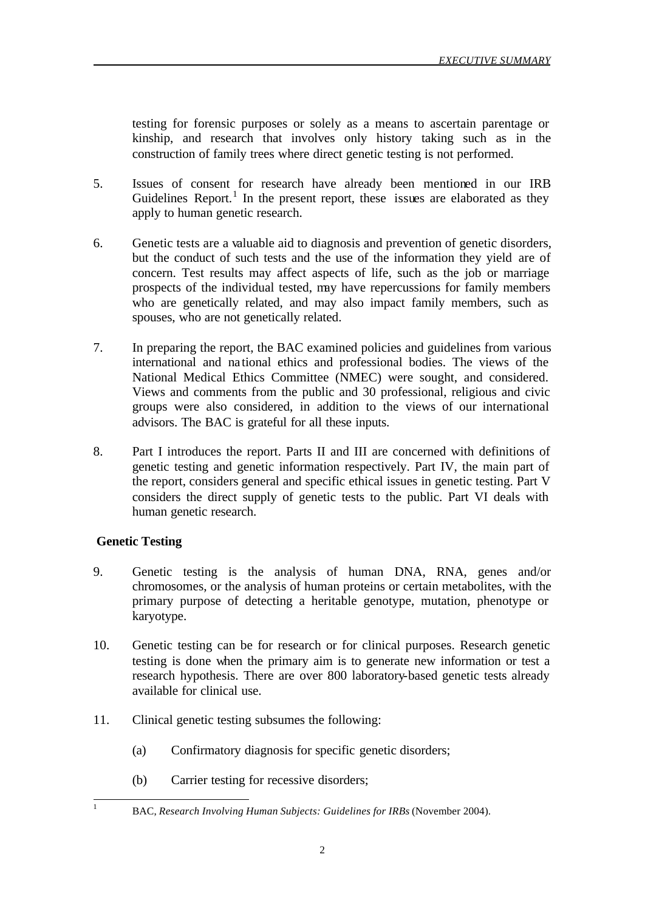testing for forensic purposes or solely as a means to ascertain parentage or kinship, and research that involves only history taking such as in the construction of family trees where direct genetic testing is not performed.

5. Issues of consent for research have already been mentioned in our IRB Guidelines Report.[1] In the present report, these issues are elaborated as they apply to human genetic research.

6. Genetic tests are a valuable aid to diagnosis and prevention of genetic disorders, but the conduct of such tests and the use of the information they yield are of concern. Test results may affect aspects of life, such as the job or marriage prospects of the individual tested, may have repercussions for family members who are genetically related, and may also impact family members, such as spouses, who are not genetically related.

7. In preparing the report, the BAC examined policies and guidelines from various international and national ethics and professional bodies. The views of the National Medical Ethics Committee (NMEC) were sought, and considered. Views and comments from the public and 30 professional, religious and civic groups were also considered, in addition to the views of our international advisors. The BAC is grateful for all these inputs.

8. Part I introduces the report. Parts II and III are concerned with definitions of genetic testing and genetic information respectively. Part IV, the main part of the report, considers general and specific ethical issues in genetic testing. Part V considers the direct supply of genetic tests to the public. Part VI deals with human genetic research.

**Genetic Testing**

9. Genetic testing is the analysis of human DNA, RNA, genes and/or chromosomes, or the analysis of human proteins or certain metabolites, with the primary purpose of detecting a heritable genotype, mutation, phenotype or karyotype.

10. Genetic testing can be for research or for clinical purposes. Research genetic testing is done when the primary aim is to generate new information or test a research hypothesis. There are over 800 laboratory-based genetic tests already available for clinical use.

11. Clinical genetic testing subsumes the following:

    (a) Confirmatory diagnosis for specific genetic disorders;

    (b) Carrier testing for recessive disorders;

---

[1] BAC, *Research Involving Human Subjects: Guidelines for IRBs* (November 2004).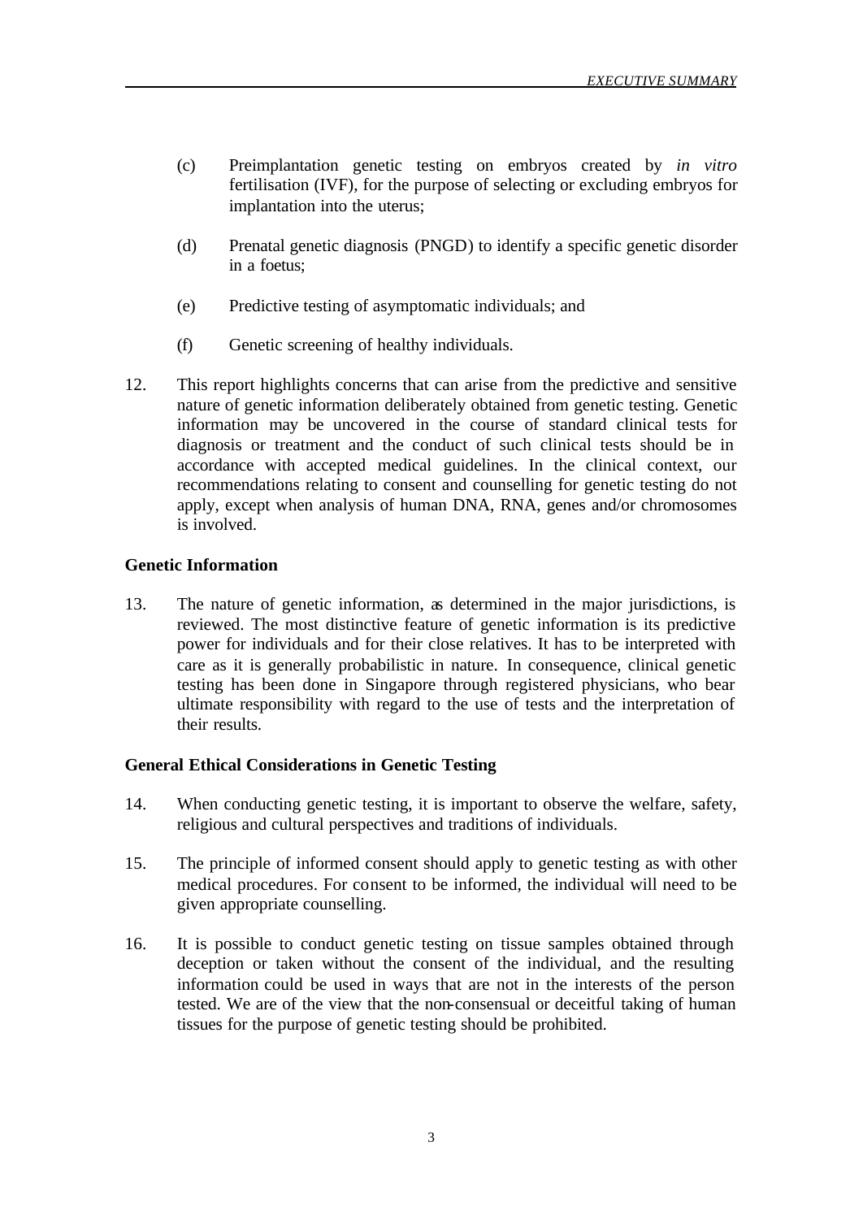(c) Preimplantation genetic testing on embryos created by *in vitro* fertilisation (IVF), for the purpose of selecting or excluding embryos for implantation into the uterus;

(d) Prenatal genetic diagnosis (PNGD) to identify a specific genetic disorder in a foetus;

(e) Predictive testing of asymptomatic individuals; and

(f) Genetic screening of healthy individuals.

12. This report highlights concerns that can arise from the predictive and sensitive nature of genetic information deliberately obtained from genetic testing. Genetic information may be uncovered in the course of standard clinical tests for diagnosis or treatment and the conduct of such clinical tests should be in accordance with accepted medical guidelines. In the clinical context, our recommendations relating to consent and counselling for genetic testing do not apply, except when analysis of human DNA, RNA, genes and/or chromosomes is involved.

**Genetic Information**

13. The nature of genetic information, as determined in the major jurisdictions, is reviewed. The most distinctive feature of genetic information is its predictive power for individuals and for their close relatives. It has to be interpreted with care as it is generally probabilistic in nature. In consequence, clinical genetic testing has been done in Singapore through registered physicians, who bear ultimate responsibility with regard to the use of tests and the interpretation of their results.

**General Ethical Considerations in Genetic Testing**

14. When conducting genetic testing, it is important to observe the welfare, safety, religious and cultural perspectives and traditions of individuals.

15. The principle of informed consent should apply to genetic testing as with other medical procedures. For consent to be informed, the individual will need to be given appropriate counselling.

16. It is possible to conduct genetic testing on tissue samples obtained through deception or taken without the consent of the individual, and the resulting information could be used in ways that are not in the interests of the person tested. We are of the view that the non-consensual or deceitful taking of human tissues for the purpose of genetic testing should be prohibited.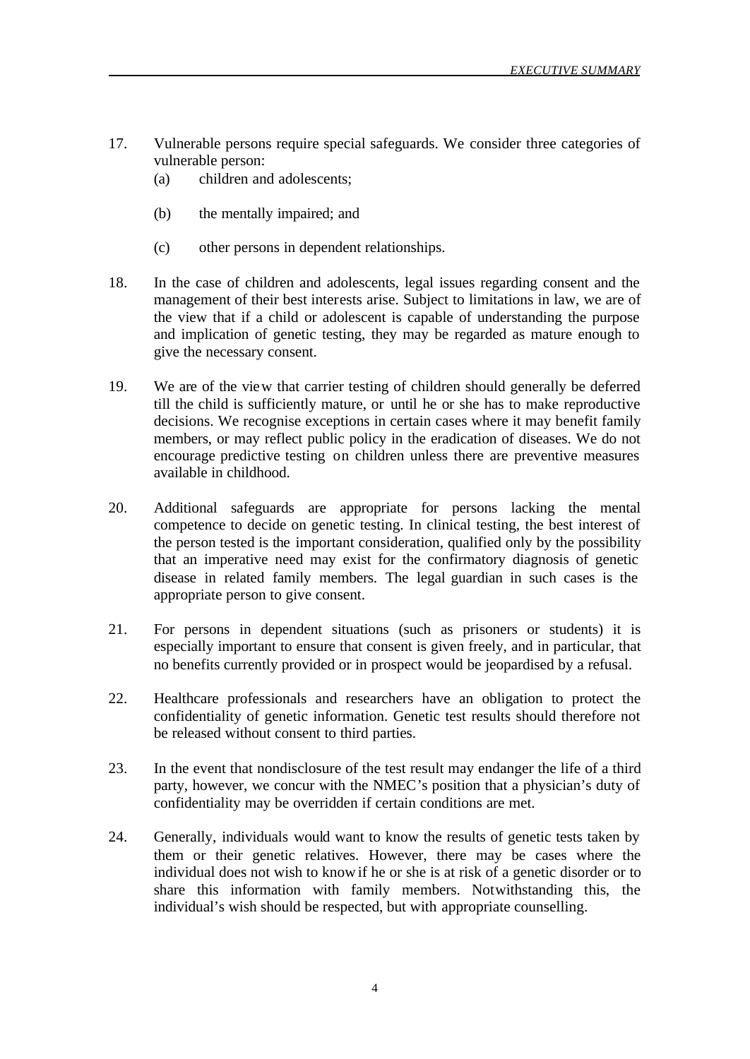17. Vulnerable persons require special safeguards. We consider three categories of vulnerable person:
    (a) children and adolescents;
    (b) the mentally impaired; and
    (c) other persons in dependent relationships.

18. In the case of children and adolescents, legal issues regarding consent and the management of their best interests arise. Subject to limitations in law, we are of the view that if a child or adolescent is capable of understanding the purpose and implication of genetic testing, they may be regarded as mature enough to give the necessary consent.

19. We are of the view that carrier testing of children should generally be deferred till the child is sufficiently mature, or until he or she has to make reproductive decisions. We recognise exceptions in certain cases where it may benefit family members, or may reflect public policy in the eradication of diseases. We do not encourage predictive testing on children unless there are preventive measures available in childhood.

20. Additional safeguards are appropriate for persons lacking the mental competence to decide on genetic testing. In clinical testing, the best interest of the person tested is the important consideration, qualified only by the possibility that an imperative need may exist for the confirmatory diagnosis of genetic disease in related family members. The legal guardian in such cases is the appropriate person to give consent.

21. For persons in dependent situations (such as prisoners or students) it is especially important to ensure that consent is given freely, and in particular, that no benefits currently provided or in prospect would be jeopardised by a refusal.

22. Healthcare professionals and researchers have an obligation to protect the confidentiality of genetic information. Genetic test results should therefore not be released without consent to third parties.

23. In the event that nondisclosure of the test result may endanger the life of a third party, however, we concur with the NMEC's position that a physician's duty of confidentiality may be overridden if certain conditions are met.

24. Generally, individuals would want to know the results of genetic tests taken by them or their genetic relatives. However, there may be cases where the individual does not wish to know if he or she is at risk of a genetic disorder or to share this information with family members. Notwithstanding this, the individual's wish should be respected, but with appropriate counselling.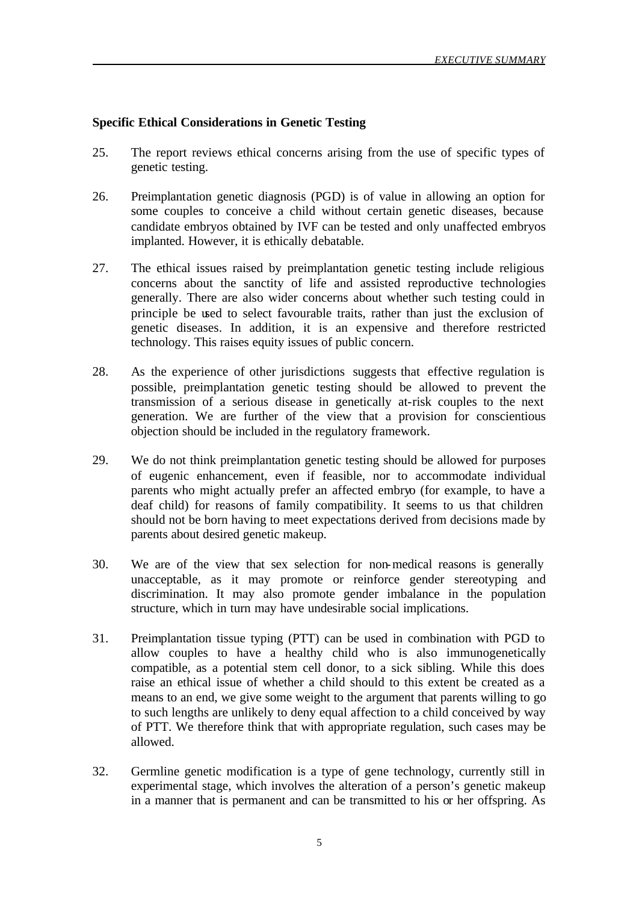### Specific Ethical Considerations in Genetic Testing

25. The report reviews ethical concerns arising from the use of specific types of genetic testing.

26. Preimplantation genetic diagnosis (PGD) is of value in allowing an option for some couples to conceive a child without certain genetic diseases, because candidate embryos obtained by IVF can be tested and only unaffected embryos implanted. However, it is ethically debatable.

27. The ethical issues raised by preimplantation genetic testing include religious concerns about the sanctity of life and assisted reproductive technologies generally. There are also wider concerns about whether such testing could in principle be used to select favourable traits, rather than just the exclusion of genetic diseases. In addition, it is an expensive and therefore restricted technology. This raises equity issues of public concern.

28. As the experience of other jurisdictions suggests that effective regulation is possible, preimplantation genetic testing should be allowed to prevent the transmission of a serious disease in genetically at-risk couples to the next generation. We are further of the view that a provision for conscientious objection should be included in the regulatory framework.

29. We do not think preimplantation genetic testing should be allowed for purposes of eugenic enhancement, even if feasible, nor to accommodate individual parents who might actually prefer an affected embryo (for example, to have a deaf child) for reasons of family compatibility. It seems to us that children should not be born having to meet expectations derived from decisions made by parents about desired genetic makeup.

30. We are of the view that sex selection for non-medical reasons is generally unacceptable, as it may promote or reinforce gender stereotyping and discrimination. It may also promote gender imbalance in the population structure, which in turn may have undesirable social implications.

31. Preimplantation tissue typing (PTT) can be used in combination with PGD to allow couples to have a healthy child who is also immunogenetically compatible, as a potential stem cell donor, to a sick sibling. While this does raise an ethical issue of whether a child should to this extent be created as a means to an end, we give some weight to the argument that parents willing to go to such lengths are unlikely to deny equal affection to a child conceived by way of PTT. We therefore think that with appropriate regulation, such cases may be allowed.

32. Germline genetic modification is a type of gene technology, currently still in experimental stage, which involves the alteration of a person's genetic makeup in a manner that is permanent and can be transmitted to his or her offspring. As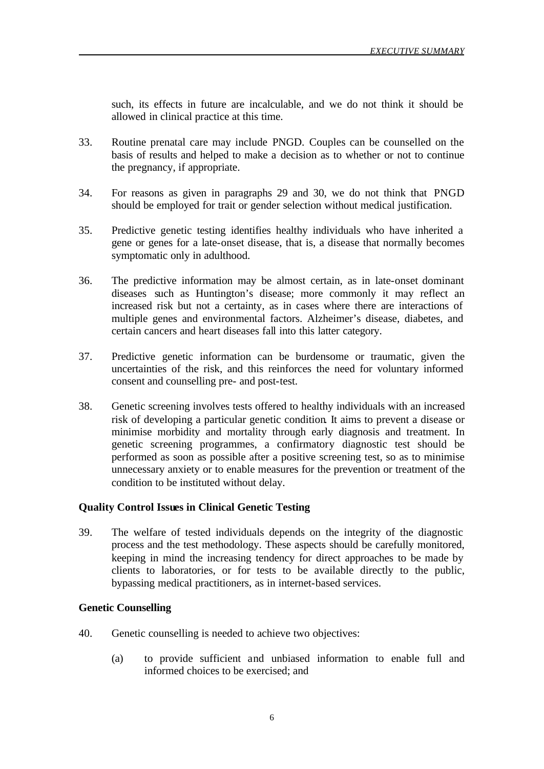such, its effects in future are incalculable, and we do not think it should be allowed in clinical practice at this time.

33. Routine prenatal care may include PNGD. Couples can be counselled on the basis of results and helped to make a decision as to whether or not to continue the pregnancy, if appropriate.

34. For reasons as given in paragraphs 29 and 30, we do not think that PNGD should be employed for trait or gender selection without medical justification.

35. Predictive genetic testing identifies healthy individuals who have inherited a gene or genes for a late-onset disease, that is, a disease that normally becomes symptomatic only in adulthood.

36. The predictive information may be almost certain, as in late-onset dominant diseases such as Huntington's disease; more commonly it may reflect an increased risk but not a certainty, as in cases where there are interactions of multiple genes and environmental factors. Alzheimer's disease, diabetes, and certain cancers and heart diseases fall into this latter category.

37. Predictive genetic information can be burdensome or traumatic, given the uncertainties of the risk, and this reinforces the need for voluntary informed consent and counselling pre- and post-test.

38. Genetic screening involves tests offered to healthy individuals with an increased risk of developing a particular genetic condition. It aims to prevent a disease or minimise morbidity and mortality through early diagnosis and treatment. In genetic screening programmes, a confirmatory diagnostic test should be performed as soon as possible after a positive screening test, so as to minimise unnecessary anxiety or to enable measures for the prevention or treatment of the condition to be instituted without delay.

**Quality Control Issues in Clinical Genetic Testing**

39. The welfare of tested individuals depends on the integrity of the diagnostic process and the test methodology. These aspects should be carefully monitored, keeping in mind the increasing tendency for direct approaches to be made by clients to laboratories, or for tests to be available directly to the public, bypassing medical practitioners, as in internet-based services.

**Genetic Counselling**

40. Genetic counselling is needed to achieve two objectives:

    (a) to provide sufficient and unbiased information to enable full and informed choices to be exercised; and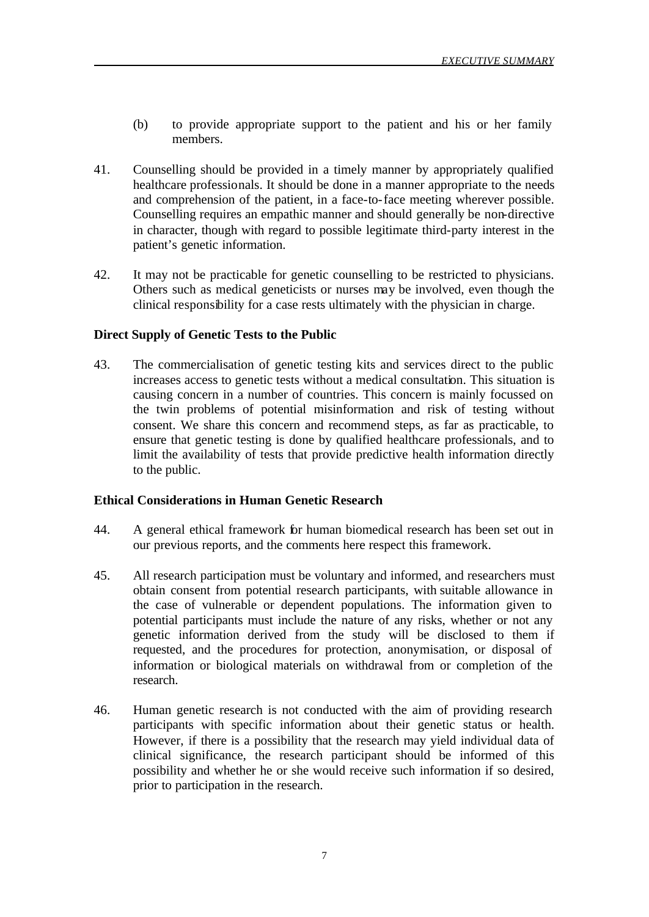(b) to provide appropriate support to the patient and his or her family members.

41. Counselling should be provided in a timely manner by appropriately qualified healthcare professionals. It should be done in a manner appropriate to the needs and comprehension of the patient, in a face-to-face meeting wherever possible. Counselling requires an empathic manner and should generally be non-directive in character, though with regard to possible legitimate third-party interest in the patient's genetic information.

42. It may not be practicable for genetic counselling to be restricted to physicians. Others such as medical geneticists or nurses may be involved, even though the clinical responsibility for a case rests ultimately with the physician in charge.

**Direct Supply of Genetic Tests to the Public**

43. The commercialisation of genetic testing kits and services direct to the public increases access to genetic tests without a medical consultation. This situation is causing concern in a number of countries. This concern is mainly focussed on the twin problems of potential misinformation and risk of testing without consent. We share this concern and recommend steps, as far as practicable, to ensure that genetic testing is done by qualified healthcare professionals, and to limit the availability of tests that provide predictive health information directly to the public.

**Ethical Considerations in Human Genetic Research**

44. A general ethical framework for human biomedical research has been set out in our previous reports, and the comments here respect this framework.

45. All research participation must be voluntary and informed, and researchers must obtain consent from potential research participants, with suitable allowance in the case of vulnerable or dependent populations. The information given to potential participants must include the nature of any risks, whether or not any genetic information derived from the study will be disclosed to them if requested, and the procedures for protection, anonymisation, or disposal of information or biological materials on withdrawal from or completion of the research.

46. Human genetic research is not conducted with the aim of providing research participants with specific information about their genetic status or health. However, if there is a possibility that the research may yield individual data of clinical significance, the research participant should be informed of this possibility and whether he or she would receive such information if so desired, prior to participation in the research.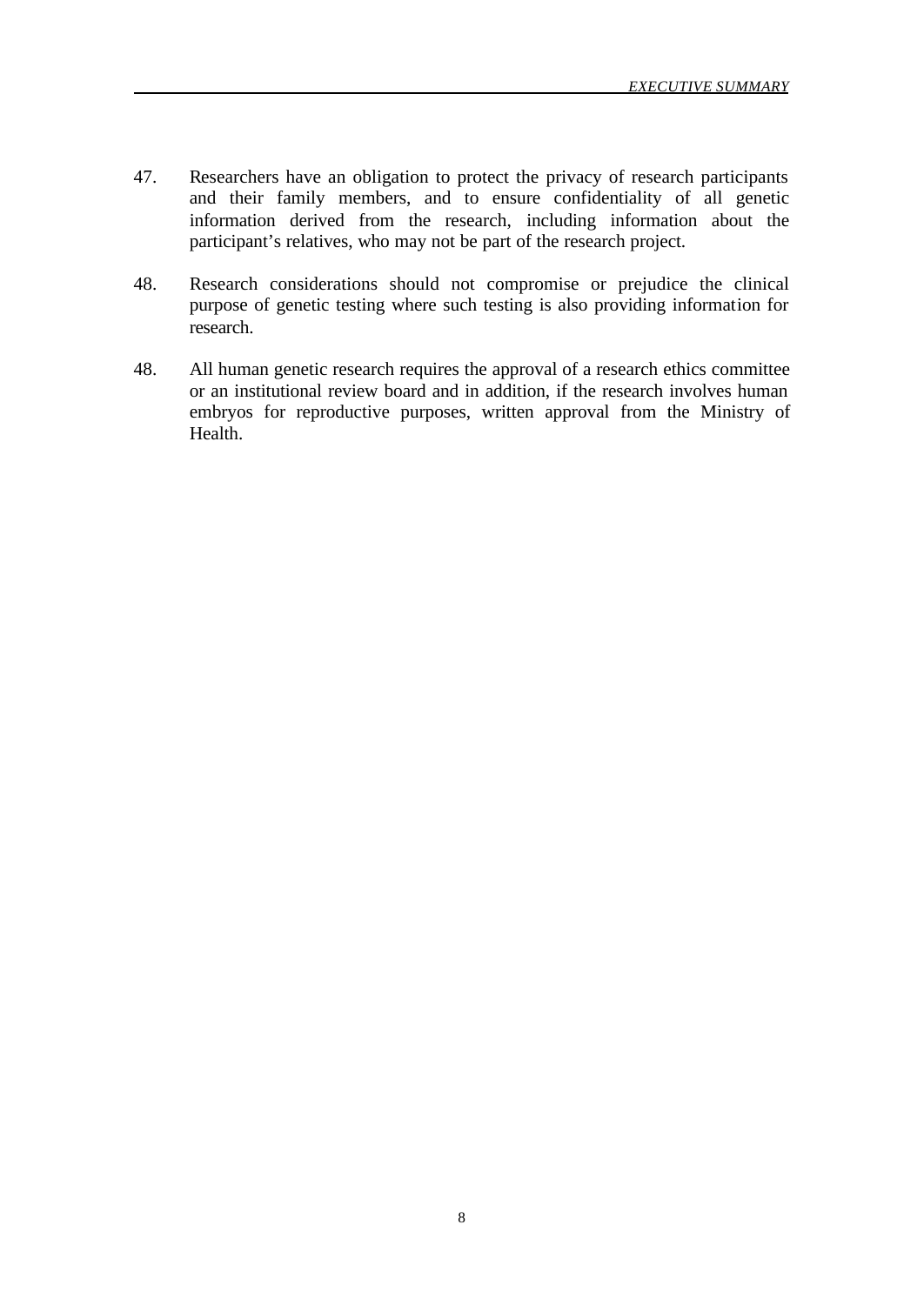47. Researchers have an obligation to protect the privacy of research participants and their family members, and to ensure confidentiality of all genetic information derived from the research, including information about the participant's relatives, who may not be part of the research project.

48. Research considerations should not compromise or prejudice the clinical purpose of genetic testing where such testing is also providing information for research.

48. All human genetic research requires the approval of a research ethics committee or an institutional review board and in addition, if the research involves human embryos for reproductive purposes, written approval from the Ministry of Health.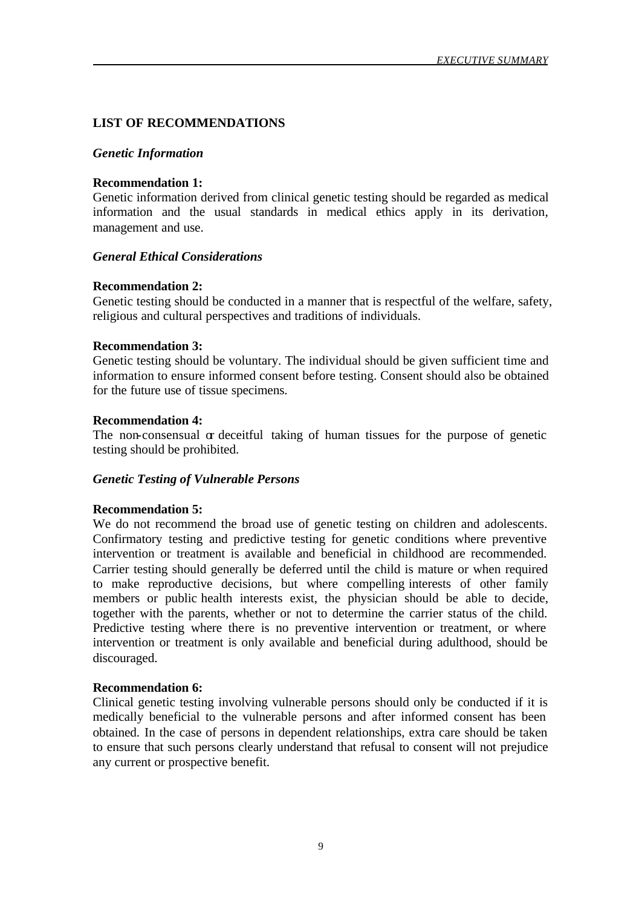## LIST OF RECOMMENDATIONS

### *Genetic Information*

**Recommendation 1:**
Genetic information derived from clinical genetic testing should be regarded as medical information and the usual standards in medical ethics apply in its derivation, management and use.

### *General Ethical Considerations*

**Recommendation 2:**
Genetic testing should be conducted in a manner that is respectful of the welfare, safety, religious and cultural perspectives and traditions of individuals.

**Recommendation 3:**
Genetic testing should be voluntary. The individual should be given sufficient time and information to ensure informed consent before testing. Consent should also be obtained for the future use of tissue specimens.

**Recommendation 4:**
The non-consensual or deceitful taking of human tissues for the purpose of genetic testing should be prohibited.

### *Genetic Testing of Vulnerable Persons*

**Recommendation 5:**
We do not recommend the broad use of genetic testing on children and adolescents. Confirmatory testing and predictive testing for genetic conditions where preventive intervention or treatment is available and beneficial in childhood are recommended. Carrier testing should generally be deferred until the child is mature or when required to make reproductive decisions, but where compelling interests of other family members or public health interests exist, the physician should be able to decide, together with the parents, whether or not to determine the carrier status of the child. Predictive testing where there is no preventive intervention or treatment, or where intervention or treatment is only available and beneficial during adulthood, should be discouraged.

**Recommendation 6:**
Clinical genetic testing involving vulnerable persons should only be conducted if it is medically beneficial to the vulnerable persons and after informed consent has been obtained. In the case of persons in dependent relationships, extra care should be taken to ensure that such persons clearly understand that refusal to consent will not prejudice any current or prospective benefit.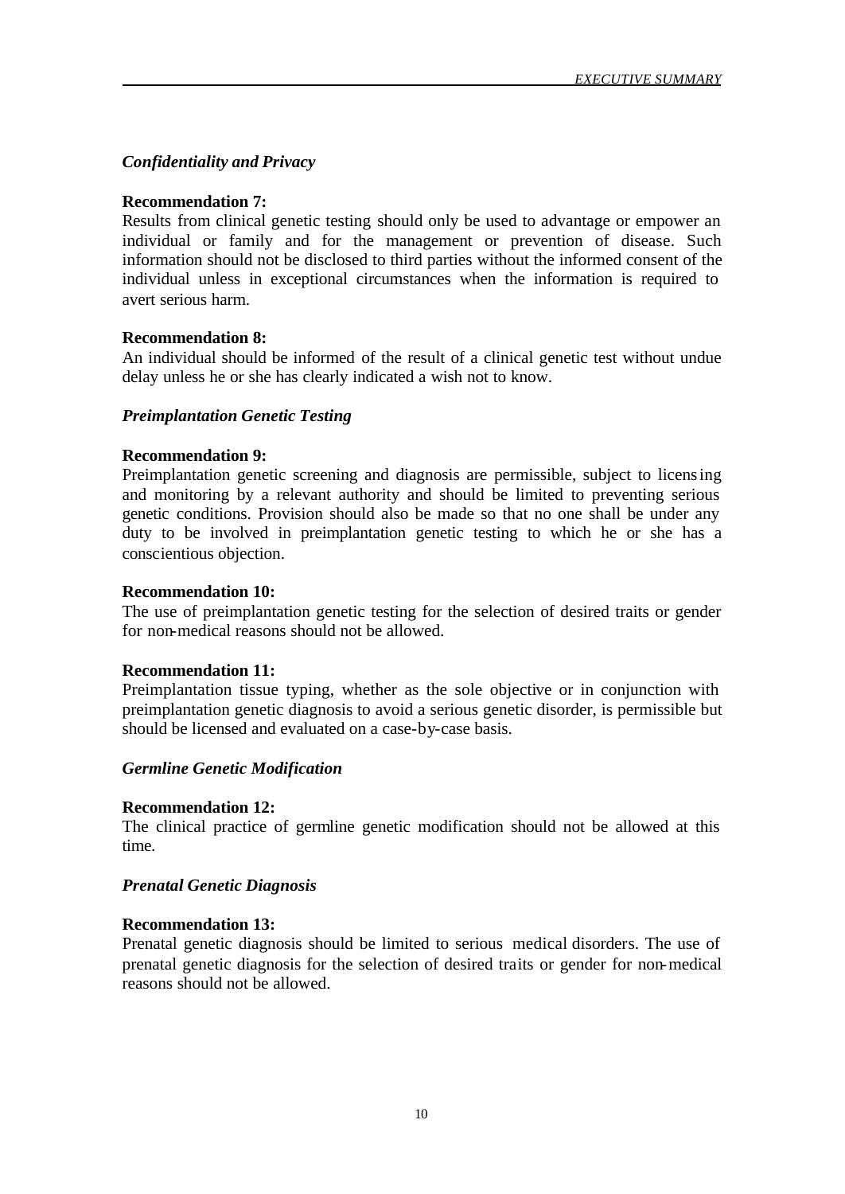### *Confidentiality and Privacy*

**Recommendation 7:**
Results from clinical genetic testing should only be used to advantage or empower an individual or family and for the management or prevention of disease. Such information should not be disclosed to third parties without the informed consent of the individual unless in exceptional circumstances when the information is required to avert serious harm.

**Recommendation 8:**
An individual should be informed of the result of a clinical genetic test without undue delay unless he or she has clearly indicated a wish not to know.

### *Preimplantation Genetic Testing*

**Recommendation 9:**
Preimplantation genetic screening and diagnosis are permissible, subject to licensing and monitoring by a relevant authority and should be limited to preventing serious genetic conditions. Provision should also be made so that no one shall be under any duty to be involved in preimplantation genetic testing to which he or she has a conscientious objection.

**Recommendation 10:**
The use of preimplantation genetic testing for the selection of desired traits or gender for non-medical reasons should not be allowed.

**Recommendation 11:**
Preimplantation tissue typing, whether as the sole objective or in conjunction with preimplantation genetic diagnosis to avoid a serious genetic disorder, is permissible but should be licensed and evaluated on a case-by-case basis.

### *Germline Genetic Modification*

**Recommendation 12:**
The clinical practice of germline genetic modification should not be allowed at this time.

### *Prenatal Genetic Diagnosis*

**Recommendation 13:**
Prenatal genetic diagnosis should be limited to serious medical disorders. The use of prenatal genetic diagnosis for the selection of desired traits or gender for non-medical reasons should not be allowed.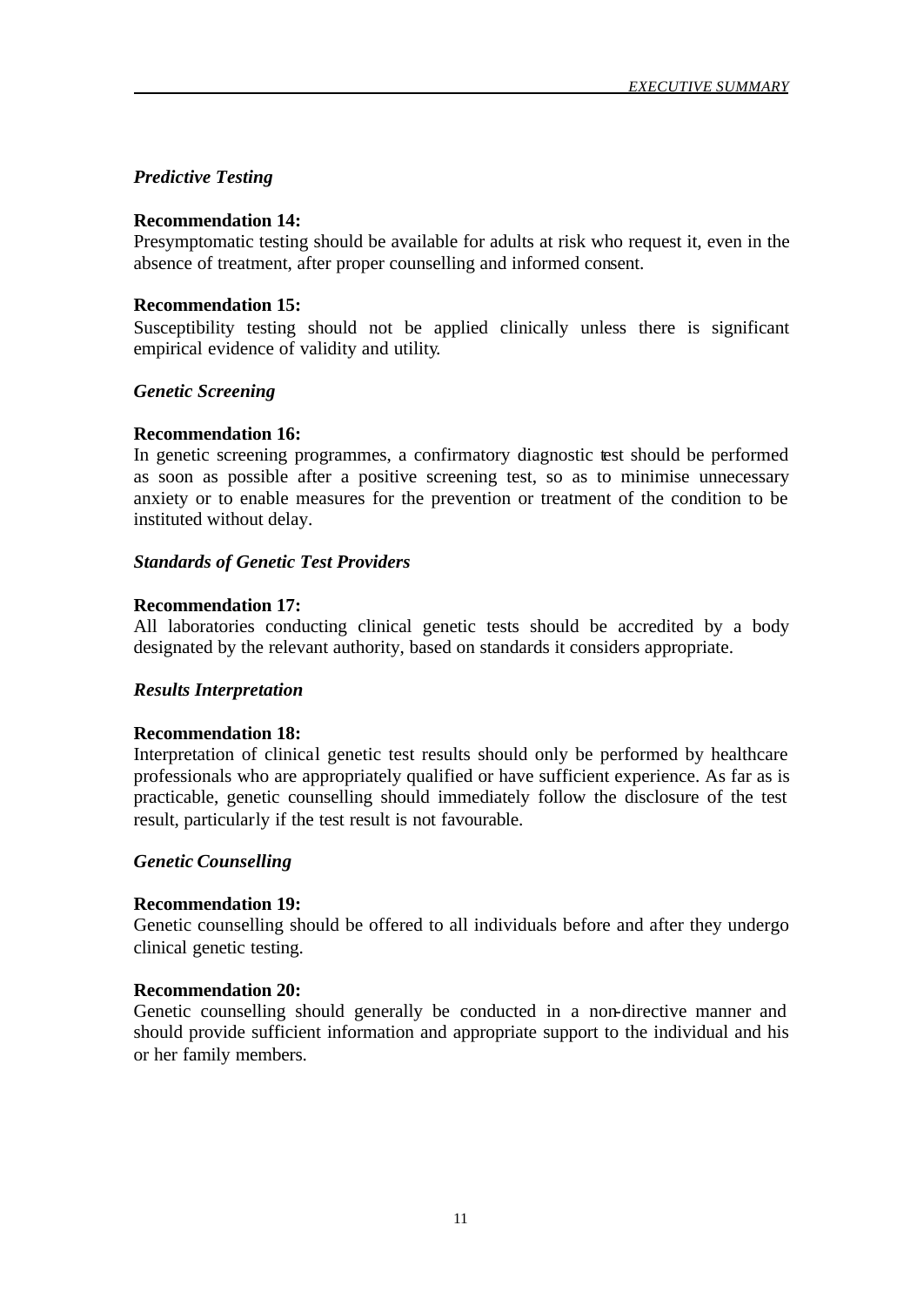### *Predictive Testing*

**Recommendation 14:**
Presymptomatic testing should be available for adults at risk who request it, even in the absence of treatment, after proper counselling and informed consent.

**Recommendation 15:**
Susceptibility testing should not be applied clinically unless there is significant empirical evidence of validity and utility.

### *Genetic Screening*

**Recommendation 16:**
In genetic screening programmes, a confirmatory diagnostic test should be performed as soon as possible after a positive screening test, so as to minimise unnecessary anxiety or to enable measures for the prevention or treatment of the condition to be instituted without delay.

### *Standards of Genetic Test Providers*

**Recommendation 17:**
All laboratories conducting clinical genetic tests should be accredited by a body designated by the relevant authority, based on standards it considers appropriate.

### *Results Interpretation*

**Recommendation 18:**
Interpretation of clinical genetic test results should only be performed by healthcare professionals who are appropriately qualified or have sufficient experience. As far as is practicable, genetic counselling should immediately follow the disclosure of the test result, particularly if the test result is not favourable.

### *Genetic Counselling*

**Recommendation 19:**
Genetic counselling should be offered to all individuals before and after they undergo clinical genetic testing.

**Recommendation 20:**
Genetic counselling should generally be conducted in a non-directive manner and should provide sufficient information and appropriate support to the individual and his or her family members.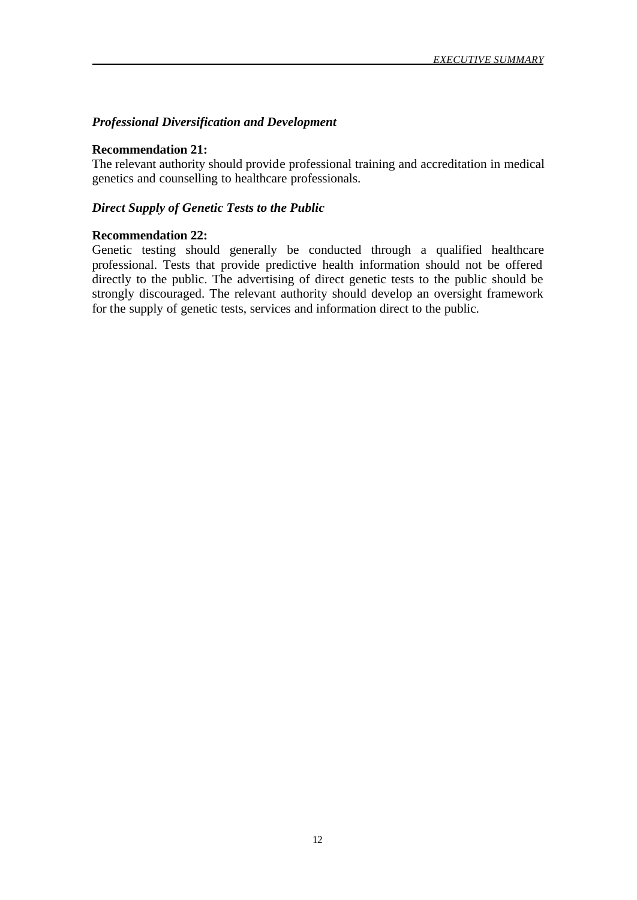### *Professional Diversification and Development*

**Recommendation 21:**
The relevant authority should provide professional training and accreditation in medical genetics and counselling to healthcare professionals.

### *Direct Supply of Genetic Tests to the Public*

**Recommendation 22:**
Genetic testing should generally be conducted through a qualified healthcare professional. Tests that provide predictive health information should not be offered directly to the public. The advertising of direct genetic tests to the public should be strongly discouraged. The relevant authority should develop an oversight framework for the supply of genetic tests, services and information direct to the public.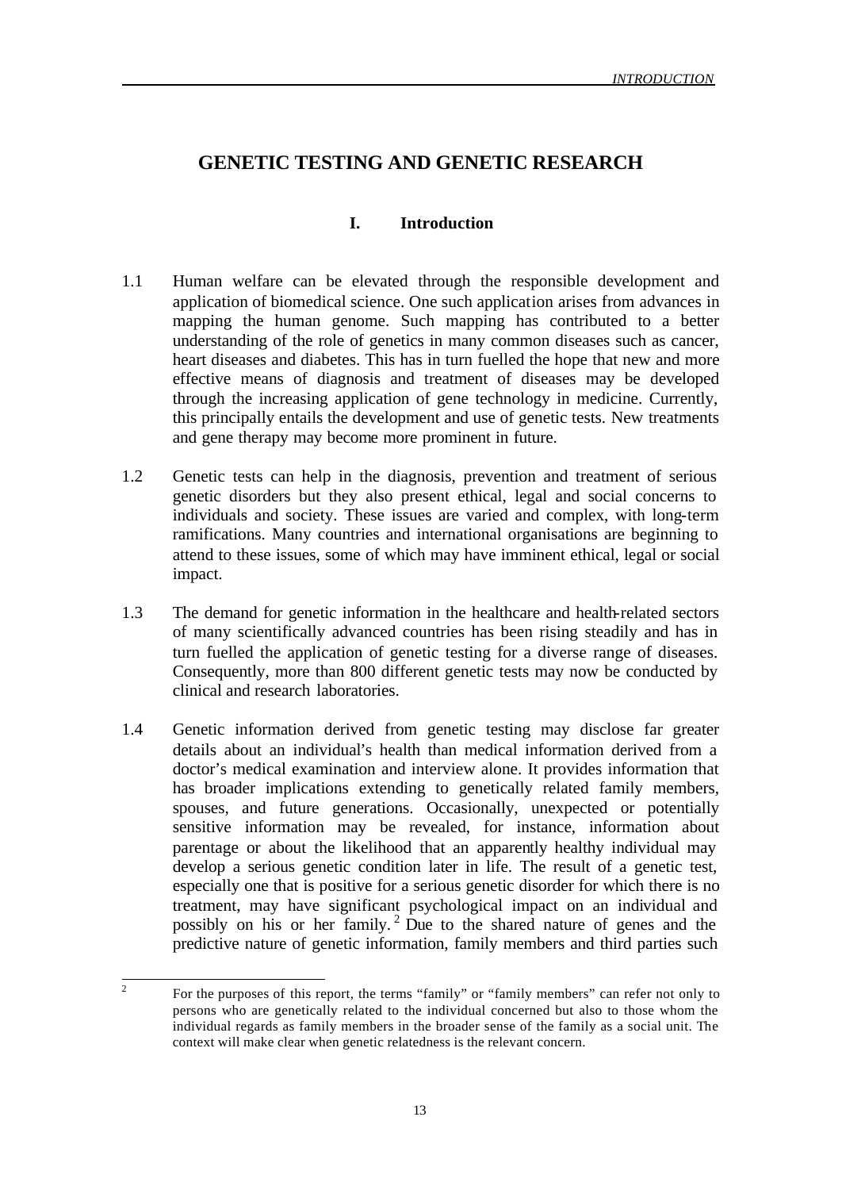# GENETIC TESTING AND GENETIC RESEARCH

## I. Introduction

1.1 Human welfare can be elevated through the responsible development and application of biomedical science. One such application arises from advances in mapping the human genome. Such mapping has contributed to a better understanding of the role of genetics in many common diseases such as cancer, heart diseases and diabetes. This has in turn fuelled the hope that new and more effective means of diagnosis and treatment of diseases may be developed through the increasing application of gene technology in medicine. Currently, this principally entails the development and use of genetic tests. New treatments and gene therapy may become more prominent in future.

1.2 Genetic tests can help in the diagnosis, prevention and treatment of serious genetic disorders but they also present ethical, legal and social concerns to individuals and society. These issues are varied and complex, with long-term ramifications. Many countries and international organisations are beginning to attend to these issues, some of which may have imminent ethical, legal or social impact.

1.3 The demand for genetic information in the healthcare and health-related sectors of many scientifically advanced countries has been rising steadily and has in turn fuelled the application of genetic testing for a diverse range of diseases. Consequently, more than 800 different genetic tests may now be conducted by clinical and research laboratories.

1.4 Genetic information derived from genetic testing may disclose far greater details about an individual's health than medical information derived from a doctor's medical examination and interview alone. It provides information that has broader implications extending to genetically related family members, spouses, and future generations. Occasionally, unexpected or potentially sensitive information may be revealed, for instance, information about parentage or about the likelihood that an apparently healthy individual may develop a serious genetic condition later in life. The result of a genetic test, especially one that is positive for a serious genetic disorder for which there is no treatment, may have significant psychological impact on an individual and possibly on his or her family.[2] Due to the shared nature of genes and the predictive nature of genetic information, family members and third parties such

---

[2] For the purposes of this report, the terms "family" or "family members" can refer not only to persons who are genetically related to the individual concerned but also to those whom the individual regards as family members in the broader sense of the family as a social unit. The context will make clear when genetic relatedness is the relevant concern.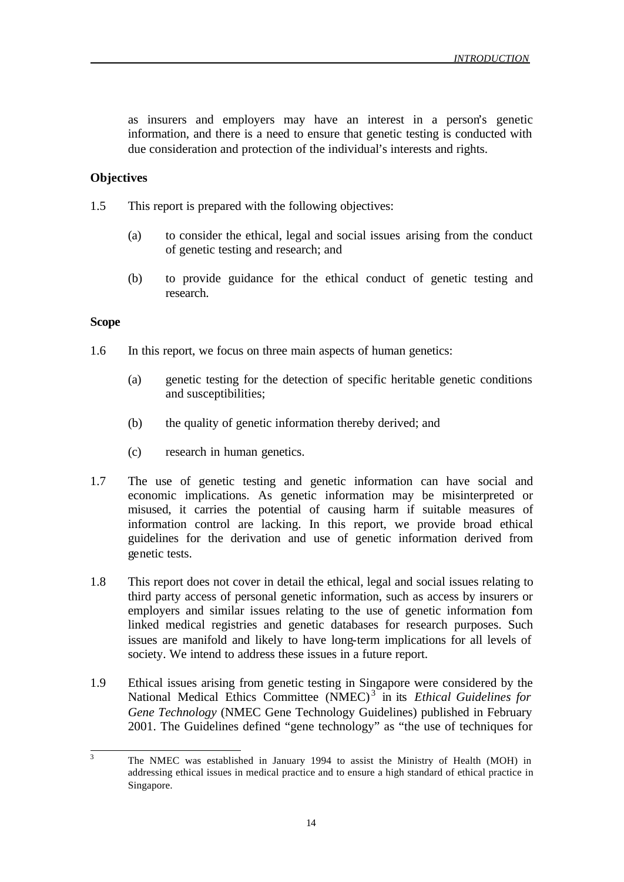as insurers and employers may have an interest in a person's genetic information, and there is a need to ensure that genetic testing is conducted with due consideration and protection of the individual's interests and rights.

**Objectives**

1.5 This report is prepared with the following objectives:

(a) to consider the ethical, legal and social issues arising from the conduct of genetic testing and research; and

(b) to provide guidance for the ethical conduct of genetic testing and research.

**Scope**

1.6 In this report, we focus on three main aspects of human genetics:

(a) genetic testing for the detection of specific heritable genetic conditions and susceptibilities;

(b) the quality of genetic information thereby derived; and

(c) research in human genetics.

1.7 The use of genetic testing and genetic information can have social and economic implications. As genetic information may be misinterpreted or misused, it carries the potential of causing harm if suitable measures of information control are lacking. In this report, we provide broad ethical guidelines for the derivation and use of genetic information derived from genetic tests.

1.8 This report does not cover in detail the ethical, legal and social issues relating to third party access of personal genetic information, such as access by insurers or employers and similar issues relating to the use of genetic information fom linked medical registries and genetic databases for research purposes. Such issues are manifold and likely to have long-term implications for all levels of society. We intend to address these issues in a future report.

1.9 Ethical issues arising from genetic testing in Singapore were considered by the National Medical Ethics Committee (NMEC)[3] in its *Ethical Guidelines for Gene Technology* (NMEC Gene Technology Guidelines) published in February 2001. The Guidelines defined "gene technology" as "the use of techniques for

---

[3] The NMEC was established in January 1994 to assist the Ministry of Health (MOH) in addressing ethical issues in medical practice and to ensure a high standard of ethical practice in Singapore.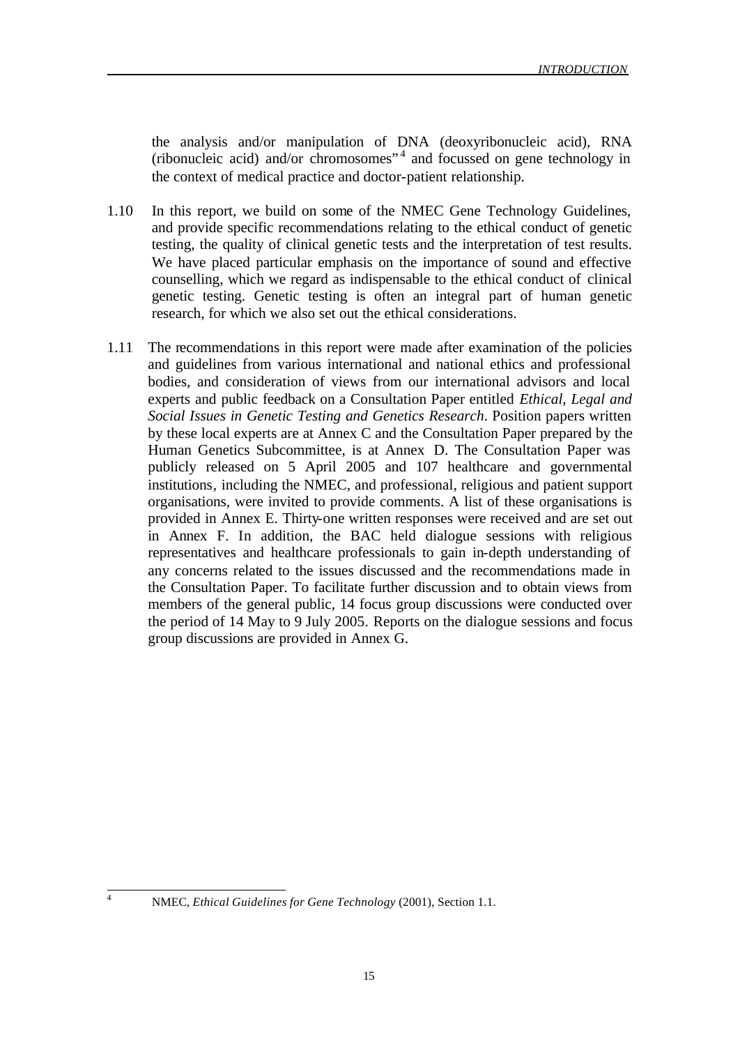the analysis and/or manipulation of DNA (deoxyribonucleic acid), RNA (ribonucleic acid) and/or chromosomes"[4] and focussed on gene technology in the context of medical practice and doctor-patient relationship.

1.10 In this report, we build on some of the NMEC Gene Technology Guidelines, and provide specific recommendations relating to the ethical conduct of genetic testing, the quality of clinical genetic tests and the interpretation of test results. We have placed particular emphasis on the importance of sound and effective counselling, which we regard as indispensable to the ethical conduct of clinical genetic testing. Genetic testing is often an integral part of human genetic research, for which we also set out the ethical considerations.

1.11 The recommendations in this report were made after examination of the policies and guidelines from various international and national ethics and professional bodies, and consideration of views from our international advisors and local experts and public feedback on a Consultation Paper entitled *Ethical, Legal and Social Issues in Genetic Testing and Genetics Research*. Position papers written by these local experts are at Annex C and the Consultation Paper prepared by the Human Genetics Subcommittee, is at Annex D. The Consultation Paper was publicly released on 5 April 2005 and 107 healthcare and governmental institutions, including the NMEC, and professional, religious and patient support organisations, were invited to provide comments. A list of these organisations is provided in Annex E. Thirty-one written responses were received and are set out in Annex F. In addition, the BAC held dialogue sessions with religious representatives and healthcare professionals to gain in-depth understanding of any concerns related to the issues discussed and the recommendations made in the Consultation Paper. To facilitate further discussion and to obtain views from members of the general public, 14 focus group discussions were conducted over the period of 14 May to 9 July 2005. Reports on the dialogue sessions and focus group discussions are provided in Annex G.

---

[4] NMEC, *Ethical Guidelines for Gene Technology* (2001), Section 1.1.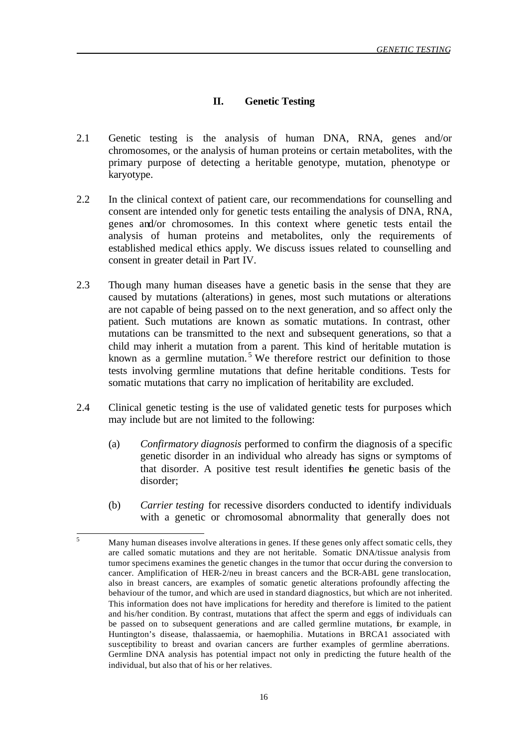## II. Genetic Testing

2.1 Genetic testing is the analysis of human DNA, RNA, genes and/or chromosomes, or the analysis of human proteins or certain metabolites, with the primary purpose of detecting a heritable genotype, mutation, phenotype or karyotype.

2.2 In the clinical context of patient care, our recommendations for counselling and consent are intended only for genetic tests entailing the analysis of DNA, RNA, genes and/or chromosomes. In this context where genetic tests entail the analysis of human proteins and metabolites, only the requirements of established medical ethics apply. We discuss issues related to counselling and consent in greater detail in Part IV.

2.3 Though many human diseases have a genetic basis in the sense that they are caused by mutations (alterations) in genes, most such mutations or alterations are not capable of being passed on to the next generation, and so affect only the patient. Such mutations are known as somatic mutations. In contrast, other mutations can be transmitted to the next and subsequent generations, so that a child may inherit a mutation from a parent. This kind of heritable mutation is known as a germline mutation.[5] We therefore restrict our definition to those tests involving germline mutations that define heritable conditions. Tests for somatic mutations that carry no implication of heritability are excluded.

2.4 Clinical genetic testing is the use of validated genetic tests for purposes which may include but are not limited to the following:

(a) *Confirmatory diagnosis* performed to confirm the diagnosis of a specific genetic disorder in an individual who already has signs or symptoms of that disorder. A positive test result identifies the genetic basis of the disorder;

(b) *Carrier testing* for recessive disorders conducted to identify individuals with a genetic or chromosomal abnormality that generally does not

---

[5] Many human diseases involve alterations in genes. If these genes only affect somatic cells, they are called somatic mutations and they are not heritable. Somatic DNA/tissue analysis from tumor specimens examines the genetic changes in the tumor that occur during the conversion to cancer. Amplification of HER-2/neu in breast cancers and the BCR-ABL gene translocation, also in breast cancers, are examples of somatic genetic alterations profoundly affecting the behaviour of the tumor, and which are used in standard diagnostics, but which are not inherited. This information does not have implications for heredity and therefore is limited to the patient and his/her condition. By contrast, mutations that affect the sperm and eggs of individuals can be passed on to subsequent generations and are called germline mutations, for example, in Huntington's disease, thalassaemia, or haemophilia. Mutations in BRCA1 associated with susceptibility to breast and ovarian cancers are further examples of germline aberrations. Germline DNA analysis has potential impact not only in predicting the future health of the individual, but also that of his or her relatives.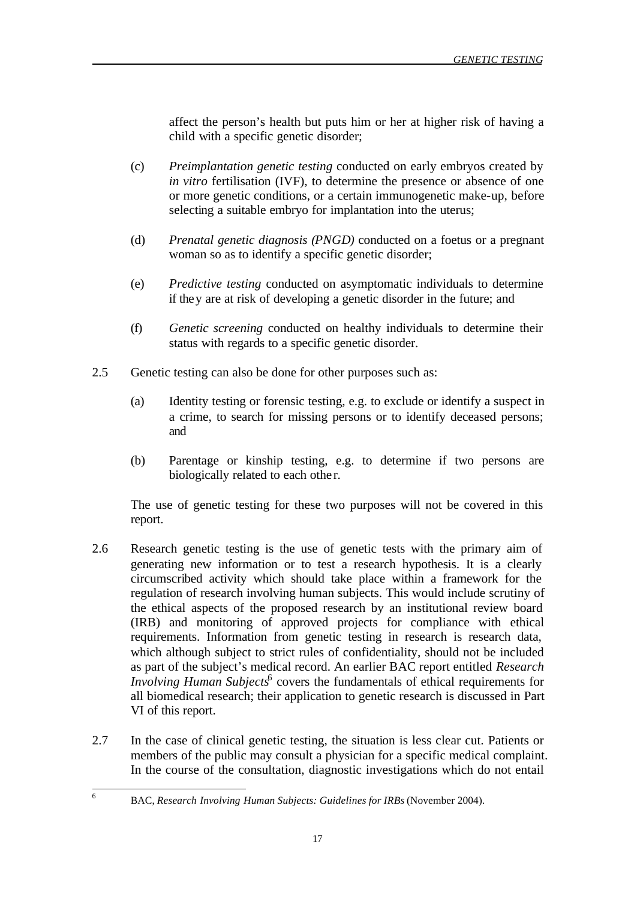affect the person's health but puts him or her at higher risk of having a child with a specific genetic disorder;

(c) *Preimplantation genetic testing* conducted on early embryos created by *in vitro* fertilisation (IVF), to determine the presence or absence of one or more genetic conditions, or a certain immunogenetic make-up, before selecting a suitable embryo for implantation into the uterus;

(d) *Prenatal genetic diagnosis (PNGD)* conducted on a foetus or a pregnant woman so as to identify a specific genetic disorder;

(e) *Predictive testing* conducted on asymptomatic individuals to determine if they are at risk of developing a genetic disorder in the future; and

(f) *Genetic screening* conducted on healthy individuals to determine their status with regards to a specific genetic disorder.

2.5 Genetic testing can also be done for other purposes such as:

(a) Identity testing or forensic testing, e.g. to exclude or identify a suspect in a crime, to search for missing persons or to identify deceased persons; and

(b) Parentage or kinship testing, e.g. to determine if two persons are biologically related to each other.

The use of genetic testing for these two purposes will not be covered in this report.

2.6 Research genetic testing is the use of genetic tests with the primary aim of generating new information or to test a research hypothesis. It is a clearly circumscribed activity which should take place within a framework for the regulation of research involving human subjects. This would include scrutiny of the ethical aspects of the proposed research by an institutional review board (IRB) and monitoring of approved projects for compliance with ethical requirements. Information from genetic testing in research is research data, which although subject to strict rules of confidentiality, should not be included as part of the subject's medical record. An earlier BAC report entitled *Research Involving Human Subjects*[6] covers the fundamentals of ethical requirements for all biomedical research; their application to genetic research is discussed in Part VI of this report.

2.7 In the case of clinical genetic testing, the situation is less clear cut. Patients or members of the public may consult a physician for a specific medical complaint. In the course of the consultation, diagnostic investigations which do not entail

---

[6] BAC, *Research Involving Human Subjects: Guidelines for IRBs* (November 2004).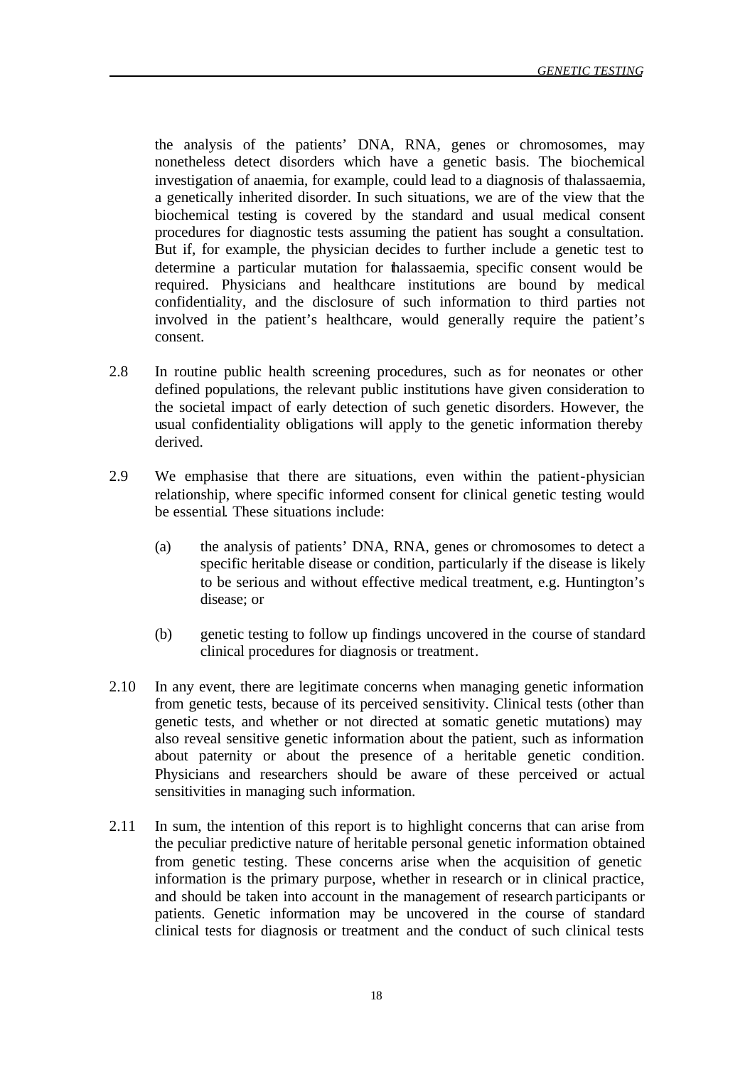the analysis of the patients' DNA, RNA, genes or chromosomes, may nonetheless detect disorders which have a genetic basis. The biochemical investigation of anaemia, for example, could lead to a diagnosis of thalassaemia, a genetically inherited disorder. In such situations, we are of the view that the biochemical testing is covered by the standard and usual medical consent procedures for diagnostic tests assuming the patient has sought a consultation. But if, for example, the physician decides to further include a genetic test to determine a particular mutation for thalassaemia, specific consent would be required. Physicians and healthcare institutions are bound by medical confidentiality, and the disclosure of such information to third parties not involved in the patient's healthcare, would generally require the patient's consent.

2.8 In routine public health screening procedures, such as for neonates or other defined populations, the relevant public institutions have given consideration to the societal impact of early detection of such genetic disorders. However, the usual confidentiality obligations will apply to the genetic information thereby derived.

2.9 We emphasise that there are situations, even within the patient-physician relationship, where specific informed consent for clinical genetic testing would be essential. These situations include:

(a) the analysis of patients' DNA, RNA, genes or chromosomes to detect a specific heritable disease or condition, particularly if the disease is likely to be serious and without effective medical treatment, e.g. Huntington's disease; or

(b) genetic testing to follow up findings uncovered in the course of standard clinical procedures for diagnosis or treatment.

2.10 In any event, there are legitimate concerns when managing genetic information from genetic tests, because of its perceived sensitivity. Clinical tests (other than genetic tests, and whether or not directed at somatic genetic mutations) may also reveal sensitive genetic information about the patient, such as information about paternity or about the presence of a heritable genetic condition. Physicians and researchers should be aware of these perceived or actual sensitivities in managing such information.

2.11 In sum, the intention of this report is to highlight concerns that can arise from the peculiar predictive nature of heritable personal genetic information obtained from genetic testing. These concerns arise when the acquisition of genetic information is the primary purpose, whether in research or in clinical practice, and should be taken into account in the management of research participants or patients. Genetic information may be uncovered in the course of standard clinical tests for diagnosis or treatment and the conduct of such clinical tests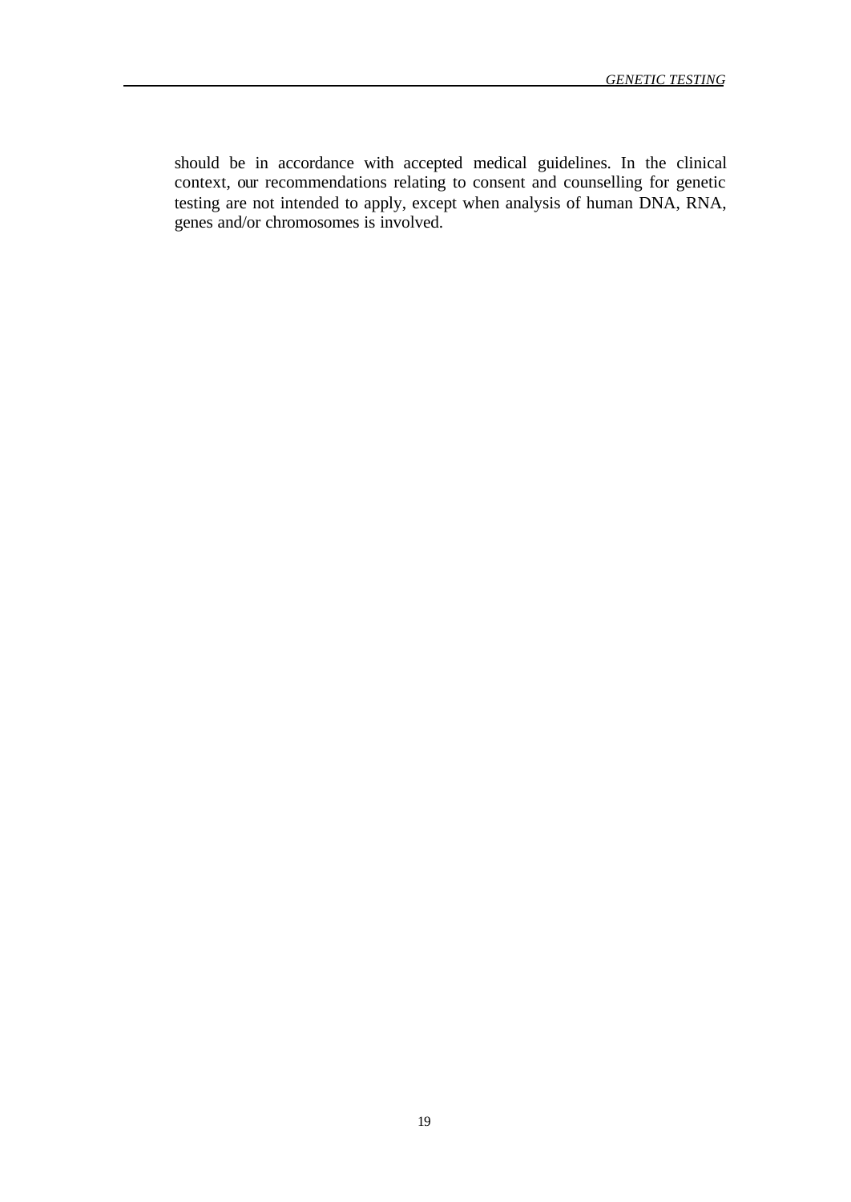should be in accordance with accepted medical guidelines. In the clinical context, our recommendations relating to consent and counselling for genetic testing are not intended to apply, except when analysis of human DNA, RNA, genes and/or chromosomes is involved.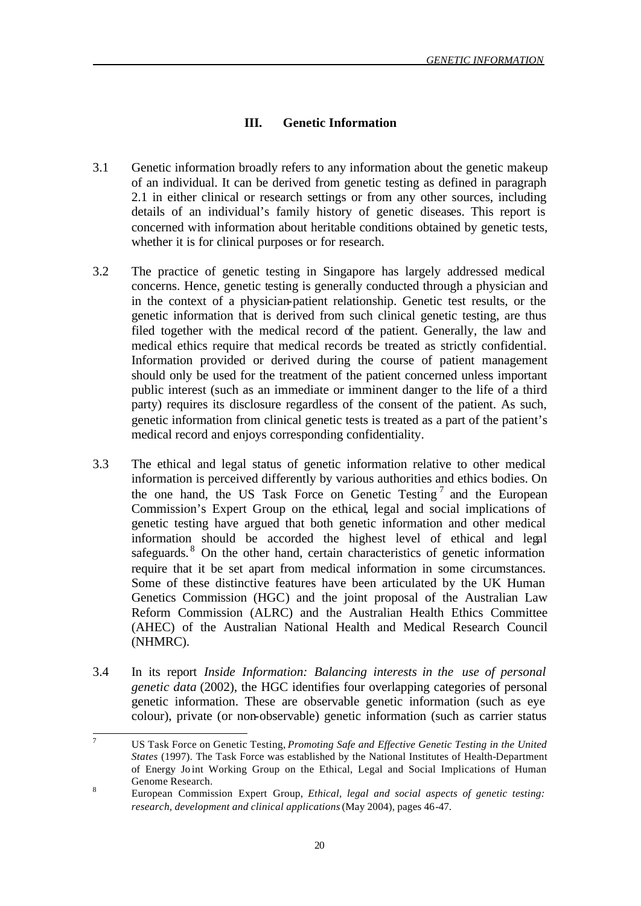## III. Genetic Information

3.1 Genetic information broadly refers to any information about the genetic makeup of an individual. It can be derived from genetic testing as defined in paragraph 2.1 in either clinical or research settings or from any other sources, including details of an individual's family history of genetic diseases. This report is concerned with information about heritable conditions obtained by genetic tests, whether it is for clinical purposes or for research.

3.2 The practice of genetic testing in Singapore has largely addressed medical concerns. Hence, genetic testing is generally conducted through a physician and in the context of a physician-patient relationship. Genetic test results, or the genetic information that is derived from such clinical genetic testing, are thus filed together with the medical record of the patient. Generally, the law and medical ethics require that medical records be treated as strictly confidential. Information provided or derived during the course of patient management should only be used for the treatment of the patient concerned unless important public interest (such as an immediate or imminent danger to the life of a third party) requires its disclosure regardless of the consent of the patient. As such, genetic information from clinical genetic tests is treated as a part of the patient's medical record and enjoys corresponding confidentiality.

3.3 The ethical and legal status of genetic information relative to other medical information is perceived differently by various authorities and ethics bodies. On the one hand, the US Task Force on Genetic Testing[7] and the European Commission's Expert Group on the ethical, legal and social implications of genetic testing have argued that both genetic information and other medical information should be accorded the highest level of ethical and legal safeguards.[8] On the other hand, certain characteristics of genetic information require that it be set apart from medical information in some circumstances. Some of these distinctive features have been articulated by the UK Human Genetics Commission (HGC) and the joint proposal of the Australian Law Reform Commission (ALRC) and the Australian Health Ethics Committee (AHEC) of the Australian National Health and Medical Research Council (NHMRC).

3.4 In its report *Inside Information: Balancing interests in the use of personal genetic data* (2002), the HGC identifies four overlapping categories of personal genetic information. These are observable genetic information (such as eye colour), private (or non-observable) genetic information (such as carrier status

---

[7] US Task Force on Genetic Testing, *Promoting Safe and Effective Genetic Testing in the United States* (1997). The Task Force was established by the National Institutes of Health-Department of Energy Joint Working Group on the Ethical, Legal and Social Implications of Human Genome Research.

[8] European Commission Expert Group, *Ethical, legal and social aspects of genetic testing: research, development and clinical applications* (May 2004), pages 46-47.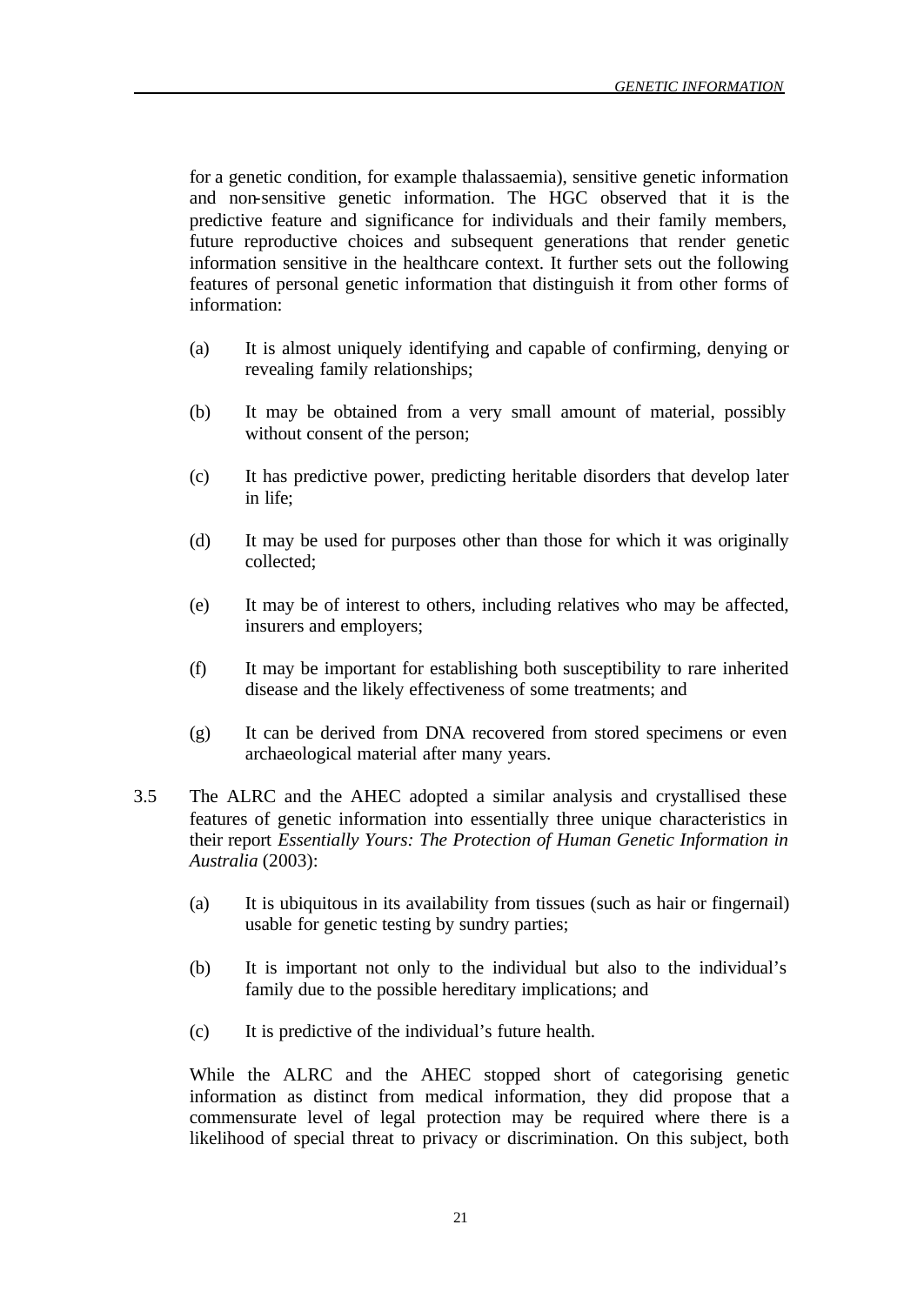for a genetic condition, for example thalassaemia), sensitive genetic information and non-sensitive genetic information. The HGC observed that it is the predictive feature and significance for individuals and their family members, future reproductive choices and subsequent generations that render genetic information sensitive in the healthcare context. It further sets out the following features of personal genetic information that distinguish it from other forms of information:

(a) It is almost uniquely identifying and capable of confirming, denying or revealing family relationships;

(b) It may be obtained from a very small amount of material, possibly without consent of the person;

(c) It has predictive power, predicting heritable disorders that develop later in life;

(d) It may be used for purposes other than those for which it was originally collected;

(e) It may be of interest to others, including relatives who may be affected, insurers and employers;

(f) It may be important for establishing both susceptibility to rare inherited disease and the likely effectiveness of some treatments; and

(g) It can be derived from DNA recovered from stored specimens or even archaeological material after many years.

3.5 The ALRC and the AHEC adopted a similar analysis and crystallised these features of genetic information into essentially three unique characteristics in their report *Essentially Yours: The Protection of Human Genetic Information in Australia* (2003):

(a) It is ubiquitous in its availability from tissues (such as hair or fingernail) usable for genetic testing by sundry parties;

(b) It is important not only to the individual but also to the individual's family due to the possible hereditary implications; and

(c) It is predictive of the individual's future health.

While the ALRC and the AHEC stopped short of categorising genetic information as distinct from medical information, they did propose that a commensurate level of legal protection may be required where there is a likelihood of special threat to privacy or discrimination. On this subject, both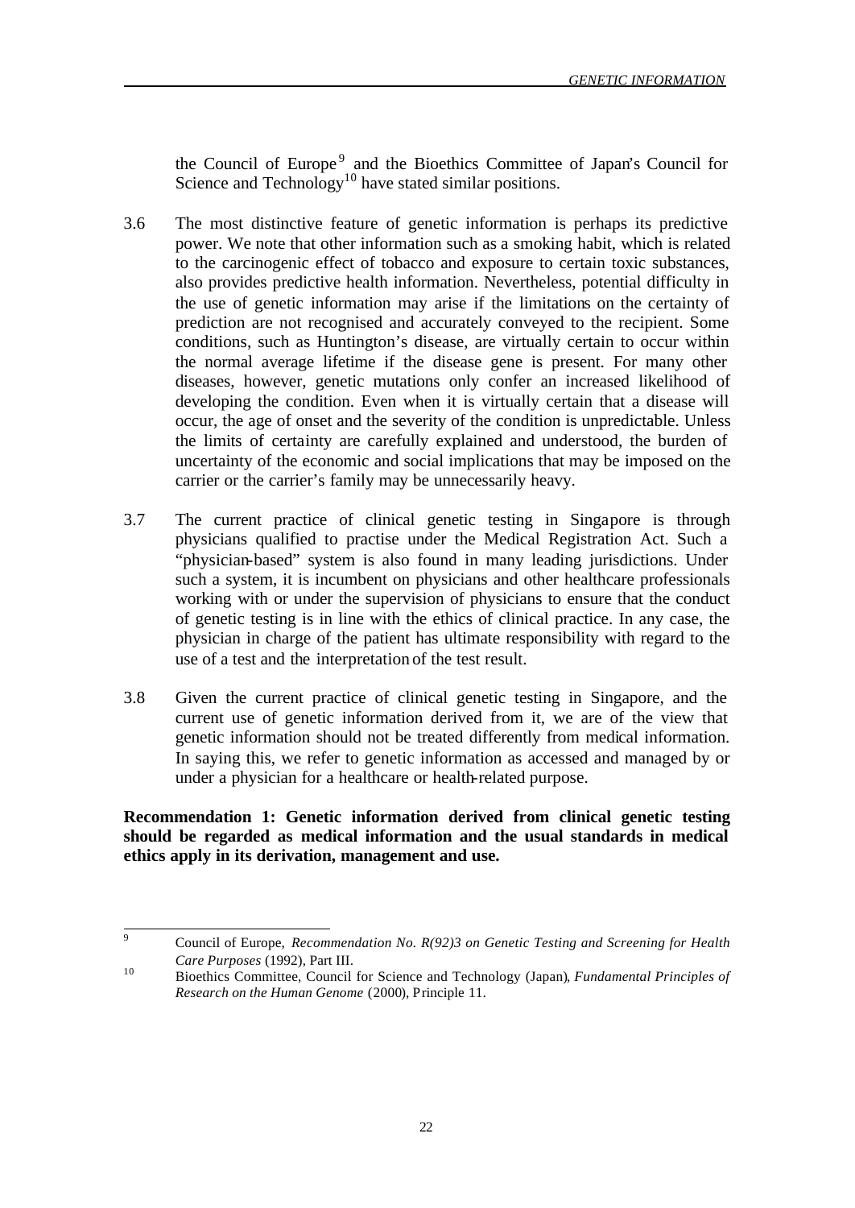the Council of Europe[9] and the Bioethics Committee of Japan's Council for Science and Technology[10] have stated similar positions.

3.6 The most distinctive feature of genetic information is perhaps its predictive power. We note that other information such as a smoking habit, which is related to the carcinogenic effect of tobacco and exposure to certain toxic substances, also provides predictive health information. Nevertheless, potential difficulty in the use of genetic information may arise if the limitations on the certainty of prediction are not recognised and accurately conveyed to the recipient. Some conditions, such as Huntington's disease, are virtually certain to occur within the normal average lifetime if the disease gene is present. For many other diseases, however, genetic mutations only confer an increased likelihood of developing the condition. Even when it is virtually certain that a disease will occur, the age of onset and the severity of the condition is unpredictable. Unless the limits of certainty are carefully explained and understood, the burden of uncertainty of the economic and social implications that may be imposed on the carrier or the carrier's family may be unnecessarily heavy.

3.7 The current practice of clinical genetic testing in Singapore is through physicians qualified to practise under the Medical Registration Act. Such a "physician-based" system is also found in many leading jurisdictions. Under such a system, it is incumbent on physicians and other healthcare professionals working with or under the supervision of physicians to ensure that the conduct of genetic testing is in line with the ethics of clinical practice. In any case, the physician in charge of the patient has ultimate responsibility with regard to the use of a test and the interpretation of the test result.

3.8 Given the current practice of clinical genetic testing in Singapore, and the current use of genetic information derived from it, we are of the view that genetic information should not be treated differently from medical information. In saying this, we refer to genetic information as accessed and managed by or under a physician for a healthcare or health-related purpose.

**Recommendation 1: Genetic information derived from clinical genetic testing should be regarded as medical information and the usual standards in medical ethics apply in its derivation, management and use.**

---

[9] Council of Europe, *Recommendation No. R(92)3 on Genetic Testing and Screening for Health Care Purposes* (1992), Part III.

[10] Bioethics Committee, Council for Science and Technology (Japan), *Fundamental Principles of Research on the Human Genome* (2000), Principle 11.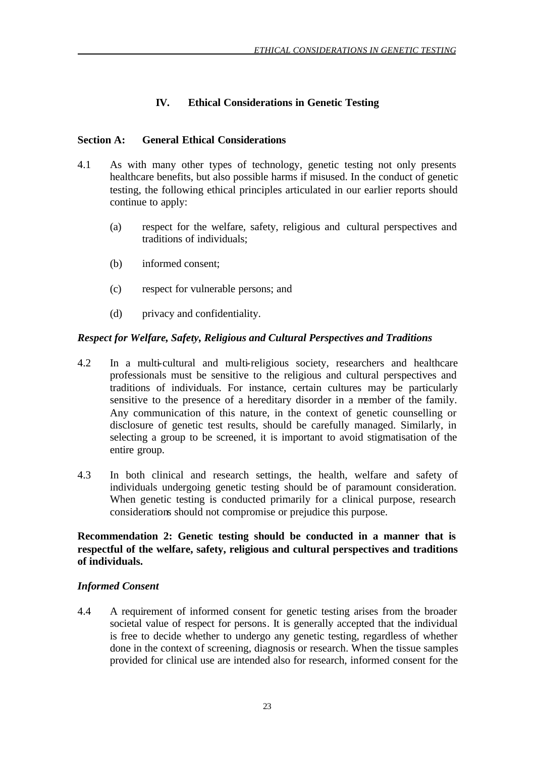# IV. Ethical Considerations in Genetic Testing

## Section A: General Ethical Considerations

4.1 As with many other types of technology, genetic testing not only presents healthcare benefits, but also possible harms if misused. In the conduct of genetic testing, the following ethical principles articulated in our earlier reports should continue to apply:

(a) respect for the welfare, safety, religious and cultural perspectives and traditions of individuals;

(b) informed consent;

(c) respect for vulnerable persons; and

(d) privacy and confidentiality.

### *Respect for Welfare, Safety, Religious and Cultural Perspectives and Traditions*

4.2 In a multi-cultural and multi-religious society, researchers and healthcare professionals must be sensitive to the religious and cultural perspectives and traditions of individuals. For instance, certain cultures may be particularly sensitive to the presence of a hereditary disorder in a member of the family. Any communication of this nature, in the context of genetic counselling or disclosure of genetic test results, should be carefully managed. Similarly, in selecting a group to be screened, it is important to avoid stigmatisation of the entire group.

4.3 In both clinical and research settings, the health, welfare and safety of individuals undergoing genetic testing should be of paramount consideration. When genetic testing is conducted primarily for a clinical purpose, research considerations should not compromise or prejudice this purpose.

**Recommendation 2: Genetic testing should be conducted in a manner that is respectful of the welfare, safety, religious and cultural perspectives and traditions of individuals.**

### *Informed Consent*

4.4 A requirement of informed consent for genetic testing arises from the broader societal value of respect for persons. It is generally accepted that the individual is free to decide whether to undergo any genetic testing, regardless of whether done in the context of screening, diagnosis or research. When the tissue samples provided for clinical use are intended also for research, informed consent for the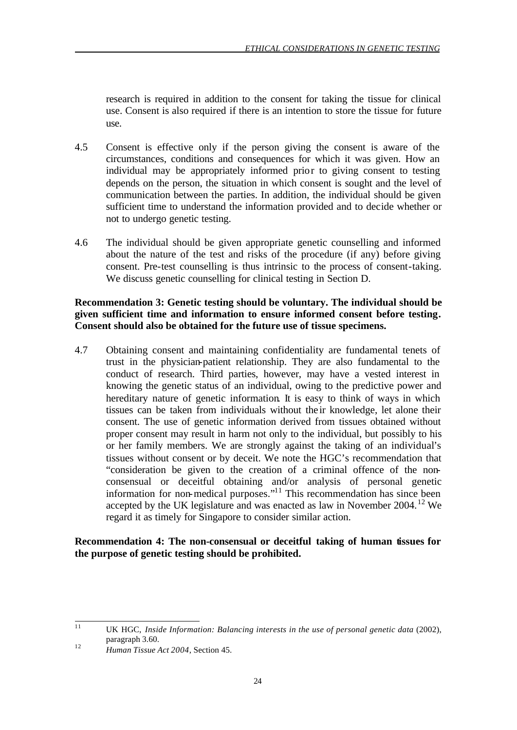research is required in addition to the consent for taking the tissue for clinical use. Consent is also required if there is an intention to store the tissue for future use.

4.5 Consent is effective only if the person giving the consent is aware of the circumstances, conditions and consequences for which it was given. How an individual may be appropriately informed prior to giving consent to testing depends on the person, the situation in which consent is sought and the level of communication between the parties. In addition, the individual should be given sufficient time to understand the information provided and to decide whether or not to undergo genetic testing.

4.6 The individual should be given appropriate genetic counselling and informed about the nature of the test and risks of the procedure (if any) before giving consent. Pre-test counselling is thus intrinsic to the process of consent-taking. We discuss genetic counselling for clinical testing in Section D.

**Recommendation 3: Genetic testing should be voluntary. The individual should be given sufficient time and information to ensure informed consent before testing. Consent should also be obtained for the future use of tissue specimens.**

4.7 Obtaining consent and maintaining confidentiality are fundamental tenets of trust in the physician-patient relationship. They are also fundamental to the conduct of research. Third parties, however, may have a vested interest in knowing the genetic status of an individual, owing to the predictive power and hereditary nature of genetic information. It is easy to think of ways in which tissues can be taken from individuals without their knowledge, let alone their consent. The use of genetic information derived from tissues obtained without proper consent may result in harm not only to the individual, but possibly to his or her family members. We are strongly against the taking of an individual's tissues without consent or by deceit. We note the HGC's recommendation that "consideration be given to the creation of a criminal offence of the non-consensual or deceitful obtaining and/or analysis of personal genetic information for non-medical purposes."[11] This recommendation has since been accepted by the UK legislature and was enacted as law in November 2004.[12] We regard it as timely for Singapore to consider similar action.

**Recommendation 4: The non-consensual or deceitful taking of human tissues for the purpose of genetic testing should be prohibited.**

---

[11] UK HGC, *Inside Information: Balancing interests in the use of personal genetic data* (2002), paragraph 3.60.

[12] *Human Tissue Act 2004*, Section 45.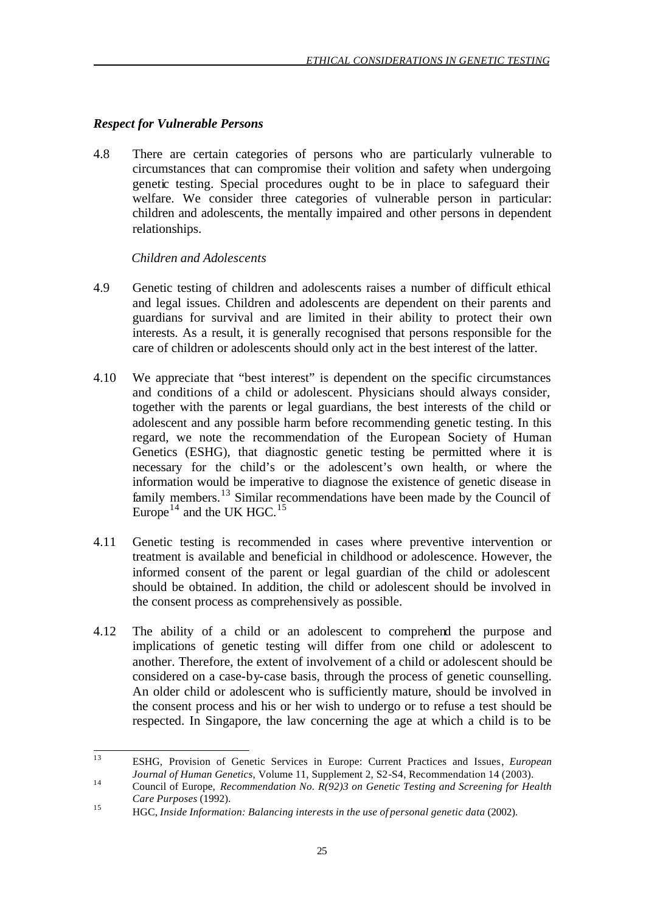### *Respect for Vulnerable Persons*

4.8 There are certain categories of persons who are particularly vulnerable to circumstances that can compromise their volition and safety when undergoing genetic testing. Special procedures ought to be in place to safeguard their welfare. We consider three categories of vulnerable person in particular: children and adolescents, the mentally impaired and other persons in dependent relationships.

*Children and Adolescents*

4.9 Genetic testing of children and adolescents raises a number of difficult ethical and legal issues. Children and adolescents are dependent on their parents and guardians for survival and are limited in their ability to protect their own interests. As a result, it is generally recognised that persons responsible for the care of children or adolescents should only act in the best interest of the latter.

4.10 We appreciate that "best interest" is dependent on the specific circumstances and conditions of a child or adolescent. Physicians should always consider, together with the parents or legal guardians, the best interests of the child or adolescent and any possible harm before recommending genetic testing. In this regard, we note the recommendation of the European Society of Human Genetics (ESHG), that diagnostic genetic testing be permitted where it is necessary for the child's or the adolescent's own health, or where the information would be imperative to diagnose the existence of genetic disease in family members.[13] Similar recommendations have been made by the Council of Europe[14] and the UK HGC.[15]

4.11 Genetic testing is recommended in cases where preventive intervention or treatment is available and beneficial in childhood or adolescence. However, the informed consent of the parent or legal guardian of the child or adolescent should be obtained. In addition, the child or adolescent should be involved in the consent process as comprehensively as possible.

4.12 The ability of a child or an adolescent to comprehend the purpose and implications of genetic testing will differ from one child or adolescent to another. Therefore, the extent of involvement of a child or adolescent should be considered on a case-by-case basis, through the process of genetic counselling. An older child or adolescent who is sufficiently mature, should be involved in the consent process and his or her wish to undergo or to refuse a test should be respected. In Singapore, the law concerning the age at which a child is to be

---

[13] ESHG, Provision of Genetic Services in Europe: Current Practices and Issues, *European Journal of Human Genetics*, Volume 11, Supplement 2, S2-S4, Recommendation 14 (2003).

[14] Council of Europe, *Recommendation No. R(92)3 on Genetic Testing and Screening for Health Care Purposes* (1992).

[15] HGC, *Inside Information: Balancing interests in the use of personal genetic data* (2002).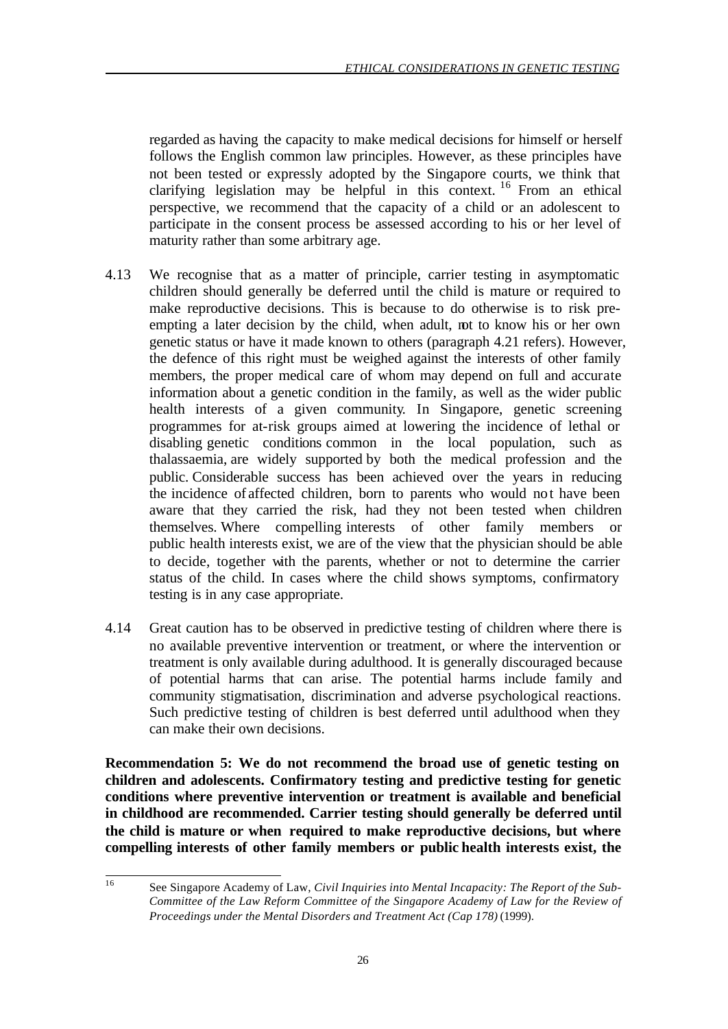regarded as having the capacity to make medical decisions for himself or herself follows the English common law principles. However, as these principles have not been tested or expressly adopted by the Singapore courts, we think that clarifying legislation may be helpful in this context.[16] From an ethical perspective, we recommend that the capacity of a child or an adolescent to participate in the consent process be assessed according to his or her level of maturity rather than some arbitrary age.

4.13 We recognise that as a matter of principle, carrier testing in asymptomatic children should generally be deferred until the child is mature or required to make reproductive decisions. This is because to do otherwise is to risk pre-empting a later decision by the child, when adult, not to know his or her own genetic status or have it made known to others (paragraph 4.21 refers). However, the defence of this right must be weighed against the interests of other family members, the proper medical care of whom may depend on full and accurate information about a genetic condition in the family, as well as the wider public health interests of a given community. In Singapore, genetic screening programmes for at-risk groups aimed at lowering the incidence of lethal or disabling genetic conditions common in the local population, such as thalassaemia, are widely supported by both the medical profession and the public. Considerable success has been achieved over the years in reducing the incidence of affected children, born to parents who would not have been aware that they carried the risk, had they not been tested when children themselves. Where compelling interests of other family members or public health interests exist, we are of the view that the physician should be able to decide, together with the parents, whether or not to determine the carrier status of the child. In cases where the child shows symptoms, confirmatory testing is in any case appropriate.

4.14 Great caution has to be observed in predictive testing of children where there is no available preventive intervention or treatment, or where the intervention or treatment is only available during adulthood. It is generally discouraged because of potential harms that can arise. The potential harms include family and community stigmatisation, discrimination and adverse psychological reactions. Such predictive testing of children is best deferred until adulthood when they can make their own decisions.

**Recommendation 5: We do not recommend the broad use of genetic testing on children and adolescents. Confirmatory testing and predictive testing for genetic conditions where preventive intervention or treatment is available and beneficial in childhood are recommended. Carrier testing should generally be deferred until the child is mature or when required to make reproductive decisions, but where compelling interests of other family members or public health interests exist, the**

[16] See Singapore Academy of Law, *Civil Inquiries into Mental Incapacity: The Report of the Sub-Committee of the Law Reform Committee of the Singapore Academy of Law for the Review of Proceedings under the Mental Disorders and Treatment Act (Cap 178)* (1999).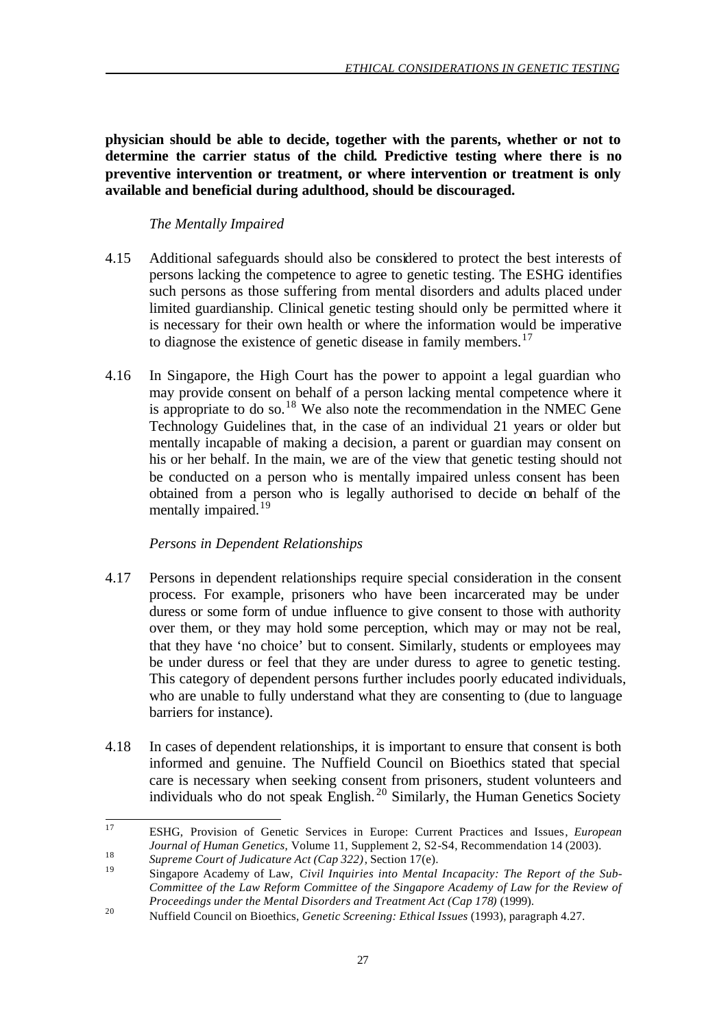**physician should be able to decide, together with the parents, whether or not to determine the carrier status of the child. Predictive testing where there is no preventive intervention or treatment, or where intervention or treatment is only available and beneficial during adulthood, should be discouraged.**

*The Mentally Impaired*

4.15 Additional safeguards should also be considered to protect the best interests of persons lacking the competence to agree to genetic testing. The ESHG identifies such persons as those suffering from mental disorders and adults placed under limited guardianship. Clinical genetic testing should only be permitted where it is necessary for their own health or where the information would be imperative to diagnose the existence of genetic disease in family members.[17]

4.16 In Singapore, the High Court has the power to appoint a legal guardian who may provide consent on behalf of a person lacking mental competence where it is appropriate to do so.[18] We also note the recommendation in the NMEC Gene Technology Guidelines that, in the case of an individual 21 years or older but mentally incapable of making a decision, a parent or guardian may consent on his or her behalf. In the main, we are of the view that genetic testing should not be conducted on a person who is mentally impaired unless consent has been obtained from a person who is legally authorised to decide on behalf of the mentally impaired.[19]

*Persons in Dependent Relationships*

4.17 Persons in dependent relationships require special consideration in the consent process. For example, prisoners who have been incarcerated may be under duress or some form of undue influence to give consent to those with authority over them, or they may hold some perception, which may or may not be real, that they have 'no choice' but to consent. Similarly, students or employees may be under duress or feel that they are under duress to agree to genetic testing. This category of dependent persons further includes poorly educated individuals, who are unable to fully understand what they are consenting to (due to language barriers for instance).

4.18 In cases of dependent relationships, it is important to ensure that consent is both informed and genuine. The Nuffield Council on Bioethics stated that special care is necessary when seeking consent from prisoners, student volunteers and individuals who do not speak English.[20] Similarly, the Human Genetics Society

---

[17] ESHG, Provision of Genetic Services in Europe: Current Practices and Issues, *European Journal of Human Genetics*, Volume 11, Supplement 2, S2-S4, Recommendation 14 (2003).

[18] *Supreme Court of Judicature Act (Cap 322)*, Section 17(e).

[19] Singapore Academy of Law, *Civil Inquiries into Mental Incapacity: The Report of the Sub-Committee of the Law Reform Committee of the Singapore Academy of Law for the Review of Proceedings under the Mental Disorders and Treatment Act (Cap 178)* (1999).

[20] Nuffield Council on Bioethics, *Genetic Screening: Ethical Issues* (1993), paragraph 4.27.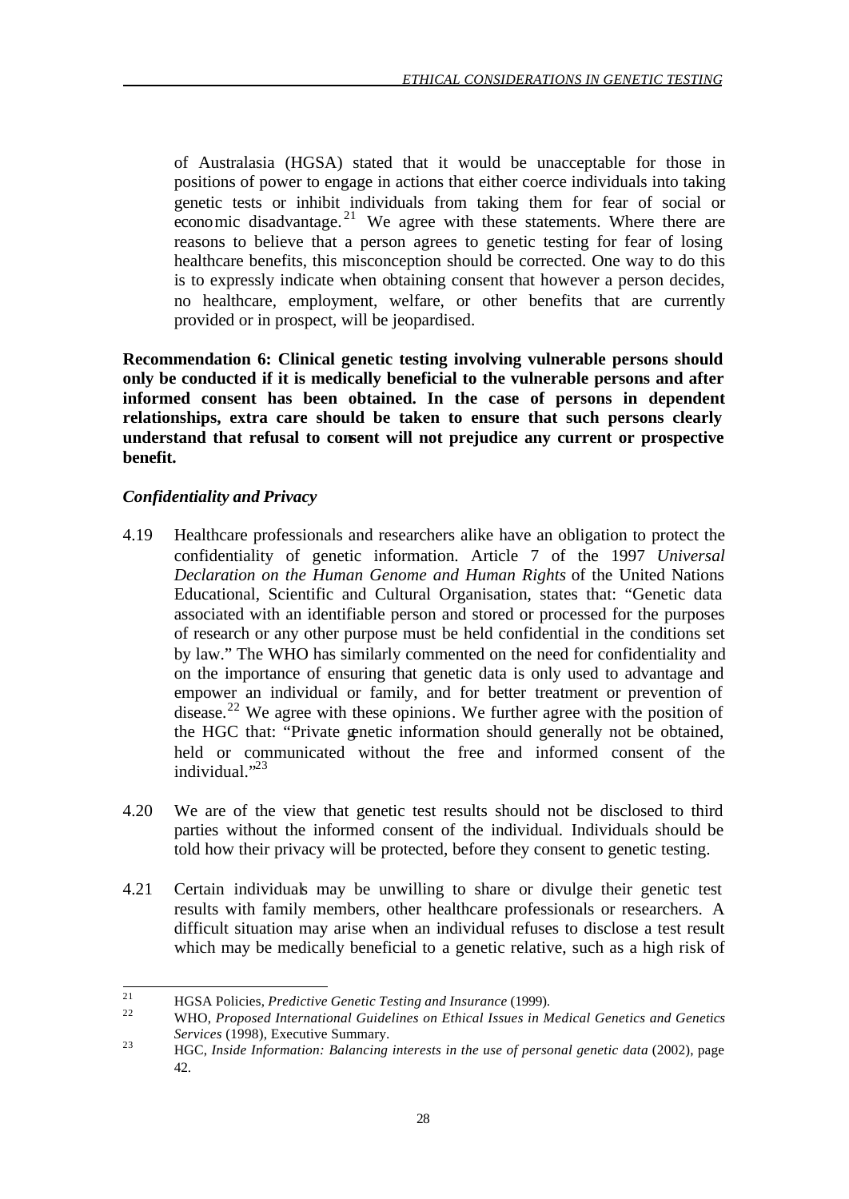of Australasia (HGSA) stated that it would be unacceptable for those in positions of power to engage in actions that either coerce individuals into taking genetic tests or inhibit individuals from taking them for fear of social or economic disadvantage.[21] We agree with these statements. Where there are reasons to believe that a person agrees to genetic testing for fear of losing healthcare benefits, this misconception should be corrected. One way to do this is to expressly indicate when obtaining consent that however a person decides, no healthcare, employment, welfare, or other benefits that are currently provided or in prospect, will be jeopardised.

**Recommendation 6: Clinical genetic testing involving vulnerable persons should only be conducted if it is medically beneficial to the vulnerable persons and after informed consent has been obtained. In the case of persons in dependent relationships, extra care should be taken to ensure that such persons clearly understand that refusal to consent will not prejudice any current or prospective benefit.**

### *Confidentiality and Privacy*

4.19 Healthcare professionals and researchers alike have an obligation to protect the confidentiality of genetic information. Article 7 of the 1997 *Universal Declaration on the Human Genome and Human Rights* of the United Nations Educational, Scientific and Cultural Organisation, states that: "Genetic data associated with an identifiable person and stored or processed for the purposes of research or any other purpose must be held confidential in the conditions set by law." The WHO has similarly commented on the need for confidentiality and on the importance of ensuring that genetic data is only used to advantage and empower an individual or family, and for better treatment or prevention of disease.[22] We agree with these opinions. We further agree with the position of the HGC that: "Private genetic information should generally not be obtained, held or communicated without the free and informed consent of the individual."[23]

4.20 We are of the view that genetic test results should not be disclosed to third parties without the informed consent of the individual. Individuals should be told how their privacy will be protected, before they consent to genetic testing.

4.21 Certain individuals may be unwilling to share or divulge their genetic test results with family members, other healthcare professionals or researchers. A difficult situation may arise when an individual refuses to disclose a test result which may be medically beneficial to a genetic relative, such as a high risk of

---

[21] HGSA Policies, *Predictive Genetic Testing and Insurance* (1999).

[22] WHO, *Proposed International Guidelines on Ethical Issues in Medical Genetics and Genetics Services* (1998), Executive Summary.

[23] HGC, *Inside Information: Balancing interests in the use of personal genetic data* (2002), page 42.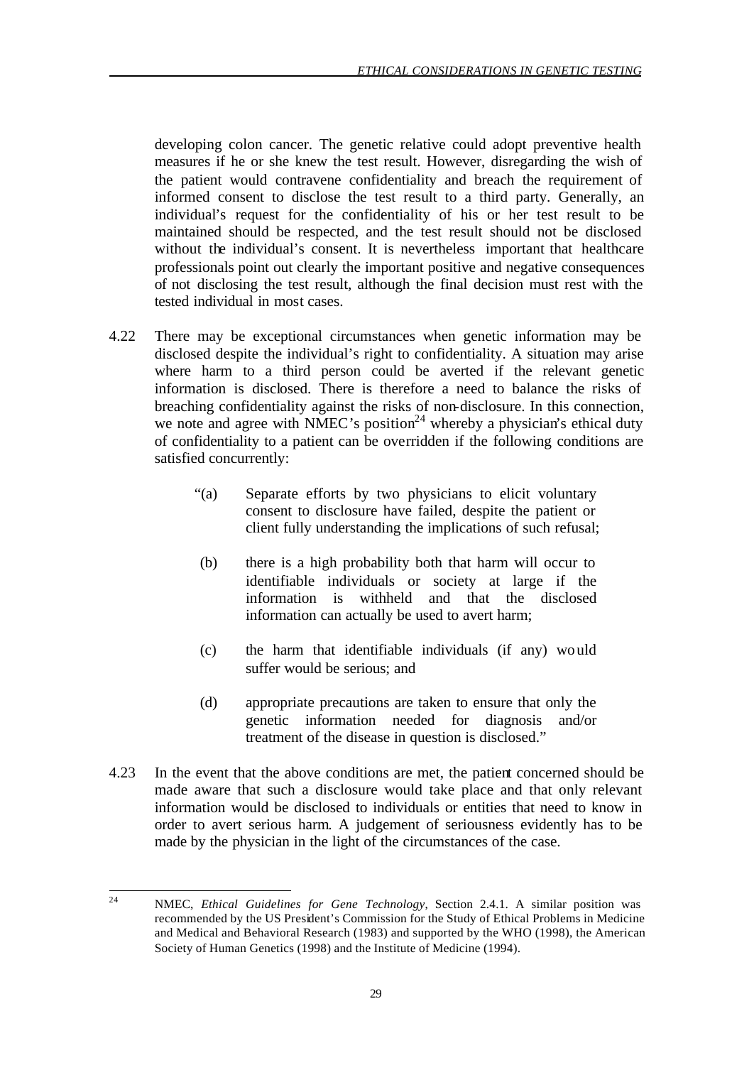developing colon cancer. The genetic relative could adopt preventive health measures if he or she knew the test result. However, disregarding the wish of the patient would contravene confidentiality and breach the requirement of informed consent to disclose the test result to a third party. Generally, an individual's request for the confidentiality of his or her test result to be maintained should be respected, and the test result should not be disclosed without the individual's consent. It is nevertheless important that healthcare professionals point out clearly the important positive and negative consequences of not disclosing the test result, although the final decision must rest with the tested individual in most cases.

4.22 There may be exceptional circumstances when genetic information may be disclosed despite the individual's right to confidentiality. A situation may arise where harm to a third person could be averted if the relevant genetic information is disclosed. There is therefore a need to balance the risks of breaching confidentiality against the risks of non-disclosure. In this connection, we note and agree with NMEC's position[24] whereby a physician's ethical duty of confidentiality to a patient can be overridden if the following conditions are satisfied concurrently:

> "(a) Separate efforts by two physicians to elicit voluntary consent to disclosure have failed, despite the patient or client fully understanding the implications of such refusal;
>
> (b) there is a high probability both that harm will occur to identifiable individuals or society at large if the information is withheld and that the disclosed information can actually be used to avert harm;
>
> (c) the harm that identifiable individuals (if any) would suffer would be serious; and
>
> (d) appropriate precautions are taken to ensure that only the genetic information needed for diagnosis and/or treatment of the disease in question is disclosed."

4.23 In the event that the above conditions are met, the patient concerned should be made aware that such a disclosure would take place and that only relevant information would be disclosed to individuals or entities that need to know in order to avert serious harm. A judgement of seriousness evidently has to be made by the physician in the light of the circumstances of the case.

---

[24] NMEC, *Ethical Guidelines for Gene Technology*, Section 2.4.1. A similar position was recommended by the US President's Commission for the Study of Ethical Problems in Medicine and Medical and Behavioral Research (1983) and supported by the WHO (1998), the American Society of Human Genetics (1998) and the Institute of Medicine (1994).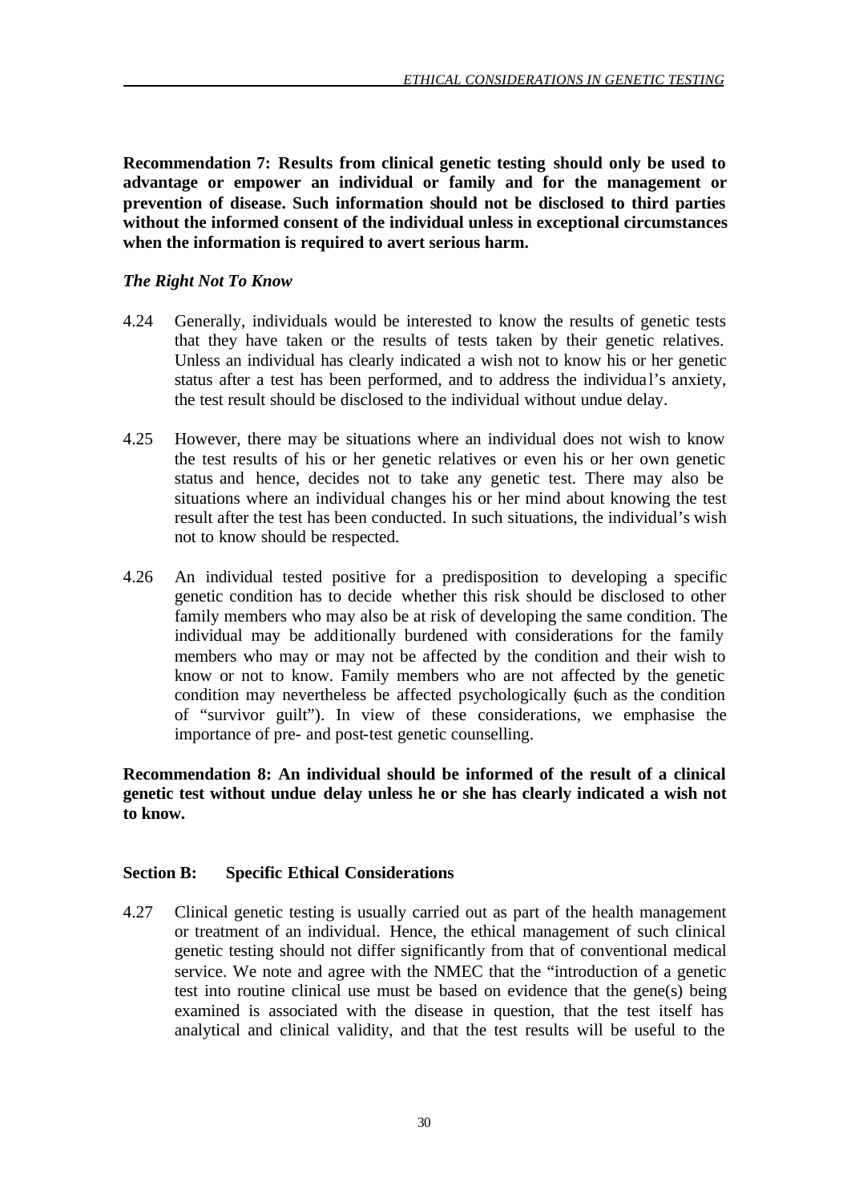**Recommendation 7: Results from clinical genetic testing should only be used to advantage or empower an individual or family and for the management or prevention of disease. Such information should not be disclosed to third parties without the informed consent of the individual unless in exceptional circumstances when the information is required to avert serious harm.**

### *The Right Not To Know*

4.24 Generally, individuals would be interested to know the results of genetic tests that they have taken or the results of tests taken by their genetic relatives. Unless an individual has clearly indicated a wish not to know his or her genetic status after a test has been performed, and to address the individual's anxiety, the test result should be disclosed to the individual without undue delay.

4.25 However, there may be situations where an individual does not wish to know the test results of his or her genetic relatives or even his or her own genetic status and hence, decides not to take any genetic test. There may also be situations where an individual changes his or her mind about knowing the test result after the test has been conducted. In such situations, the individual's wish not to know should be respected.

4.26 An individual tested positive for a predisposition to developing a specific genetic condition has to decide whether this risk should be disclosed to other family members who may also be at risk of developing the same condition. The individual may be additionally burdened with considerations for the family members who may or may not be affected by the condition and their wish to know or not to know. Family members who are not affected by the genetic condition may nevertheless be affected psychologically (such as the condition of "survivor guilt"). In view of these considerations, we emphasise the importance of pre- and post-test genetic counselling.

**Recommendation 8: An individual should be informed of the result of a clinical genetic test without undue delay unless he or she has clearly indicated a wish not to know.**

## Section B: Specific Ethical Considerations

4.27 Clinical genetic testing is usually carried out as part of the health management or treatment of an individual. Hence, the ethical management of such clinical genetic testing should not differ significantly from that of conventional medical service. We note and agree with the NMEC that the "introduction of a genetic test into routine clinical use must be based on evidence that the gene(s) being examined is associated with the disease in question, that the test itself has analytical and clinical validity, and that the test results will be useful to the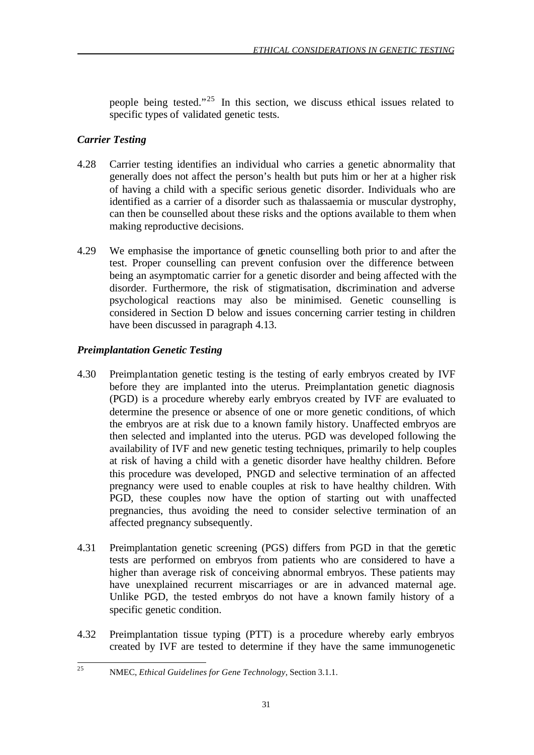people being tested."[25] In this section, we discuss ethical issues related to specific types of validated genetic tests.

### *Carrier Testing*

4.28 Carrier testing identifies an individual who carries a genetic abnormality that generally does not affect the person's health but puts him or her at a higher risk of having a child with a specific serious genetic disorder. Individuals who are identified as a carrier of a disorder such as thalassaemia or muscular dystrophy, can then be counselled about these risks and the options available to them when making reproductive decisions.

4.29 We emphasise the importance of genetic counselling both prior to and after the test. Proper counselling can prevent confusion over the difference between being an asymptomatic carrier for a genetic disorder and being affected with the disorder. Furthermore, the risk of stigmatisation, discrimination and adverse psychological reactions may also be minimised. Genetic counselling is considered in Section D below and issues concerning carrier testing in children have been discussed in paragraph 4.13.

### *Preimplantation Genetic Testing*

4.30 Preimplantation genetic testing is the testing of early embryos created by IVF before they are implanted into the uterus. Preimplantation genetic diagnosis (PGD) is a procedure whereby early embryos created by IVF are evaluated to determine the presence or absence of one or more genetic conditions, of which the embryos are at risk due to a known family history. Unaffected embryos are then selected and implanted into the uterus. PGD was developed following the availability of IVF and new genetic testing techniques, primarily to help couples at risk of having a child with a genetic disorder have healthy children. Before this procedure was developed, PNGD and selective termination of an affected pregnancy were used to enable couples at risk to have healthy children. With PGD, these couples now have the option of starting out with unaffected pregnancies, thus avoiding the need to consider selective termination of an affected pregnancy subsequently.

4.31 Preimplantation genetic screening (PGS) differs from PGD in that the genetic tests are performed on embryos from patients who are considered to have a higher than average risk of conceiving abnormal embryos. These patients may have unexplained recurrent miscarriages or are in advanced maternal age. Unlike PGD, the tested embryos do not have a known family history of a specific genetic condition.

4.32 Preimplantation tissue typing (PTT) is a procedure whereby early embryos created by IVF are tested to determine if they have the same immunogenetic

---

[25] NMEC, *Ethical Guidelines for Gene Technology*, Section 3.1.1.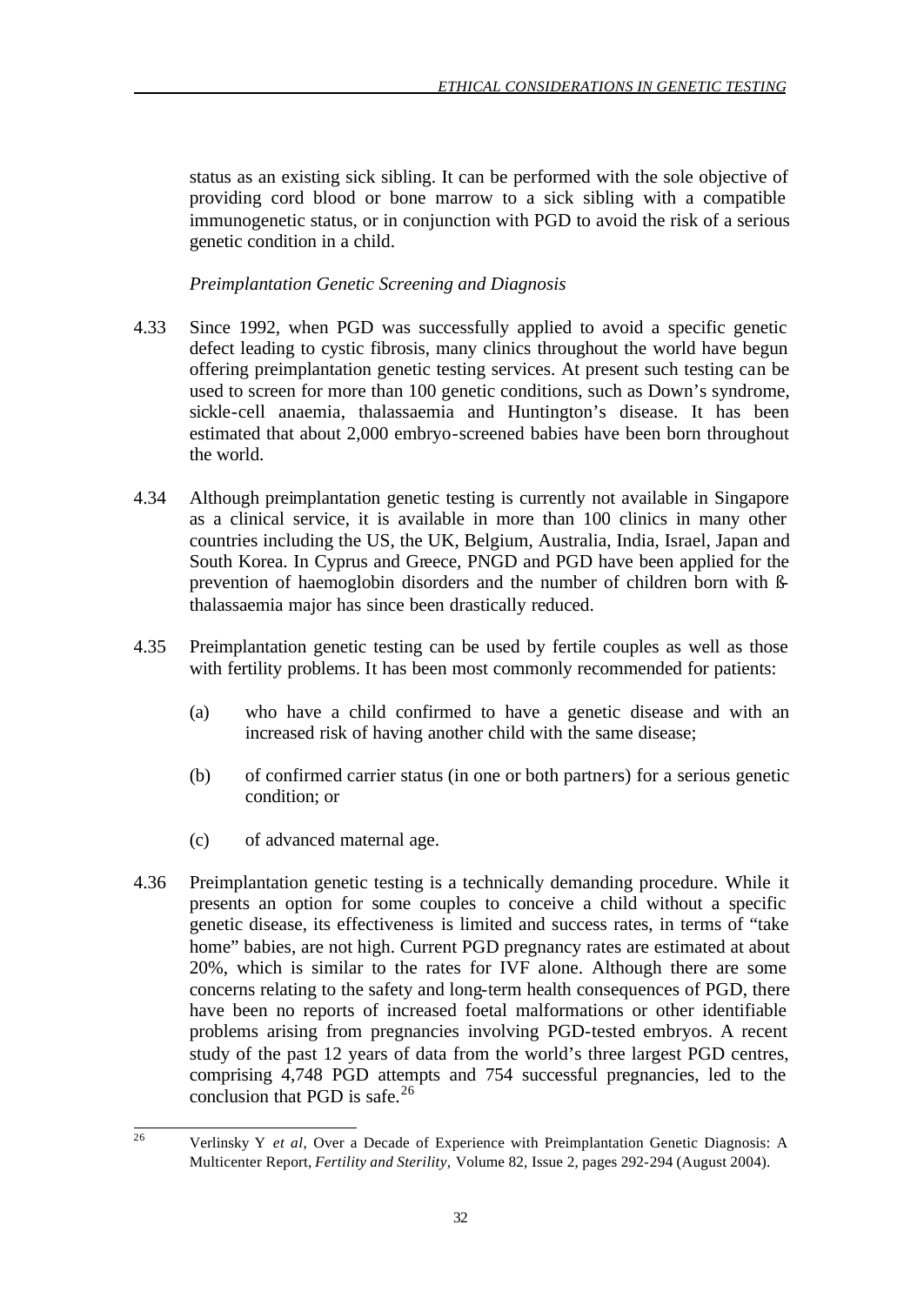status as an existing sick sibling. It can be performed with the sole objective of providing cord blood or bone marrow to a sick sibling with a compatible immunogenetic status, or in conjunction with PGD to avoid the risk of a serious genetic condition in a child.

*Preimplantation Genetic Screening and Diagnosis*

4.33 Since 1992, when PGD was successfully applied to avoid a specific genetic defect leading to cystic fibrosis, many clinics throughout the world have begun offering preimplantation genetic testing services. At present such testing can be used to screen for more than 100 genetic conditions, such as Down's syndrome, sickle-cell anaemia, thalassaemia and Huntington's disease. It has been estimated that about 2,000 embryo-screened babies have been born throughout the world.

4.34 Although preimplantation genetic testing is currently not available in Singapore as a clinical service, it is available in more than 100 clinics in many other countries including the US, the UK, Belgium, Australia, India, Israel, Japan and South Korea. In Cyprus and Greece, PNGD and PGD have been applied for the prevention of haemoglobin disorders and the number of children born with ß-thalassaemia major has since been drastically reduced.

4.35 Preimplantation genetic testing can be used by fertile couples as well as those with fertility problems. It has been most commonly recommended for patients:

(a) who have a child confirmed to have a genetic disease and with an increased risk of having another child with the same disease;

(b) of confirmed carrier status (in one or both partners) for a serious genetic condition; or

(c) of advanced maternal age.

4.36 Preimplantation genetic testing is a technically demanding procedure. While it presents an option for some couples to conceive a child without a specific genetic disease, its effectiveness is limited and success rates, in terms of "take home" babies, are not high. Current PGD pregnancy rates are estimated at about 20%, which is similar to the rates for IVF alone. Although there are some concerns relating to the safety and long-term health consequences of PGD, there have been no reports of increased foetal malformations or other identifiable problems arising from pregnancies involving PGD-tested embryos. A recent study of the past 12 years of data from the world's three largest PGD centres, comprising 4,748 PGD attempts and 754 successful pregnancies, led to the conclusion that PGD is safe.[26]

---

[26] Verlinsky Y *et al*, Over a Decade of Experience with Preimplantation Genetic Diagnosis: A Multicenter Report, *Fertility and Sterility*, Volume 82, Issue 2, pages 292-294 (August 2004).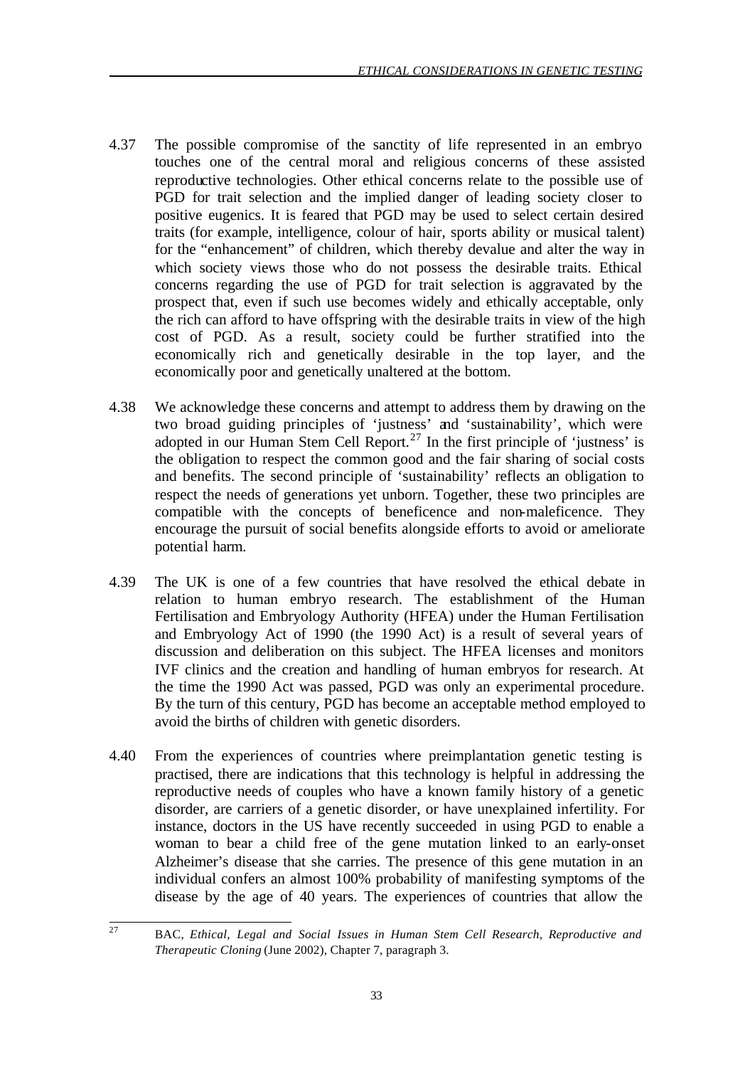4.37 The possible compromise of the sanctity of life represented in an embryo touches one of the central moral and religious concerns of these assisted reproductive technologies. Other ethical concerns relate to the possible use of PGD for trait selection and the implied danger of leading society closer to positive eugenics. It is feared that PGD may be used to select certain desired traits (for example, intelligence, colour of hair, sports ability or musical talent) for the "enhancement" of children, which thereby devalue and alter the way in which society views those who do not possess the desirable traits. Ethical concerns regarding the use of PGD for trait selection is aggravated by the prospect that, even if such use becomes widely and ethically acceptable, only the rich can afford to have offspring with the desirable traits in view of the high cost of PGD. As a result, society could be further stratified into the economically rich and genetically desirable in the top layer, and the economically poor and genetically unaltered at the bottom.

4.38 We acknowledge these concerns and attempt to address them by drawing on the two broad guiding principles of 'justness' and 'sustainability', which were adopted in our Human Stem Cell Report.[27] In the first principle of 'justness' is the obligation to respect the common good and the fair sharing of social costs and benefits. The second principle of 'sustainability' reflects an obligation to respect the needs of generations yet unborn. Together, these two principles are compatible with the concepts of beneficence and non-maleficence. They encourage the pursuit of social benefits alongside efforts to avoid or ameliorate potential harm.

4.39 The UK is one of a few countries that have resolved the ethical debate in relation to human embryo research. The establishment of the Human Fertilisation and Embryology Authority (HFEA) under the Human Fertilisation and Embryology Act of 1990 (the 1990 Act) is a result of several years of discussion and deliberation on this subject. The HFEA licenses and monitors IVF clinics and the creation and handling of human embryos for research. At the time the 1990 Act was passed, PGD was only an experimental procedure. By the turn of this century, PGD has become an acceptable method employed to avoid the births of children with genetic disorders.

4.40 From the experiences of countries where preimplantation genetic testing is practised, there are indications that this technology is helpful in addressing the reproductive needs of couples who have a known family history of a genetic disorder, are carriers of a genetic disorder, or have unexplained infertility. For instance, doctors in the US have recently succeeded in using PGD to enable a woman to bear a child free of the gene mutation linked to an early-onset Alzheimer's disease that she carries. The presence of this gene mutation in an individual confers an almost 100% probability of manifesting symptoms of the disease by the age of 40 years. The experiences of countries that allow the

---

[27] BAC, *Ethical, Legal and Social Issues in Human Stem Cell Research, Reproductive and Therapeutic Cloning* (June 2002), Chapter 7, paragraph 3.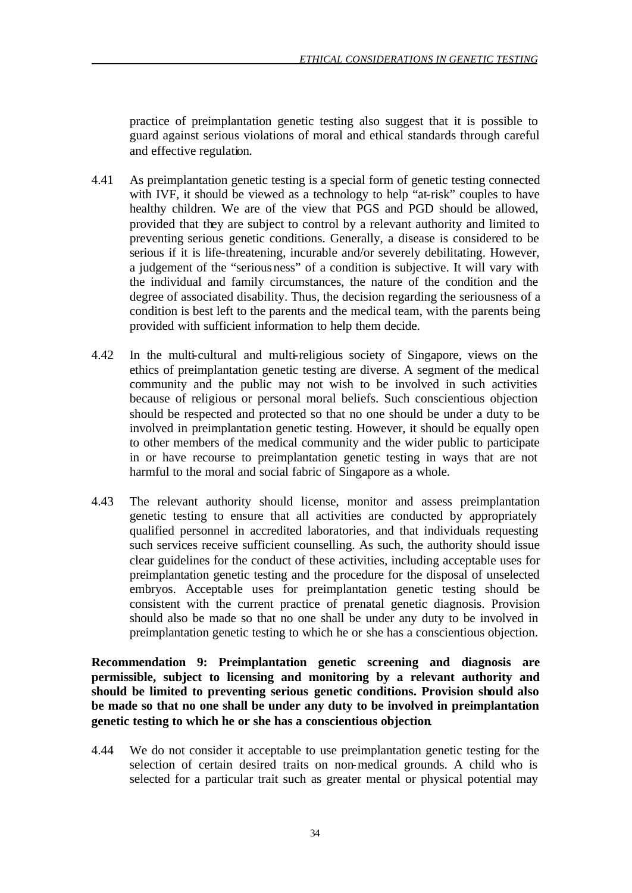practice of preimplantation genetic testing also suggest that it is possible to guard against serious violations of moral and ethical standards through careful and effective regulation.

4.41 As preimplantation genetic testing is a special form of genetic testing connected with IVF, it should be viewed as a technology to help "at-risk" couples to have healthy children. We are of the view that PGS and PGD should be allowed, provided that they are subject to control by a relevant authority and limited to preventing serious genetic conditions. Generally, a disease is considered to be serious if it is life-threatening, incurable and/or severely debilitating. However, a judgement of the "seriousness" of a condition is subjective. It will vary with the individual and family circumstances, the nature of the condition and the degree of associated disability. Thus, the decision regarding the seriousness of a condition is best left to the parents and the medical team, with the parents being provided with sufficient information to help them decide.

4.42 In the multi-cultural and multi-religious society of Singapore, views on the ethics of preimplantation genetic testing are diverse. A segment of the medical community and the public may not wish to be involved in such activities because of religious or personal moral beliefs. Such conscientious objection should be respected and protected so that no one should be under a duty to be involved in preimplantation genetic testing. However, it should be equally open to other members of the medical community and the wider public to participate in or have recourse to preimplantation genetic testing in ways that are not harmful to the moral and social fabric of Singapore as a whole.

4.43 The relevant authority should license, monitor and assess preimplantation genetic testing to ensure that all activities are conducted by appropriately qualified personnel in accredited laboratories, and that individuals requesting such services receive sufficient counselling. As such, the authority should issue clear guidelines for the conduct of these activities, including acceptable uses for preimplantation genetic testing and the procedure for the disposal of unselected embryos. Acceptable uses for preimplantation genetic testing should be consistent with the current practice of prenatal genetic diagnosis. Provision should also be made so that no one shall be under any duty to be involved in preimplantation genetic testing to which he or she has a conscientious objection.

**Recommendation 9: Preimplantation genetic screening and diagnosis are permissible, subject to licensing and monitoring by a relevant authority and should be limited to preventing serious genetic conditions. Provision should also be made so that no one shall be under any duty to be involved in preimplantation genetic testing to which he or she has a conscientious objection.**

4.44 We do not consider it acceptable to use preimplantation genetic testing for the selection of certain desired traits on non-medical grounds. A child who is selected for a particular trait such as greater mental or physical potential may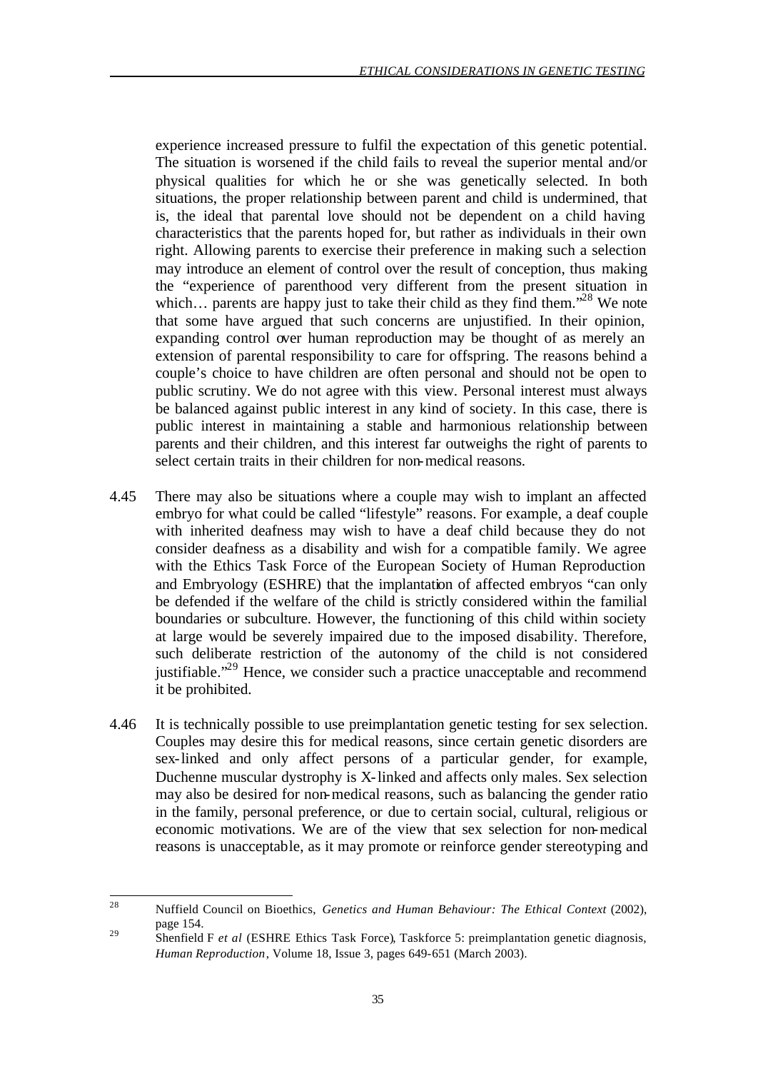experience increased pressure to fulfil the expectation of this genetic potential. The situation is worsened if the child fails to reveal the superior mental and/or physical qualities for which he or she was genetically selected. In both situations, the proper relationship between parent and child is undermined, that is, the ideal that parental love should not be dependent on a child having characteristics that the parents hoped for, but rather as individuals in their own right. Allowing parents to exercise their preference in making such a selection may introduce an element of control over the result of conception, thus making the "experience of parenthood very different from the present situation in which… parents are happy just to take their child as they find them."[28] We note that some have argued that such concerns are unjustified. In their opinion, expanding control over human reproduction may be thought of as merely an extension of parental responsibility to care for offspring. The reasons behind a couple's choice to have children are often personal and should not be open to public scrutiny. We do not agree with this view. Personal interest must always be balanced against public interest in any kind of society. In this case, there is public interest in maintaining a stable and harmonious relationship between parents and their children, and this interest far outweighs the right of parents to select certain traits in their children for non-medical reasons.

4.45 There may also be situations where a couple may wish to implant an affected embryo for what could be called "lifestyle" reasons. For example, a deaf couple with inherited deafness may wish to have a deaf child because they do not consider deafness as a disability and wish for a compatible family. We agree with the Ethics Task Force of the European Society of Human Reproduction and Embryology (ESHRE) that the implantation of affected embryos "can only be defended if the welfare of the child is strictly considered within the familial boundaries or subculture. However, the functioning of this child within society at large would be severely impaired due to the imposed disability. Therefore, such deliberate restriction of the autonomy of the child is not considered justifiable."[29] Hence, we consider such a practice unacceptable and recommend it be prohibited.

4.46 It is technically possible to use preimplantation genetic testing for sex selection. Couples may desire this for medical reasons, since certain genetic disorders are sex-linked and only affect persons of a particular gender, for example, Duchenne muscular dystrophy is X-linked and affects only males. Sex selection may also be desired for non-medical reasons, such as balancing the gender ratio in the family, personal preference, or due to certain social, cultural, religious or economic motivations. We are of the view that sex selection for non-medical reasons is unacceptable, as it may promote or reinforce gender stereotyping and

---

[28] Nuffield Council on Bioethics, *Genetics and Human Behaviour: The Ethical Context* (2002), page 154.

[29] Shenfield F *et al* (ESHRE Ethics Task Force), Taskforce 5: preimplantation genetic diagnosis, *Human Reproduction*, Volume 18, Issue 3, pages 649-651 (March 2003).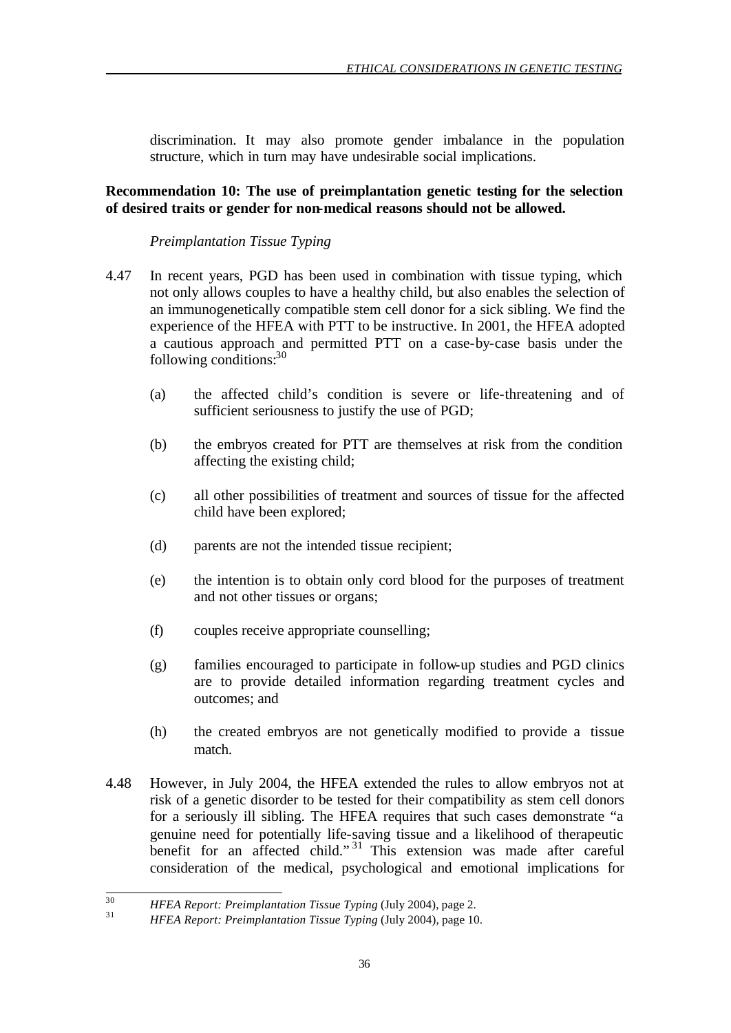discrimination. It may also promote gender imbalance in the population structure, which in turn may have undesirable social implications.

**Recommendation 10: The use of preimplantation genetic testing for the selection of desired traits or gender for non-medical reasons should not be allowed.**

*Preimplantation Tissue Typing*

4.47 In recent years, PGD has been used in combination with tissue typing, which not only allows couples to have a healthy child, but also enables the selection of an immunogenetically compatible stem cell donor for a sick sibling. We find the experience of the HFEA with PTT to be instructive. In 2001, the HFEA adopted a cautious approach and permitted PTT on a case-by-case basis under the following conditions:[30]

(a) the affected child's condition is severe or life-threatening and of sufficient seriousness to justify the use of PGD;

(b) the embryos created for PTT are themselves at risk from the condition affecting the existing child;

(c) all other possibilities of treatment and sources of tissue for the affected child have been explored;

(d) parents are not the intended tissue recipient;

(e) the intention is to obtain only cord blood for the purposes of treatment and not other tissues or organs;

(f) couples receive appropriate counselling;

(g) families encouraged to participate in follow-up studies and PGD clinics are to provide detailed information regarding treatment cycles and outcomes; and

(h) the created embryos are not genetically modified to provide a tissue match.

4.48 However, in July 2004, the HFEA extended the rules to allow embryos not at risk of a genetic disorder to be tested for their compatibility as stem cell donors for a seriously ill sibling. The HFEA requires that such cases demonstrate "a genuine need for potentially life-saving tissue and a likelihood of therapeutic benefit for an affected child."[31] This extension was made after careful consideration of the medical, psychological and emotional implications for

---

[30] *HFEA Report: Preimplantation Tissue Typing* (July 2004), page 2.

[31] *HFEA Report: Preimplantation Tissue Typing* (July 2004), page 10.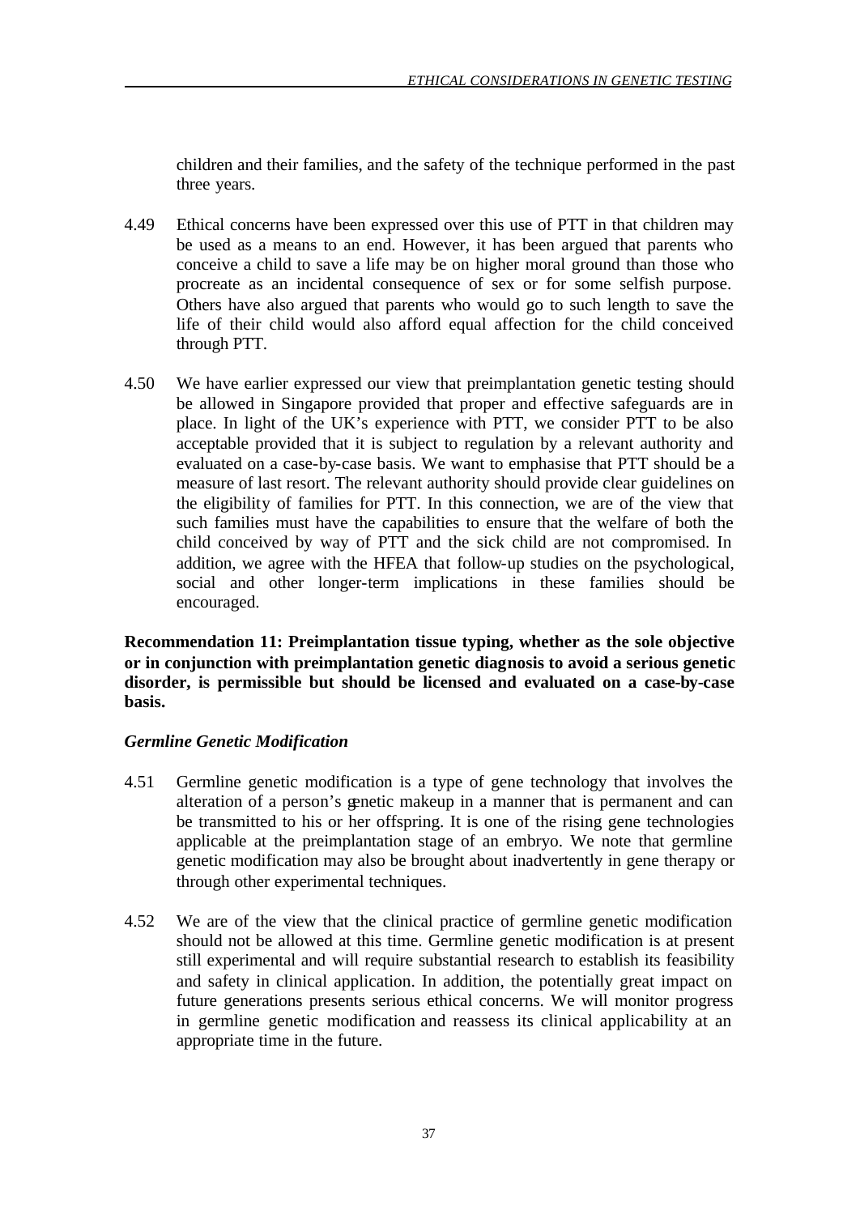children and their families, and the safety of the technique performed in the past three years.

4.49 Ethical concerns have been expressed over this use of PTT in that children may be used as a means to an end. However, it has been argued that parents who conceive a child to save a life may be on higher moral ground than those who procreate as an incidental consequence of sex or for some selfish purpose. Others have also argued that parents who would go to such length to save the life of their child would also afford equal affection for the child conceived through PTT.

4.50 We have earlier expressed our view that preimplantation genetic testing should be allowed in Singapore provided that proper and effective safeguards are in place. In light of the UK's experience with PTT, we consider PTT to be also acceptable provided that it is subject to regulation by a relevant authority and evaluated on a case-by-case basis. We want to emphasise that PTT should be a measure of last resort. The relevant authority should provide clear guidelines on the eligibility of families for PTT. In this connection, we are of the view that such families must have the capabilities to ensure that the welfare of both the child conceived by way of PTT and the sick child are not compromised. In addition, we agree with the HFEA that follow-up studies on the psychological, social and other longer-term implications in these families should be encouraged.

**Recommendation 11: Preimplantation tissue typing, whether as the sole objective or in conjunction with preimplantation genetic diagnosis to avoid a serious genetic disorder, is permissible but should be licensed and evaluated on a case-by-case basis.**

### *Germline Genetic Modification*

4.51 Germline genetic modification is a type of gene technology that involves the alteration of a person's genetic makeup in a manner that is permanent and can be transmitted to his or her offspring. It is one of the rising gene technologies applicable at the preimplantation stage of an embryo. We note that germline genetic modification may also be brought about inadvertently in gene therapy or through other experimental techniques.

4.52 We are of the view that the clinical practice of germline genetic modification should not be allowed at this time. Germline genetic modification is at present still experimental and will require substantial research to establish its feasibility and safety in clinical application. In addition, the potentially great impact on future generations presents serious ethical concerns. We will monitor progress in germline genetic modification and reassess its clinical applicability at an appropriate time in the future.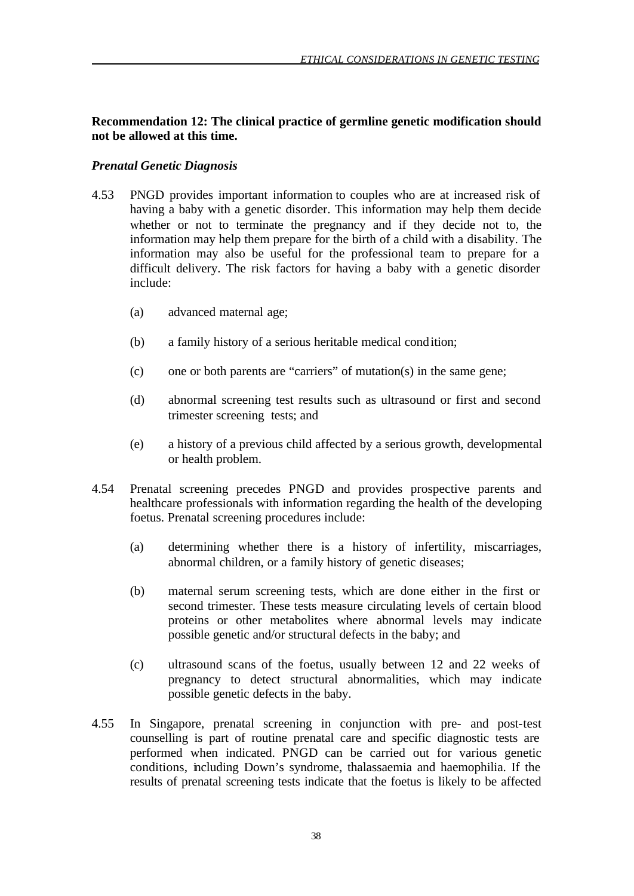**Recommendation 12: The clinical practice of germline genetic modification should not be allowed at this time.**

### *Prenatal Genetic Diagnosis*

4.53 PNGD provides important information to couples who are at increased risk of having a baby with a genetic disorder. This information may help them decide whether or not to terminate the pregnancy and if they decide not to, the information may help them prepare for the birth of a child with a disability. The information may also be useful for the professional team to prepare for a difficult delivery. The risk factors for having a baby with a genetic disorder include:

(a) advanced maternal age;

(b) a family history of a serious heritable medical condition;

(c) one or both parents are "carriers" of mutation(s) in the same gene;

(d) abnormal screening test results such as ultrasound or first and second trimester screening tests; and

(e) a history of a previous child affected by a serious growth, developmental or health problem.

4.54 Prenatal screening precedes PNGD and provides prospective parents and healthcare professionals with information regarding the health of the developing foetus. Prenatal screening procedures include:

(a) determining whether there is a history of infertility, miscarriages, abnormal children, or a family history of genetic diseases;

(b) maternal serum screening tests, which are done either in the first or second trimester. These tests measure circulating levels of certain blood proteins or other metabolites where abnormal levels may indicate possible genetic and/or structural defects in the baby; and

(c) ultrasound scans of the foetus, usually between 12 and 22 weeks of pregnancy to detect structural abnormalities, which may indicate possible genetic defects in the baby.

4.55 In Singapore, prenatal screening in conjunction with pre- and post-test counselling is part of routine prenatal care and specific diagnostic tests are performed when indicated. PNGD can be carried out for various genetic conditions, including Down's syndrome, thalassaemia and haemophilia. If the results of prenatal screening tests indicate that the foetus is likely to be affected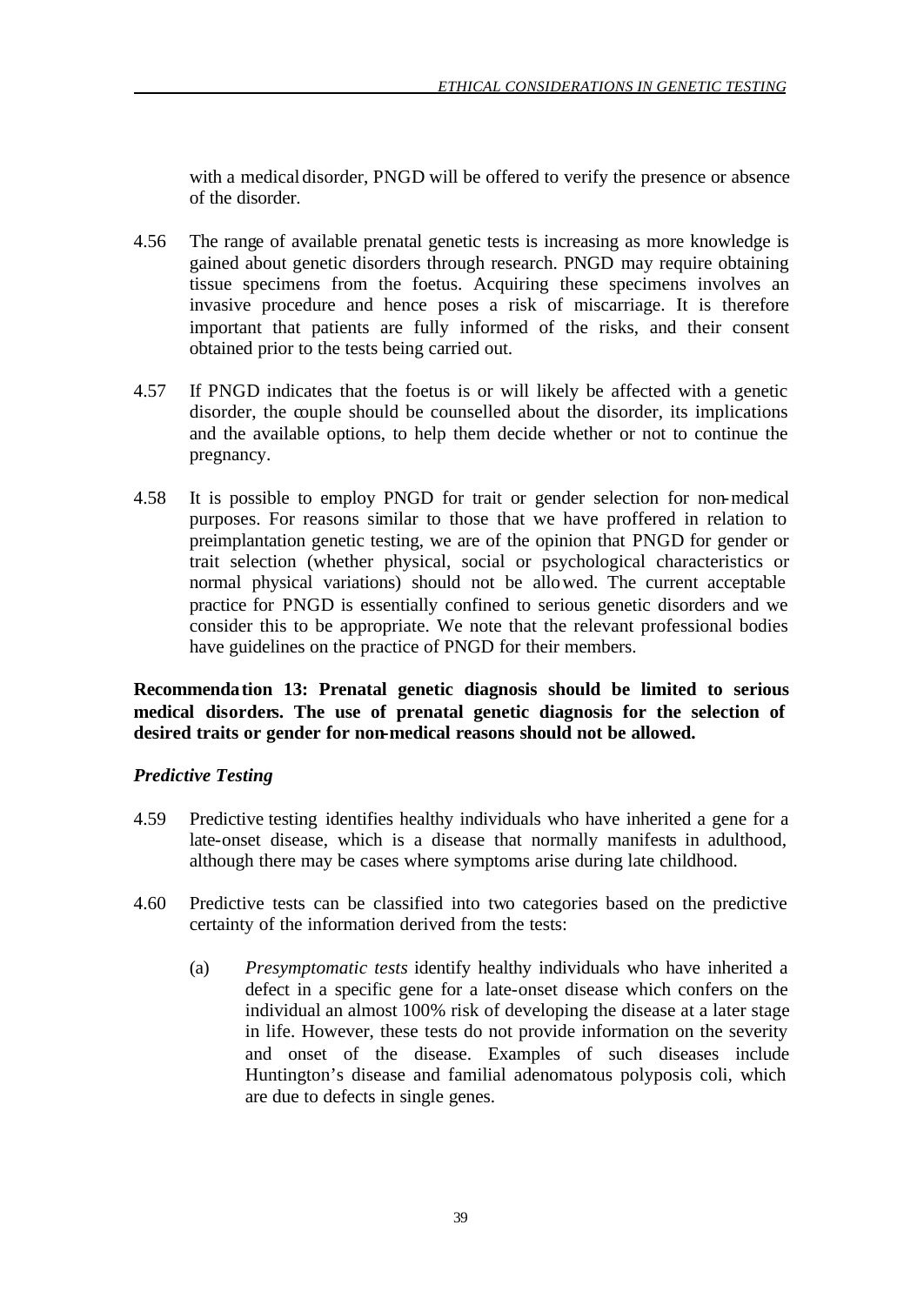with a medical disorder, PNGD will be offered to verify the presence or absence of the disorder.

4.56 The range of available prenatal genetic tests is increasing as more knowledge is gained about genetic disorders through research. PNGD may require obtaining tissue specimens from the foetus. Acquiring these specimens involves an invasive procedure and hence poses a risk of miscarriage. It is therefore important that patients are fully informed of the risks, and their consent obtained prior to the tests being carried out.

4.57 If PNGD indicates that the foetus is or will likely be affected with a genetic disorder, the couple should be counselled about the disorder, its implications and the available options, to help them decide whether or not to continue the pregnancy.

4.58 It is possible to employ PNGD for trait or gender selection for non-medical purposes. For reasons similar to those that we have proffered in relation to preimplantation genetic testing, we are of the opinion that PNGD for gender or trait selection (whether physical, social or psychological characteristics or normal physical variations) should not be allowed. The current acceptable practice for PNGD is essentially confined to serious genetic disorders and we consider this to be appropriate. We note that the relevant professional bodies have guidelines on the practice of PNGD for their members.

**Recommendation 13: Prenatal genetic diagnosis should be limited to serious medical disorders. The use of prenatal genetic diagnosis for the selection of desired traits or gender for non-medical reasons should not be allowed.**

### *Predictive Testing*

4.59 Predictive testing identifies healthy individuals who have inherited a gene for a late-onset disease, which is a disease that normally manifests in adulthood, although there may be cases where symptoms arise during late childhood.

4.60 Predictive tests can be classified into two categories based on the predictive certainty of the information derived from the tests:

(a) *Presymptomatic tests* identify healthy individuals who have inherited a defect in a specific gene for a late-onset disease which confers on the individual an almost 100% risk of developing the disease at a later stage in life. However, these tests do not provide information on the severity and onset of the disease. Examples of such diseases include Huntington's disease and familial adenomatous polyposis coli, which are due to defects in single genes.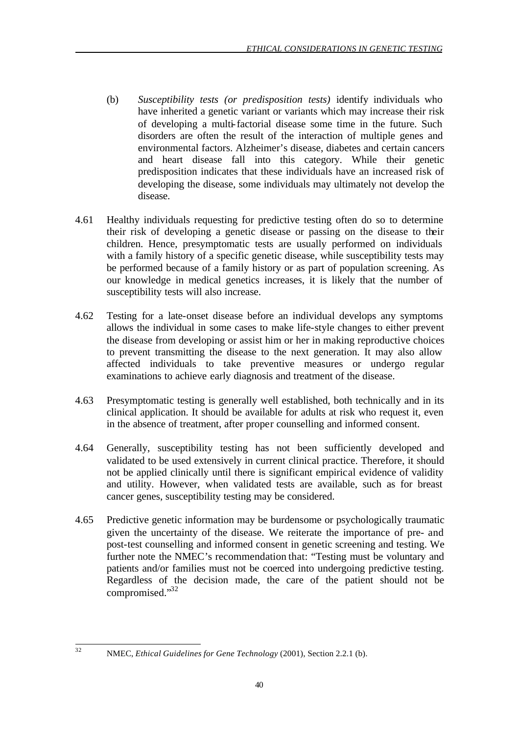(b) *Susceptibility tests (or predisposition tests)* identify individuals who have inherited a genetic variant or variants which may increase their risk of developing a multi-factorial disease some time in the future. Such disorders are often the result of the interaction of multiple genes and environmental factors. Alzheimer's disease, diabetes and certain cancers and heart disease fall into this category. While their genetic predisposition indicates that these individuals have an increased risk of developing the disease, some individuals may ultimately not develop the disease.

4.61 Healthy individuals requesting for predictive testing often do so to determine their risk of developing a genetic disease or passing on the disease to their children. Hence, presymptomatic tests are usually performed on individuals with a family history of a specific genetic disease, while susceptibility tests may be performed because of a family history or as part of population screening. As our knowledge in medical genetics increases, it is likely that the number of susceptibility tests will also increase.

4.62 Testing for a late-onset disease before an individual develops any symptoms allows the individual in some cases to make life-style changes to either prevent the disease from developing or assist him or her in making reproductive choices to prevent transmitting the disease to the next generation. It may also allow affected individuals to take preventive measures or undergo regular examinations to achieve early diagnosis and treatment of the disease.

4.63 Presymptomatic testing is generally well established, both technically and in its clinical application. It should be available for adults at risk who request it, even in the absence of treatment, after proper counselling and informed consent.

4.64 Generally, susceptibility testing has not been sufficiently developed and validated to be used extensively in current clinical practice. Therefore, it should not be applied clinically until there is significant empirical evidence of validity and utility. However, when validated tests are available, such as for breast cancer genes, susceptibility testing may be considered.

4.65 Predictive genetic information may be burdensome or psychologically traumatic given the uncertainty of the disease. We reiterate the importance of pre- and post-test counselling and informed consent in genetic screening and testing. We further note the NMEC's recommendation that: "Testing must be voluntary and patients and/or families must not be coerced into undergoing predictive testing. Regardless of the decision made, the care of the patient should not be compromised."[32]

---

[32] NMEC, *Ethical Guidelines for Gene Technology* (2001), Section 2.2.1 (b).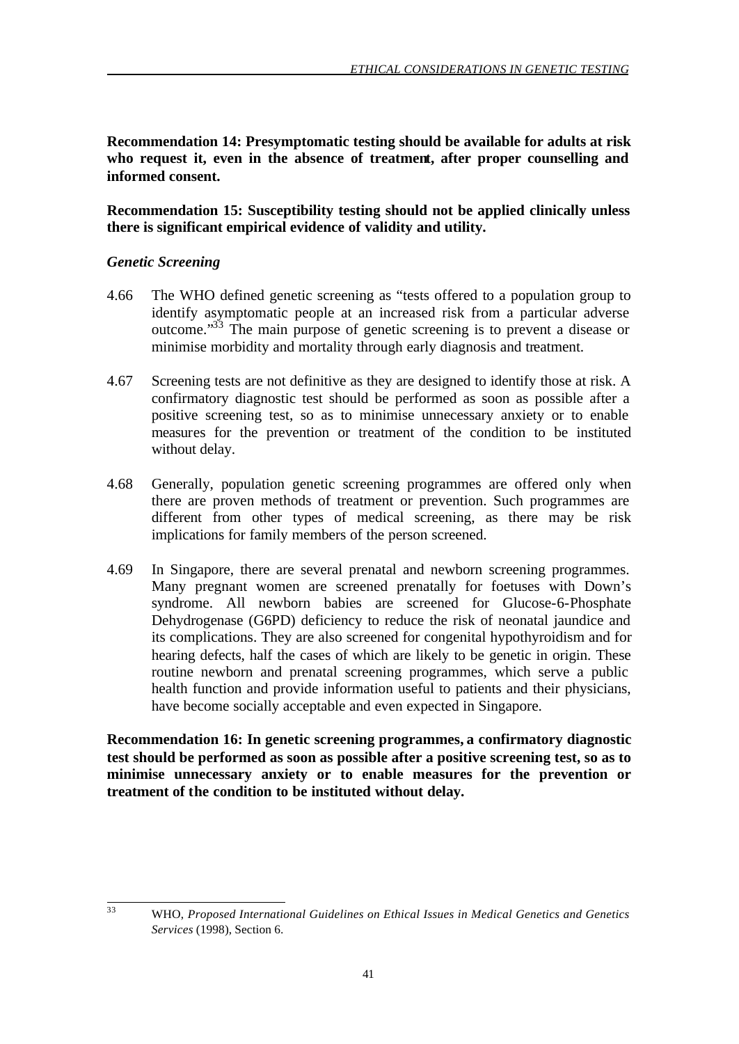**Recommendation 14: Presymptomatic testing should be available for adults at risk who request it, even in the absence of treatment, after proper counselling and informed consent.**

**Recommendation 15: Susceptibility testing should not be applied clinically unless there is significant empirical evidence of validity and utility.**

### *Genetic Screening*

4.66 The WHO defined genetic screening as "tests offered to a population group to identify asymptomatic people at an increased risk from a particular adverse outcome."[33] The main purpose of genetic screening is to prevent a disease or minimise morbidity and mortality through early diagnosis and treatment.

4.67 Screening tests are not definitive as they are designed to identify those at risk. A confirmatory diagnostic test should be performed as soon as possible after a positive screening test, so as to minimise unnecessary anxiety or to enable measures for the prevention or treatment of the condition to be instituted without delay.

4.68 Generally, population genetic screening programmes are offered only when there are proven methods of treatment or prevention. Such programmes are different from other types of medical screening, as there may be risk implications for family members of the person screened.

4.69 In Singapore, there are several prenatal and newborn screening programmes. Many pregnant women are screened prenatally for foetuses with Down's syndrome. All newborn babies are screened for Glucose-6-Phosphate Dehydrogenase (G6PD) deficiency to reduce the risk of neonatal jaundice and its complications. They are also screened for congenital hypothyroidism and for hearing defects, half the cases of which are likely to be genetic in origin. These routine newborn and prenatal screening programmes, which serve a public health function and provide information useful to patients and their physicians, have become socially acceptable and even expected in Singapore.

**Recommendation 16: In genetic screening programmes, a confirmatory diagnostic test should be performed as soon as possible after a positive screening test, so as to minimise unnecessary anxiety or to enable measures for the prevention or treatment of the condition to be instituted without delay.**

---

[33] WHO, *Proposed International Guidelines on Ethical Issues in Medical Genetics and Genetics Services* (1998), Section 6.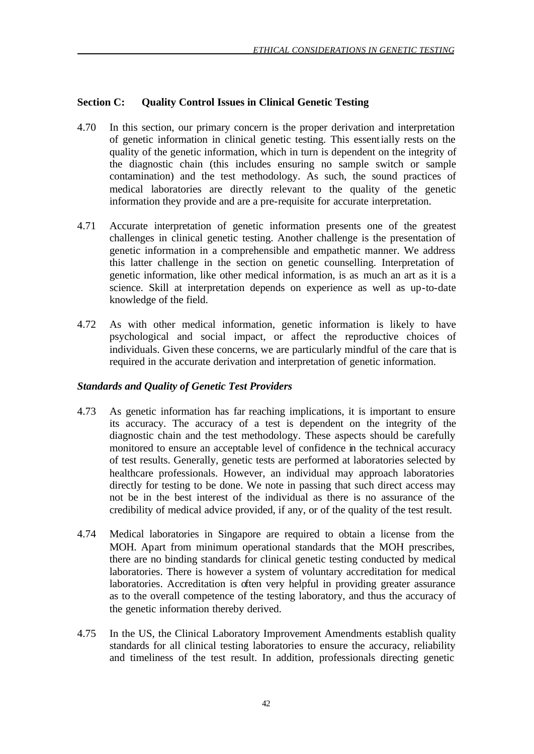## Section C: Quality Control Issues in Clinical Genetic Testing

4.70 In this section, our primary concern is the proper derivation and interpretation of genetic information in clinical genetic testing. This essentially rests on the quality of the genetic information, which in turn is dependent on the integrity of the diagnostic chain (this includes ensuring no sample switch or sample contamination) and the test methodology. As such, the sound practices of medical laboratories are directly relevant to the quality of the genetic information they provide and are a pre-requisite for accurate interpretation.

4.71 Accurate interpretation of genetic information presents one of the greatest challenges in clinical genetic testing. Another challenge is the presentation of genetic information in a comprehensible and empathetic manner. We address this latter challenge in the section on genetic counselling. Interpretation of genetic information, like other medical information, is as much an art as it is a science. Skill at interpretation depends on experience as well as up-to-date knowledge of the field.

4.72 As with other medical information, genetic information is likely to have psychological and social impact, or affect the reproductive choices of individuals. Given these concerns, we are particularly mindful of the care that is required in the accurate derivation and interpretation of genetic information.

### *Standards and Quality of Genetic Test Providers*

4.73 As genetic information has far reaching implications, it is important to ensure its accuracy. The accuracy of a test is dependent on the integrity of the diagnostic chain and the test methodology. These aspects should be carefully monitored to ensure an acceptable level of confidence in the technical accuracy of test results. Generally, genetic tests are performed at laboratories selected by healthcare professionals. However, an individual may approach laboratories directly for testing to be done. We note in passing that such direct access may not be in the best interest of the individual as there is no assurance of the credibility of medical advice provided, if any, or of the quality of the test result.

4.74 Medical laboratories in Singapore are required to obtain a license from the MOH. Apart from minimum operational standards that the MOH prescribes, there are no binding standards for clinical genetic testing conducted by medical laboratories. There is however a system of voluntary accreditation for medical laboratories. Accreditation is often very helpful in providing greater assurance as to the overall competence of the testing laboratory, and thus the accuracy of the genetic information thereby derived.

4.75 In the US, the Clinical Laboratory Improvement Amendments establish quality standards for all clinical testing laboratories to ensure the accuracy, reliability and timeliness of the test result. In addition, professionals directing genetic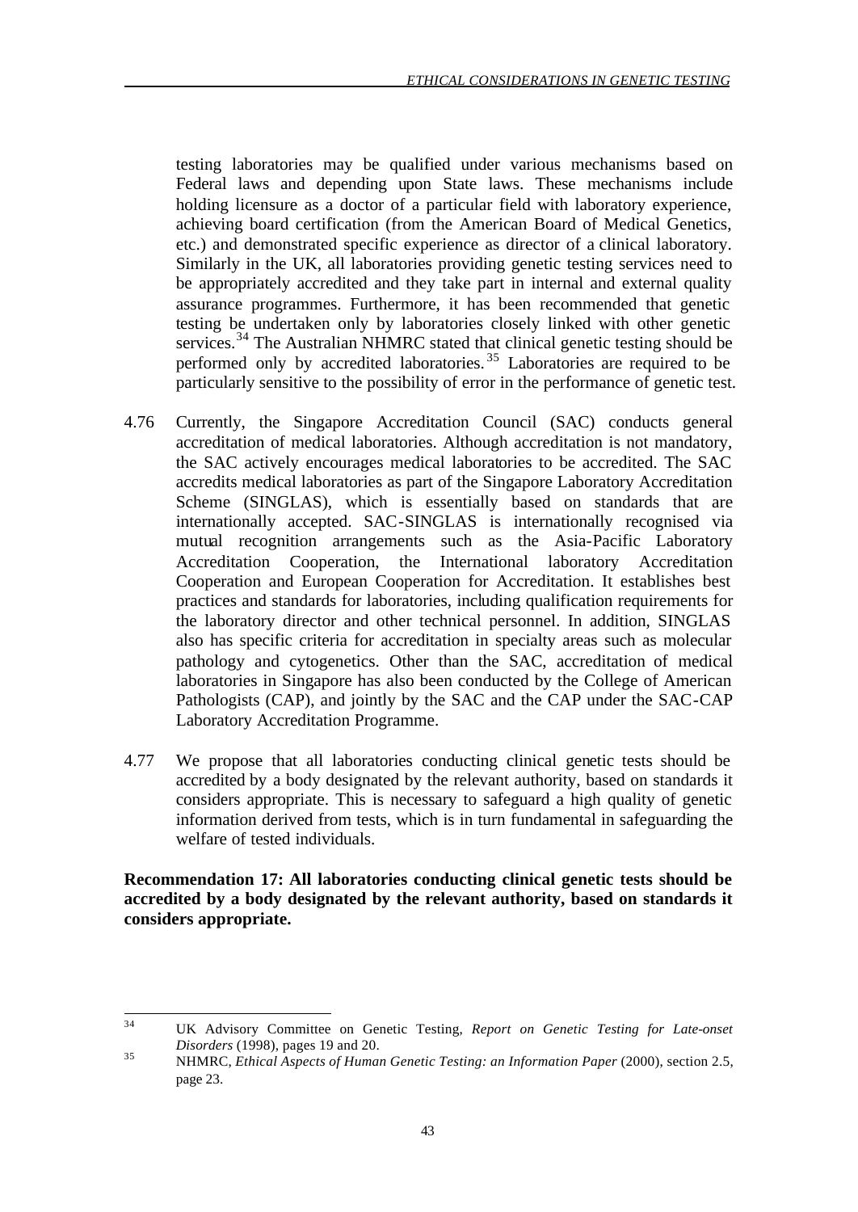testing laboratories may be qualified under various mechanisms based on Federal laws and depending upon State laws. These mechanisms include holding licensure as a doctor of a particular field with laboratory experience, achieving board certification (from the American Board of Medical Genetics, etc.) and demonstrated specific experience as director of a clinical laboratory. Similarly in the UK, all laboratories providing genetic testing services need to be appropriately accredited and they take part in internal and external quality assurance programmes. Furthermore, it has been recommended that genetic testing be undertaken only by laboratories closely linked with other genetic services.[34] The Australian NHMRC stated that clinical genetic testing should be performed only by accredited laboratories.[35] Laboratories are required to be particularly sensitive to the possibility of error in the performance of genetic test.

4.76 Currently, the Singapore Accreditation Council (SAC) conducts general accreditation of medical laboratories. Although accreditation is not mandatory, the SAC actively encourages medical laboratories to be accredited. The SAC accredits medical laboratories as part of the Singapore Laboratory Accreditation Scheme (SINGLAS), which is essentially based on standards that are internationally accepted. SAC-SINGLAS is internationally recognised via mutual recognition arrangements such as the Asia-Pacific Laboratory Accreditation Cooperation, the International laboratory Accreditation Cooperation and European Cooperation for Accreditation. It establishes best practices and standards for laboratories, including qualification requirements for the laboratory director and other technical personnel. In addition, SINGLAS also has specific criteria for accreditation in specialty areas such as molecular pathology and cytogenetics. Other than the SAC, accreditation of medical laboratories in Singapore has also been conducted by the College of American Pathologists (CAP), and jointly by the SAC and the CAP under the SAC-CAP Laboratory Accreditation Programme.

4.77 We propose that all laboratories conducting clinical genetic tests should be accredited by a body designated by the relevant authority, based on standards it considers appropriate. This is necessary to safeguard a high quality of genetic information derived from tests, which is in turn fundamental in safeguarding the welfare of tested individuals.

**Recommendation 17: All laboratories conducting clinical genetic tests should be accredited by a body designated by the relevant authority, based on standards it considers appropriate.**

---

[34] UK Advisory Committee on Genetic Testing, *Report on Genetic Testing for Late-onset Disorders* (1998), pages 19 and 20.

[35] NHMRC, *Ethical Aspects of Human Genetic Testing: an Information Paper* (2000), section 2.5, page 23.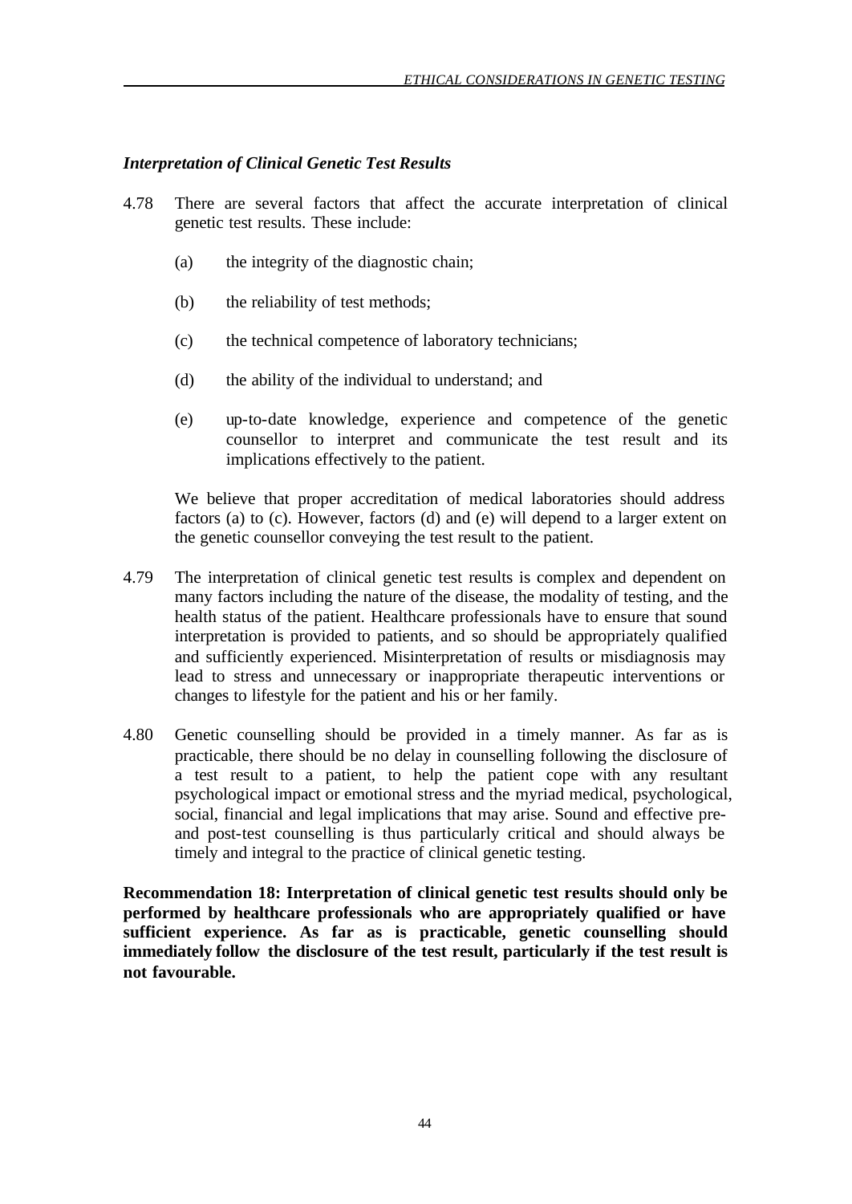### *Interpretation of Clinical Genetic Test Results*

4.78 There are several factors that affect the accurate interpretation of clinical genetic test results. These include:

(a) the integrity of the diagnostic chain;

(b) the reliability of test methods;

(c) the technical competence of laboratory technicians;

(d) the ability of the individual to understand; and

(e) up-to-date knowledge, experience and competence of the genetic counsellor to interpret and communicate the test result and its implications effectively to the patient.

We believe that proper accreditation of medical laboratories should address factors (a) to (c). However, factors (d) and (e) will depend to a larger extent on the genetic counsellor conveying the test result to the patient.

4.79 The interpretation of clinical genetic test results is complex and dependent on many factors including the nature of the disease, the modality of testing, and the health status of the patient. Healthcare professionals have to ensure that sound interpretation is provided to patients, and so should be appropriately qualified and sufficiently experienced. Misinterpretation of results or misdiagnosis may lead to stress and unnecessary or inappropriate therapeutic interventions or changes to lifestyle for the patient and his or her family.

4.80 Genetic counselling should be provided in a timely manner. As far as is practicable, there should be no delay in counselling following the disclosure of a test result to a patient, to help the patient cope with any resultant psychological impact or emotional stress and the myriad medical, psychological, social, financial and legal implications that may arise. Sound and effective pre- and post-test counselling is thus particularly critical and should always be timely and integral to the practice of clinical genetic testing.

**Recommendation 18: Interpretation of clinical genetic test results should only be performed by healthcare professionals who are appropriately qualified or have sufficient experience. As far as is practicable, genetic counselling should immediately follow the disclosure of the test result, particularly if the test result is not favourable.**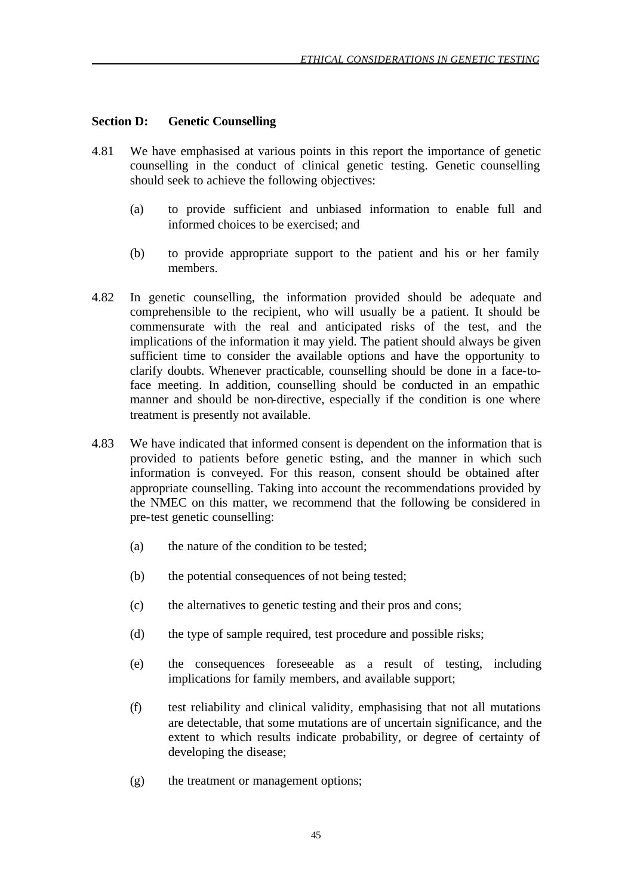### Section D: Genetic Counselling

4.81 We have emphasised at various points in this report the importance of genetic counselling in the conduct of clinical genetic testing. Genetic counselling should seek to achieve the following objectives:

(a) to provide sufficient and unbiased information to enable full and informed choices to be exercised; and

(b) to provide appropriate support to the patient and his or her family members.

4.82 In genetic counselling, the information provided should be adequate and comprehensible to the recipient, who will usually be a patient. It should be commensurate with the real and anticipated risks of the test, and the implications of the information it may yield. The patient should always be given sufficient time to consider the available options and have the opportunity to clarify doubts. Whenever practicable, counselling should be done in a face-to-face meeting. In addition, counselling should be conducted in an empathic manner and should be non-directive, especially if the condition is one where treatment is presently not available.

4.83 We have indicated that informed consent is dependent on the information that is provided to patients before genetic testing, and the manner in which such information is conveyed. For this reason, consent should be obtained after appropriate counselling. Taking into account the recommendations provided by the NMEC on this matter, we recommend that the following be considered in pre-test genetic counselling:

(a) the nature of the condition to be tested;

(b) the potential consequences of not being tested;

(c) the alternatives to genetic testing and their pros and cons;

(d) the type of sample required, test procedure and possible risks;

(e) the consequences foreseeable as a result of testing, including implications for family members, and available support;

(f) test reliability and clinical validity, emphasising that not all mutations are detectable, that some mutations are of uncertain significance, and the extent to which results indicate probability, or degree of certainty of developing the disease;

(g) the treatment or management options;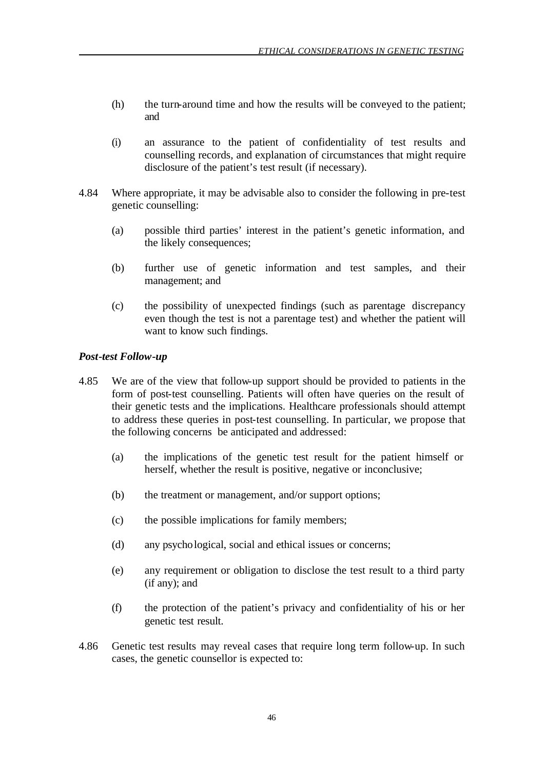(h) the turn-around time and how the results will be conveyed to the patient; and

(i) an assurance to the patient of confidentiality of test results and counselling records, and explanation of circumstances that might require disclosure of the patient's test result (if necessary).

4.84 Where appropriate, it may be advisable also to consider the following in pre-test genetic counselling:

(a) possible third parties' interest in the patient's genetic information, and the likely consequences;

(b) further use of genetic information and test samples, and their management; and

(c) the possibility of unexpected findings (such as parentage discrepancy even though the test is not a parentage test) and whether the patient will want to know such findings.

### *Post-test Follow-up*

4.85 We are of the view that follow-up support should be provided to patients in the form of post-test counselling. Patients will often have queries on the result of their genetic tests and the implications. Healthcare professionals should attempt to address these queries in post-test counselling. In particular, we propose that the following concerns be anticipated and addressed:

(a) the implications of the genetic test result for the patient himself or herself, whether the result is positive, negative or inconclusive;

(b) the treatment or management, and/or support options;

(c) the possible implications for family members;

(d) any psychological, social and ethical issues or concerns;

(e) any requirement or obligation to disclose the test result to a third party (if any); and

(f) the protection of the patient's privacy and confidentiality of his or her genetic test result.

4.86 Genetic test results may reveal cases that require long term follow-up. In such cases, the genetic counsellor is expected to: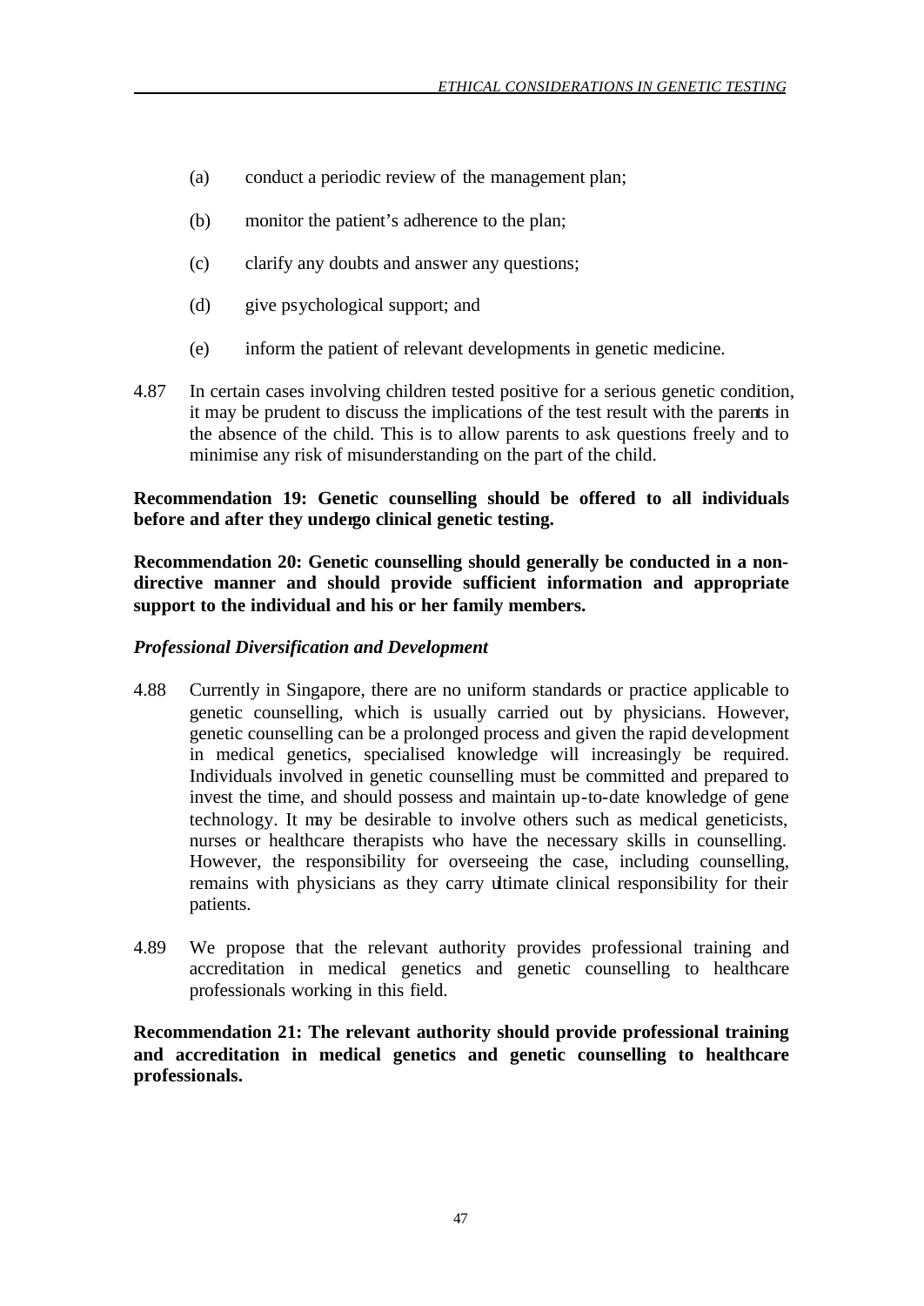(a) conduct a periodic review of the management plan;

(b) monitor the patient's adherence to the plan;

(c) clarify any doubts and answer any questions;

(d) give psychological support; and

(e) inform the patient of relevant developments in genetic medicine.

4.87 In certain cases involving children tested positive for a serious genetic condition, it may be prudent to discuss the implications of the test result with the parents in the absence of the child. This is to allow parents to ask questions freely and to minimise any risk of misunderstanding on the part of the child.

**Recommendation 19: Genetic counselling should be offered to all individuals before and after they undergo clinical genetic testing.**

**Recommendation 20: Genetic counselling should generally be conducted in a non-directive manner and should provide sufficient information and appropriate support to the individual and his or her family members.**

### *Professional Diversification and Development*

4.88 Currently in Singapore, there are no uniform standards or practice applicable to genetic counselling, which is usually carried out by physicians. However, genetic counselling can be a prolonged process and given the rapid development in medical genetics, specialised knowledge will increasingly be required. Individuals involved in genetic counselling must be committed and prepared to invest the time, and should possess and maintain up-to-date knowledge of gene technology. It may be desirable to involve others such as medical geneticists, nurses or healthcare therapists who have the necessary skills in counselling. However, the responsibility for overseeing the case, including counselling, remains with physicians as they carry ultimate clinical responsibility for their patients.

4.89 We propose that the relevant authority provides professional training and accreditation in medical genetics and genetic counselling to healthcare professionals working in this field.

**Recommendation 21: The relevant authority should provide professional training and accreditation in medical genetics and genetic counselling to healthcare professionals.**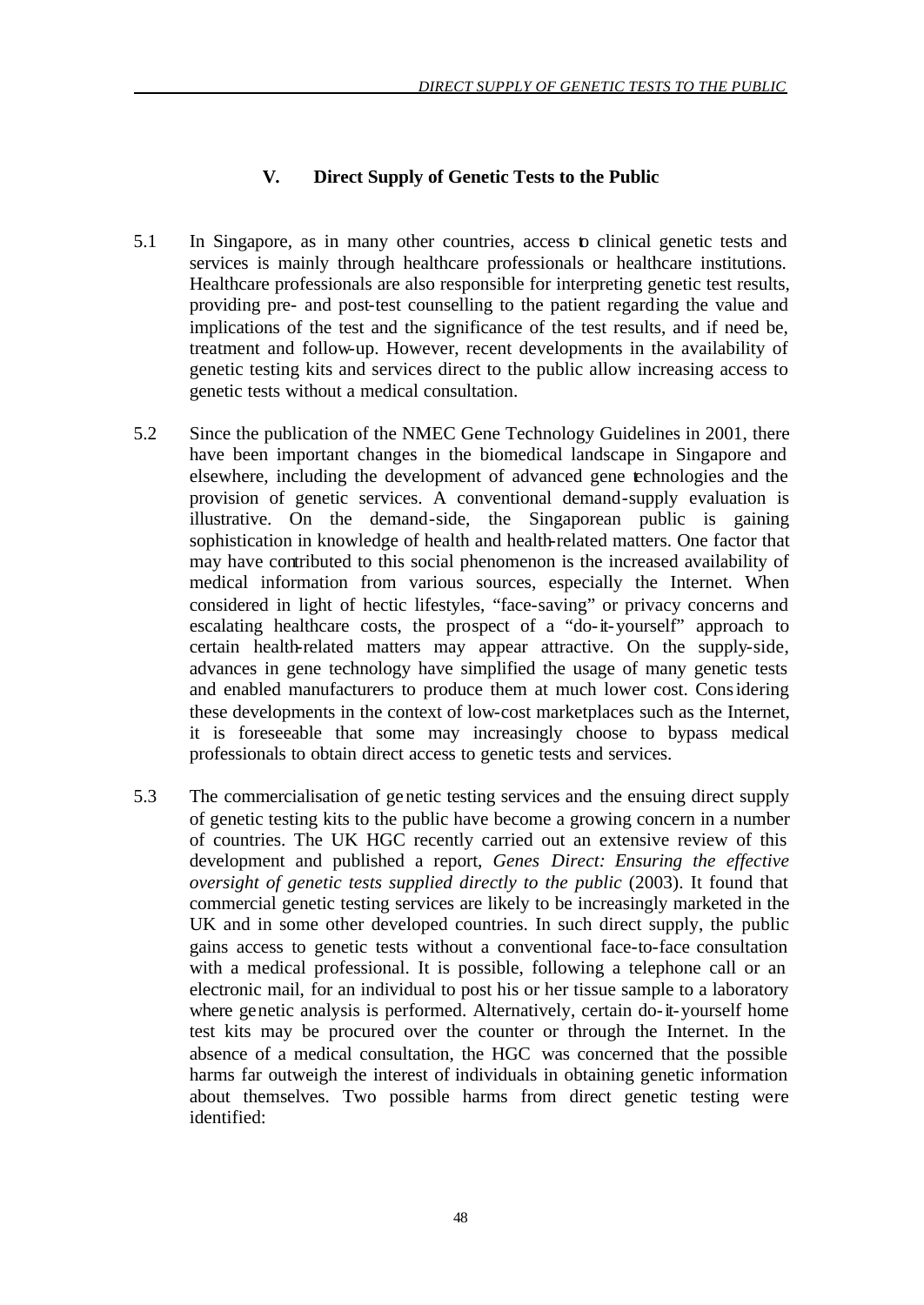## V. Direct Supply of Genetic Tests to the Public

5.1 In Singapore, as in many other countries, access to clinical genetic tests and services is mainly through healthcare professionals or healthcare institutions. Healthcare professionals are also responsible for interpreting genetic test results, providing pre- and post-test counselling to the patient regarding the value and implications of the test and the significance of the test results, and if need be, treatment and follow-up. However, recent developments in the availability of genetic testing kits and services direct to the public allow increasing access to genetic tests without a medical consultation.

5.2 Since the publication of the NMEC Gene Technology Guidelines in 2001, there have been important changes in the biomedical landscape in Singapore and elsewhere, including the development of advanced gene technologies and the provision of genetic services. A conventional demand-supply evaluation is illustrative. On the demand-side, the Singaporean public is gaining sophistication in knowledge of health and health-related matters. One factor that may have contributed to this social phenomenon is the increased availability of medical information from various sources, especially the Internet. When considered in light of hectic lifestyles, "face-saving" or privacy concerns and escalating healthcare costs, the prospect of a "do-it-yourself" approach to certain health-related matters may appear attractive. On the supply-side, advances in gene technology have simplified the usage of many genetic tests and enabled manufacturers to produce them at much lower cost. Considering these developments in the context of low-cost marketplaces such as the Internet, it is foreseeable that some may increasingly choose to bypass medical professionals to obtain direct access to genetic tests and services.

5.3 The commercialisation of genetic testing services and the ensuing direct supply of genetic testing kits to the public have become a growing concern in a number of countries. The UK HGC recently carried out an extensive review of this development and published a report, *Genes Direct: Ensuring the effective oversight of genetic tests supplied directly to the public* (2003). It found that commercial genetic testing services are likely to be increasingly marketed in the UK and in some other developed countries. In such direct supply, the public gains access to genetic tests without a conventional face-to-face consultation with a medical professional. It is possible, following a telephone call or an electronic mail, for an individual to post his or her tissue sample to a laboratory where genetic analysis is performed. Alternatively, certain do-it-yourself home test kits may be procured over the counter or through the Internet. In the absence of a medical consultation, the HGC was concerned that the possible harms far outweigh the interest of individuals in obtaining genetic information about themselves. Two possible harms from direct genetic testing were identified: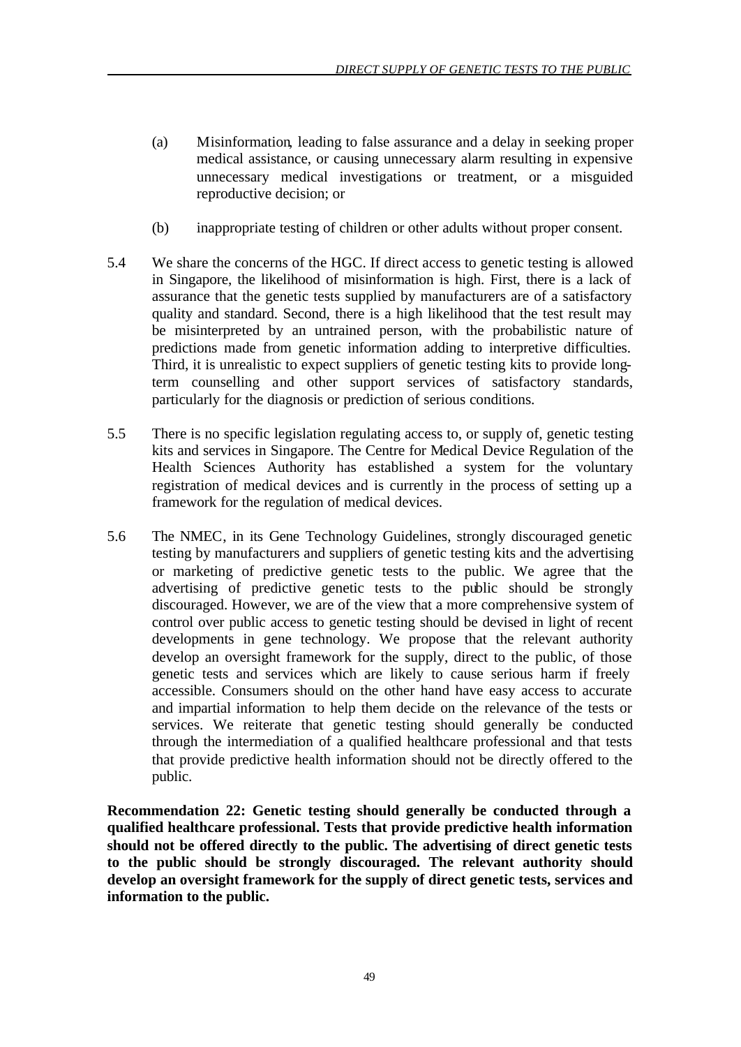(a) Misinformation, leading to false assurance and a delay in seeking proper medical assistance, or causing unnecessary alarm resulting in expensive unnecessary medical investigations or treatment, or a misguided reproductive decision; or

(b) inappropriate testing of children or other adults without proper consent.

5.4 We share the concerns of the HGC. If direct access to genetic testing is allowed in Singapore, the likelihood of misinformation is high. First, there is a lack of assurance that the genetic tests supplied by manufacturers are of a satisfactory quality and standard. Second, there is a high likelihood that the test result may be misinterpreted by an untrained person, with the probabilistic nature of predictions made from genetic information adding to interpretive difficulties. Third, it is unrealistic to expect suppliers of genetic testing kits to provide long-term counselling and other support services of satisfactory standards, particularly for the diagnosis or prediction of serious conditions.

5.5 There is no specific legislation regulating access to, or supply of, genetic testing kits and services in Singapore. The Centre for Medical Device Regulation of the Health Sciences Authority has established a system for the voluntary registration of medical devices and is currently in the process of setting up a framework for the regulation of medical devices.

5.6 The NMEC, in its Gene Technology Guidelines, strongly discouraged genetic testing by manufacturers and suppliers of genetic testing kits and the advertising or marketing of predictive genetic tests to the public. We agree that the advertising of predictive genetic tests to the public should be strongly discouraged. However, we are of the view that a more comprehensive system of control over public access to genetic testing should be devised in light of recent developments in gene technology. We propose that the relevant authority develop an oversight framework for the supply, direct to the public, of those genetic tests and services which are likely to cause serious harm if freely accessible. Consumers should on the other hand have easy access to accurate and impartial information to help them decide on the relevance of the tests or services. We reiterate that genetic testing should generally be conducted through the intermediation of a qualified healthcare professional and that tests that provide predictive health information should not be directly offered to the public.

**Recommendation 22: Genetic testing should generally be conducted through a qualified healthcare professional. Tests that provide predictive health information should not be offered directly to the public. The advertising of direct genetic tests to the public should be strongly discouraged. The relevant authority should develop an oversight framework for the supply of direct genetic tests, services and information to the public.**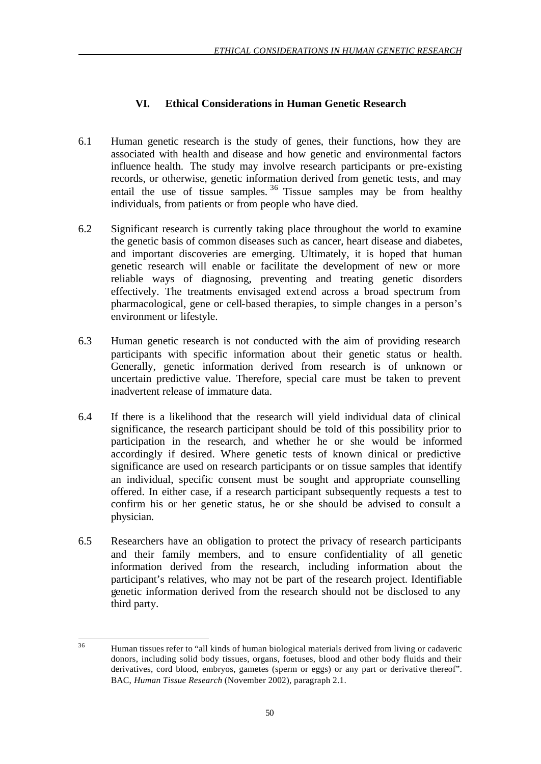## VI. Ethical Considerations in Human Genetic Research

6.1 Human genetic research is the study of genes, their functions, how they are associated with health and disease and how genetic and environmental factors influence health. The study may involve research participants or pre-existing records, or otherwise, genetic information derived from genetic tests, and may entail the use of tissue samples.[36] Tissue samples may be from healthy individuals, from patients or from people who have died.

6.2 Significant research is currently taking place throughout the world to examine the genetic basis of common diseases such as cancer, heart disease and diabetes, and important discoveries are emerging. Ultimately, it is hoped that human genetic research will enable or facilitate the development of new or more reliable ways of diagnosing, preventing and treating genetic disorders effectively. The treatments envisaged extend across a broad spectrum from pharmacological, gene or cell-based therapies, to simple changes in a person's environment or lifestyle.

6.3 Human genetic research is not conducted with the aim of providing research participants with specific information about their genetic status or health. Generally, genetic information derived from research is of unknown or uncertain predictive value. Therefore, special care must be taken to prevent inadvertent release of immature data.

6.4 If there is a likelihood that the research will yield individual data of clinical significance, the research participant should be told of this possibility prior to participation in the research, and whether he or she would be informed accordingly if desired. Where genetic tests of known clinical or predictive significance are used on research participants or on tissue samples that identify an individual, specific consent must be sought and appropriate counselling offered. In either case, if a research participant subsequently requests a test to confirm his or her genetic status, he or she should be advised to consult a physician.

6.5 Researchers have an obligation to protect the privacy of research participants and their family members, and to ensure confidentiality of all genetic information derived from the research, including information about the participant's relatives, who may not be part of the research project. Identifiable genetic information derived from the research should not be disclosed to any third party.

---

[36] Human tissues refer to "all kinds of human biological materials derived from living or cadaveric donors, including solid body tissues, organs, foetuses, blood and other body fluids and their derivatives, cord blood, embryos, gametes (sperm or eggs) or any part or derivative thereof". BAC, *Human Tissue Research* (November 2002), paragraph 2.1.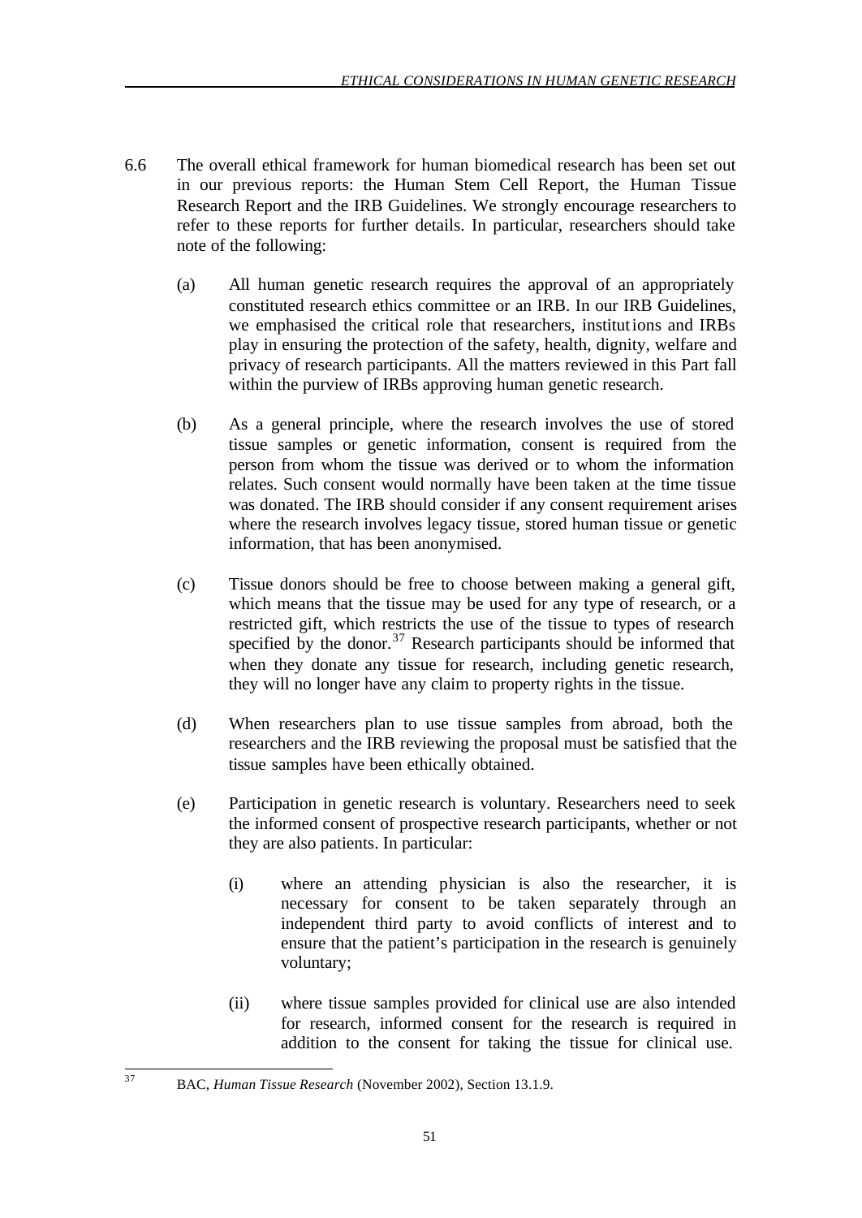6.6 The overall ethical framework for human biomedical research has been set out in our previous reports: the Human Stem Cell Report, the Human Tissue Research Report and the IRB Guidelines. We strongly encourage researchers to refer to these reports for further details. In particular, researchers should take note of the following:

(a) All human genetic research requires the approval of an appropriately constituted research ethics committee or an IRB. In our IRB Guidelines, we emphasised the critical role that researchers, institutions and IRBs play in ensuring the protection of the safety, health, dignity, welfare and privacy of research participants. All the matters reviewed in this Part fall within the purview of IRBs approving human genetic research.

(b) As a general principle, where the research involves the use of stored tissue samples or genetic information, consent is required from the person from whom the tissue was derived or to whom the information relates. Such consent would normally have been taken at the time tissue was donated. The IRB should consider if any consent requirement arises where the research involves legacy tissue, stored human tissue or genetic information, that has been anonymised.

(c) Tissue donors should be free to choose between making a general gift, which means that the tissue may be used for any type of research, or a restricted gift, which restricts the use of the tissue to types of research specified by the donor.[37] Research participants should be informed that when they donate any tissue for research, including genetic research, they will no longer have any claim to property rights in the tissue.

(d) When researchers plan to use tissue samples from abroad, both the researchers and the IRB reviewing the proposal must be satisfied that the tissue samples have been ethically obtained.

(e) Participation in genetic research is voluntary. Researchers need to seek the informed consent of prospective research participants, whether or not they are also patients. In particular:

  (i) where an attending physician is also the researcher, it is necessary for consent to be taken separately through an independent third party to avoid conflicts of interest and to ensure that the patient's participation in the research is genuinely voluntary;

  (ii) where tissue samples provided for clinical use are also intended for research, informed consent for the research is required in addition to the consent for taking the tissue for clinical use.

---

[37] BAC, *Human Tissue Research* (November 2002), Section 13.1.9.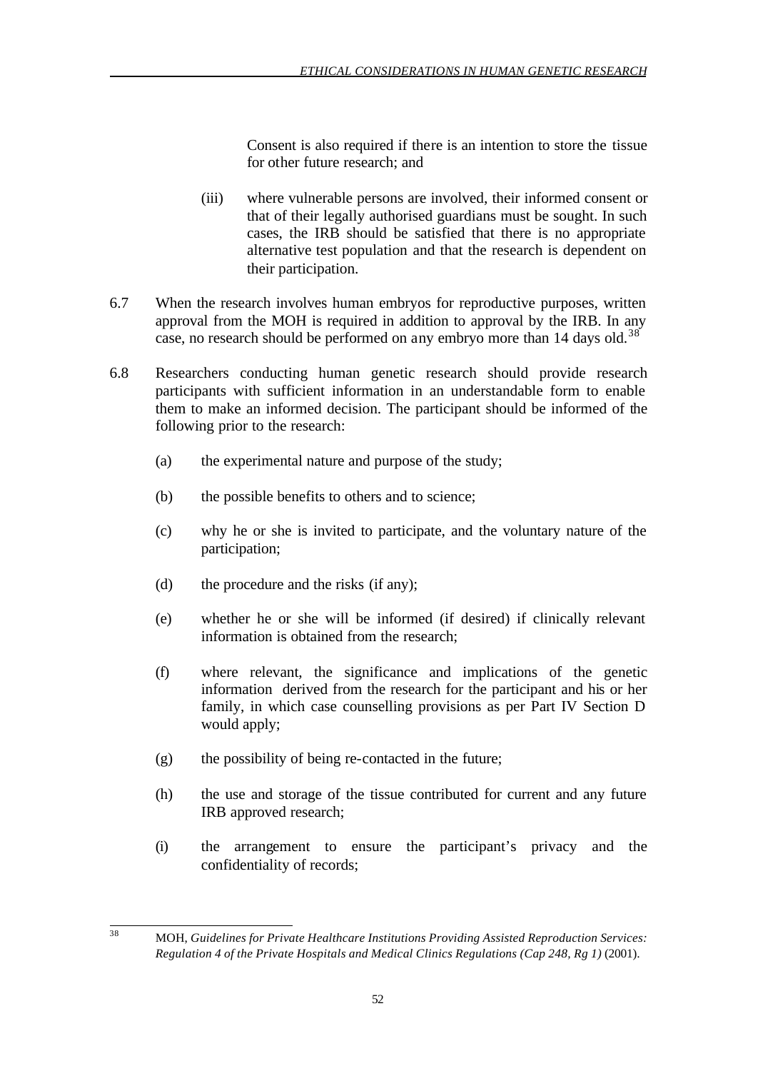Consent is also required if there is an intention to store the tissue for other future research; and

(iii) where vulnerable persons are involved, their informed consent or that of their legally authorised guardians must be sought. In such cases, the IRB should be satisfied that there is no appropriate alternative test population and that the research is dependent on their participation.

6.7 When the research involves human embryos for reproductive purposes, written approval from the MOH is required in addition to approval by the IRB. In any case, no research should be performed on any embryo more than 14 days old.[38]

6.8 Researchers conducting human genetic research should provide research participants with sufficient information in an understandable form to enable them to make an informed decision. The participant should be informed of the following prior to the research:

(a) the experimental nature and purpose of the study;

(b) the possible benefits to others and to science;

(c) why he or she is invited to participate, and the voluntary nature of the participation;

(d) the procedure and the risks (if any);

(e) whether he or she will be informed (if desired) if clinically relevant information is obtained from the research;

(f) where relevant, the significance and implications of the genetic information derived from the research for the participant and his or her family, in which case counselling provisions as per Part IV Section D would apply;

(g) the possibility of being re-contacted in the future;

(h) the use and storage of the tissue contributed for current and any future IRB approved research;

(i) the arrangement to ensure the participant's privacy and the confidentiality of records;

---

[38] MOH, *Guidelines for Private Healthcare Institutions Providing Assisted Reproduction Services: Regulation 4 of the Private Hospitals and Medical Clinics Regulations (Cap 248, Rg 1)* (2001).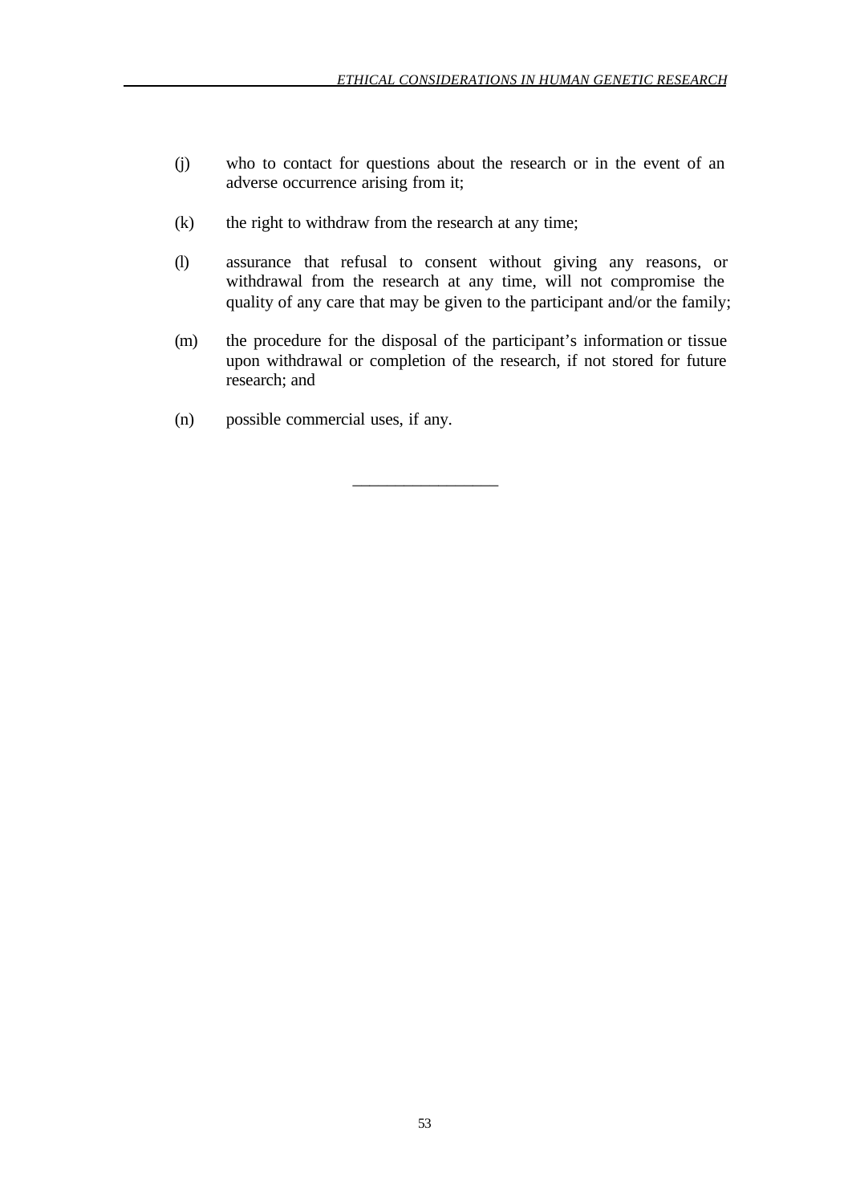(j) who to contact for questions about the research or in the event of an adverse occurrence arising from it;

(k) the right to withdraw from the research at any time;

(l) assurance that refusal to consent without giving any reasons, or withdrawal from the research at any time, will not compromise the quality of any care that may be given to the participant and/or the family;

(m) the procedure for the disposal of the participant's information or tissue upon withdrawal or completion of the research, if not stored for future research; and

(n) possible commercial uses, if any.

---